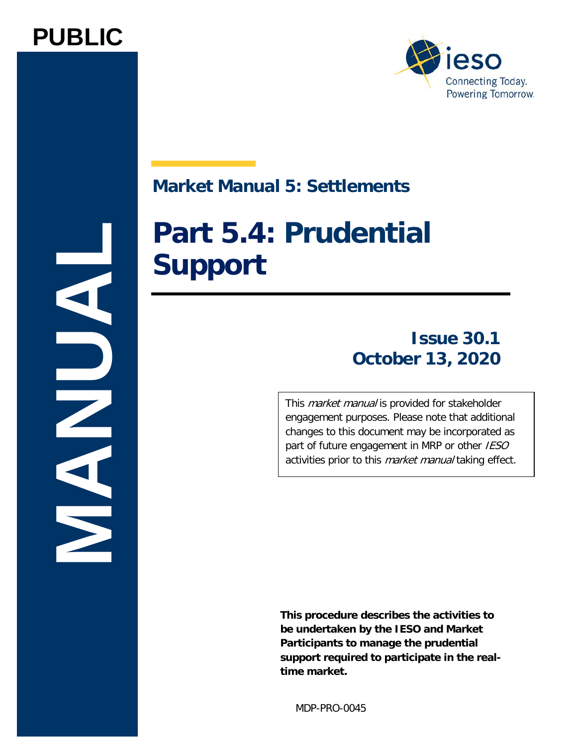PUBLIC

MANUAL

ieso
Connecting Today.
Powering Tomorrow.

## Market Manual 5: Settlements

# Part 5.4: Prudential Support

**Issue 30.1**
**October 13, 2020**

This *market manual* is provided for stakeholder engagement purposes. Please note that additional changes to this document may be incorporated as part of future engagement in MRP or other *IESO* activities prior to this *market manual* taking effect.

**This procedure describes the activities to be undertaken by the IESO and Market Participants to manage the prudential support required to participate in the real-time market.**

MDP-PRO-0045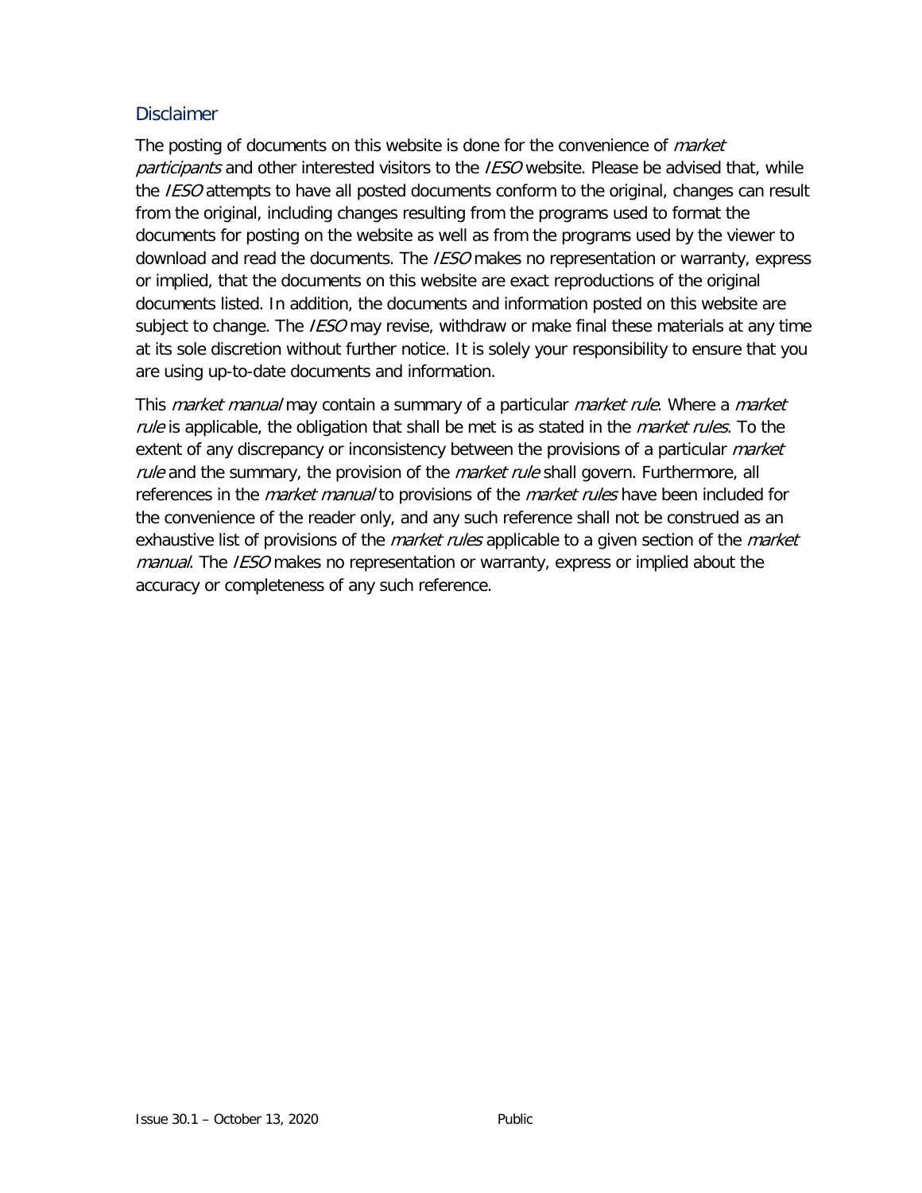## Disclaimer

The posting of documents on this website is done for the convenience of *market participants* and other interested visitors to the *IESO* website. Please be advised that, while the *IESO* attempts to have all posted documents conform to the original, changes can result from the original, including changes resulting from the programs used to format the documents for posting on the website as well as from the programs used by the viewer to download and read the documents. The *IESO* makes no representation or warranty, express or implied, that the documents on this website are exact reproductions of the original documents listed. In addition, the documents and information posted on this website are subject to change. The *IESO* may revise, withdraw or make final these materials at any time at its sole discretion without further notice. It is solely your responsibility to ensure that you are using up-to-date documents and information.

This *market manual* may contain a summary of a particular *market rule*. Where a *market rule* is applicable, the obligation that shall be met is as stated in the *market rules*. To the extent of any discrepancy or inconsistency between the provisions of a particular *market rule* and the summary, the provision of the *market rule* shall govern. Furthermore, all references in the *market manual* to provisions of the *market rules* have been included for the convenience of the reader only, and any such reference shall not be construed as an exhaustive list of provisions of the *market rules* applicable to a given section of the *market manual*. The *IESO* makes no representation or warranty, express or implied about the accuracy or completeness of any such reference.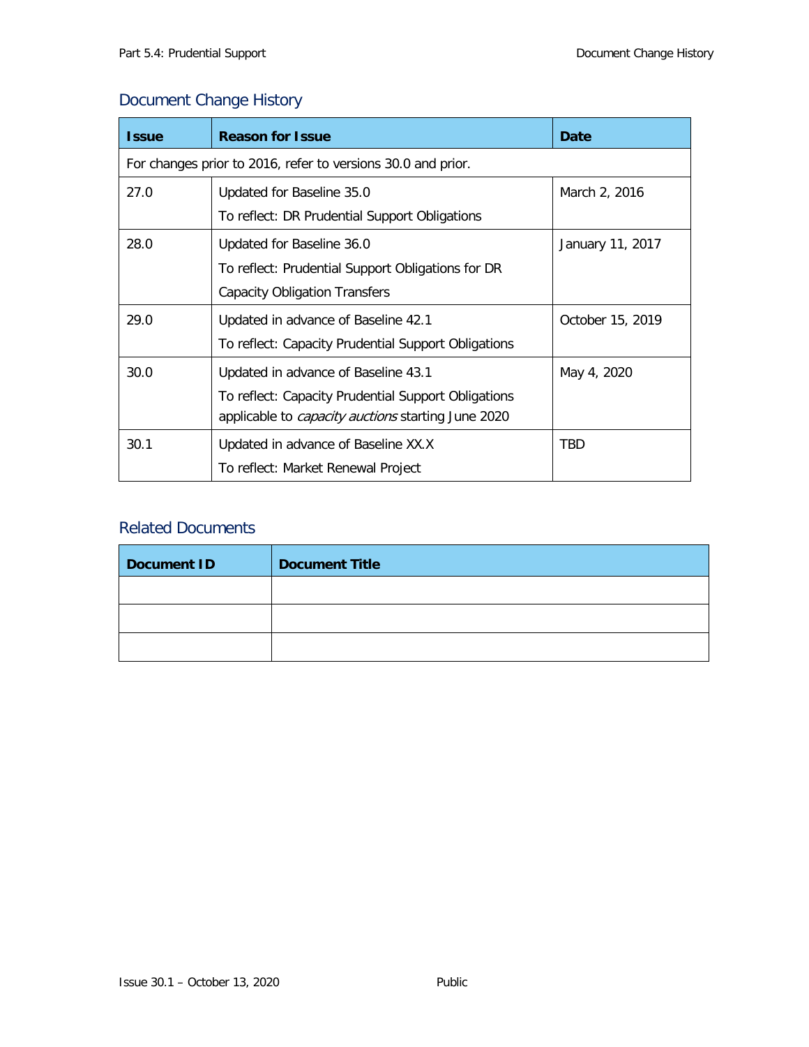## Document Change History

| Issue | Reason for Issue | Date |
|---|---|---|
| For changes prior to 2016, refer to versions 30.0 and prior. | | |
| 27.0 | Updated for Baseline 35.0<br>To reflect: DR Prudential Support Obligations | March 2, 2016 |
| 28.0 | Updated for Baseline 36.0<br>To reflect: Prudential Support Obligations for DR Capacity Obligation Transfers | January 11, 2017 |
| 29.0 | Updated in advance of Baseline 42.1<br>To reflect: Capacity Prudential Support Obligations | October 15, 2019 |
| 30.0 | Updated in advance of Baseline 43.1<br>To reflect: Capacity Prudential Support Obligations applicable to *capacity auctions* starting June 2020 | May 4, 2020 |
| 30.1 | Updated in advance of Baseline XX.X<br>To reflect: Market Renewal Project | TBD |

## Related Documents

| Document ID | Document Title |
|---|---|
| | |
| | |
| | |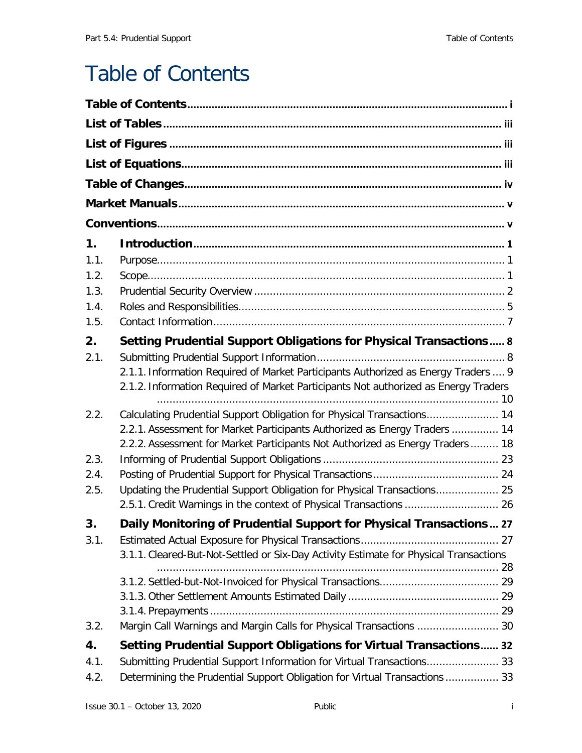# Table of Contents

**Table of Contents** ..................................................................... i

**List of Tables** ..................................................................... iii

**List of Figures** ..................................................................... iii

**List of Equations** ..................................................................... iii

**Table of Changes** ..................................................................... iv

**Market Manuals** ..................................................................... v

**Conventions** ..................................................................... v

**1. Introduction** ..................................................................... 1

1.1. Purpose ..................................................................... 1

1.2. Scope ..................................................................... 1

1.3. Prudential Security Overview ..................................................................... 2

1.4. Roles and Responsibilities ..................................................................... 5

1.5. Contact Information ..................................................................... 7

**2. Setting Prudential Support Obligations for Physical Transactions** ..... 8

2.1. Submitting Prudential Support Information ..................................................................... 8

2.1.1. Information Required of Market Participants Authorized as Energy Traders .... 9

2.1.2. Information Required of Market Participants Not authorized as Energy Traders ..................................................................... 10

2.2. Calculating Prudential Support Obligation for Physical Transactions ..................... 14

2.2.1. Assessment for Market Participants Authorized as Energy Traders .............. 14

2.2.2. Assessment for Market Participants Not Authorized as Energy Traders ......... 18

2.3. Informing of Prudential Support Obligations ..................................................................... 23

2.4. Posting of Prudential Support for Physical Transactions ..................................................................... 24

2.5. Updating the Prudential Support Obligation for Physical Transactions ..................... 25

2.5.1. Credit Warnings in the context of Physical Transactions ..................................................................... 26

**3. Daily Monitoring of Prudential Support for Physical Transactions** ... 27

3.1. Estimated Actual Exposure for Physical Transactions ..................................................................... 27

3.1.1. Cleared-But-Not-Settled or Six-Day Activity Estimate for Physical Transactions ..................................................................... 28

3.1.2. Settled-but-Not-Invoiced for Physical Transactions ..................................................................... 29

3.1.3. Other Settlement Amounts Estimated Daily ..................................................................... 29

3.1.4. Prepayments ..................................................................... 29

3.2. Margin Call Warnings and Margin Calls for Physical Transactions ..................... 30

**4. Setting Prudential Support Obligations for Virtual Transactions** ...... 32

4.1. Submitting Prudential Support Information for Virtual Transactions ..................... 33

4.2. Determining the Prudential Support Obligation for Virtual Transactions ................. 33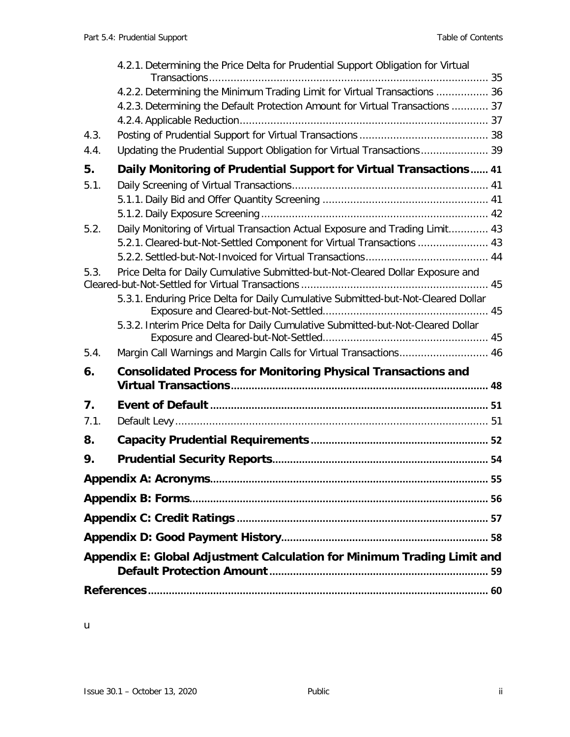4.2.1. Determining the Price Delta for Prudential Support Obligation for Virtual Transactions ........ 35

4.2.2. Determining the Minimum Trading Limit for Virtual Transactions ........ 36

4.2.3. Determining the Default Protection Amount for Virtual Transactions ........ 37

4.2.4. Applicable Reduction ........ 37

4.3. Posting of Prudential Support for Virtual Transactions ........ 38

4.4. Updating the Prudential Support Obligation for Virtual Transactions ........ 39

**5. Daily Monitoring of Prudential Support for Virtual Transactions ........ 41**

5.1. Daily Screening of Virtual Transactions ........ 41

5.1.1. Daily Bid and Offer Quantity Screening ........ 41

5.1.2. Daily Exposure Screening ........ 42

5.2. Daily Monitoring of Virtual Transaction Actual Exposure and Trading Limit ........ 43

5.2.1. Cleared-but-Not-Settled Component for Virtual Transactions ........ 43

5.2.2. Settled-but-Not-Invoiced for Virtual Transactions ........ 44

5.3. Price Delta for Daily Cumulative Submitted-but-Not-Cleared Dollar Exposure and Cleared-but-Not-Settled for Virtual Transactions ........ 45

5.3.1. Enduring Price Delta for Daily Cumulative Submitted-but-Not-Cleared Dollar Exposure and Cleared-but-Not-Settled ........ 45

5.3.2. Interim Price Delta for Daily Cumulative Submitted-but-Not-Cleared Dollar Exposure and Cleared-but-Not-Settled ........ 45

5.4. Margin Call Warnings and Margin Calls for Virtual Transactions ........ 46

**6. Consolidated Process for Monitoring Physical Transactions and Virtual Transactions ........ 48**

**7. Event of Default ........ 51**

7.1. Default Levy ........ 51

**8. Capacity Prudential Requirements ........ 52**

**9. Prudential Security Reports ........ 54**

**Appendix A: Acronyms ........ 55**

**Appendix B: Forms ........ 56**

**Appendix C: Credit Ratings ........ 57**

**Appendix D: Good Payment History ........ 58**

**Appendix E: Global Adjustment Calculation for Minimum Trading Limit and Default Protection Amount ........ 59**

**References ........ 60**

u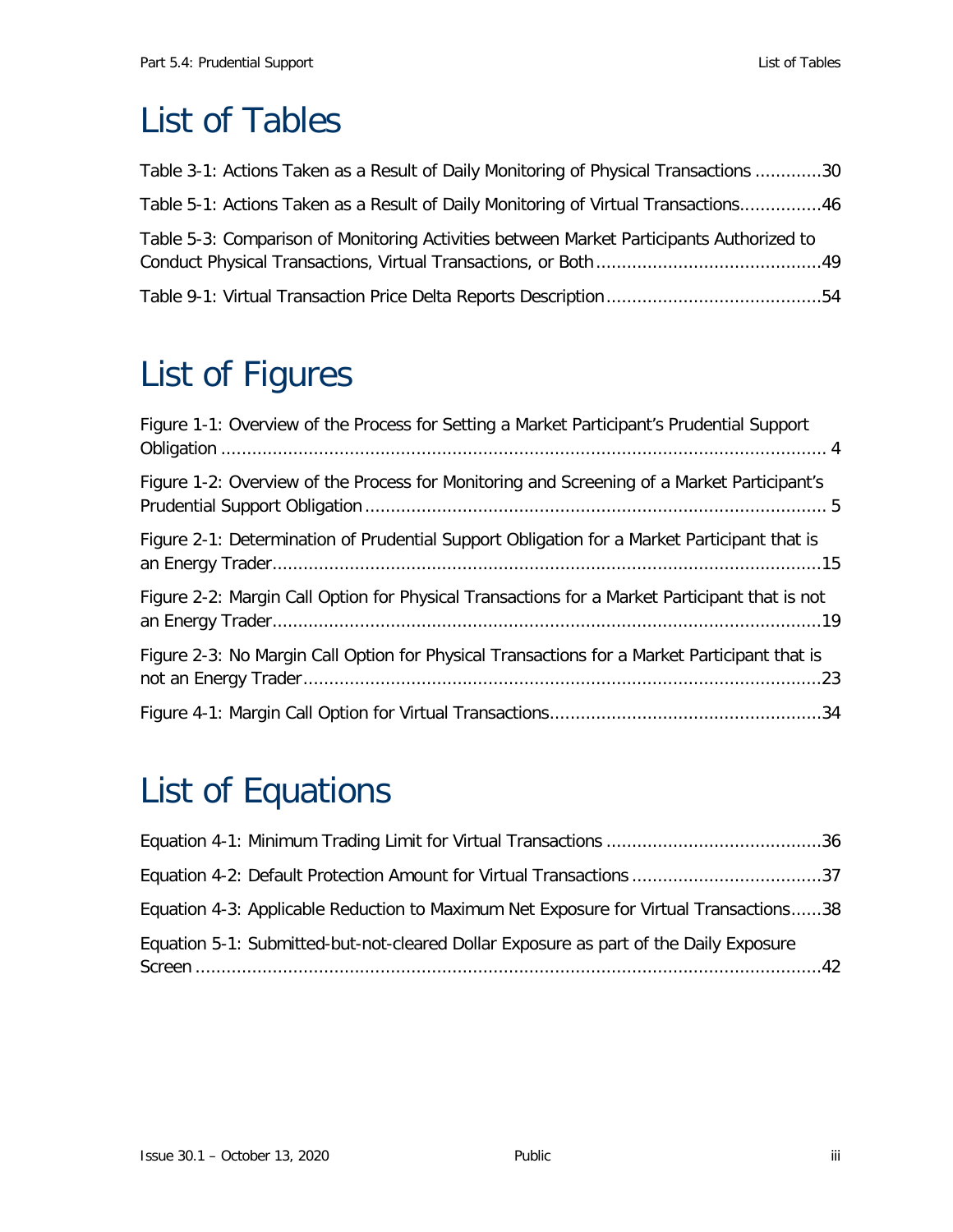# List of Tables

Table 3-1: Actions Taken as a Result of Daily Monitoring of Physical Transactions .............30

Table 5-1: Actions Taken as a Result of Daily Monitoring of Virtual Transactions................46

Table 5-3: Comparison of Monitoring Activities between Market Participants Authorized to Conduct Physical Transactions, Virtual Transactions, or Both...........................................49

Table 9-1: Virtual Transaction Price Delta Reports Description.........................................54

# List of Figures

Figure 1-1: Overview of the Process for Setting a Market Participant's Prudential Support Obligation ..................................................................................................................... 4

Figure 1-2: Overview of the Process for Monitoring and Screening of a Market Participant's Prudential Support Obligation ......................................................................................... 5

Figure 2-1: Determination of Prudential Support Obligation for a Market Participant that is an Energy Trader..........................................................................................................15

Figure 2-2: Margin Call Option for Physical Transactions for a Market Participant that is not an Energy Trader..........................................................................................................19

Figure 2-3: No Margin Call Option for Physical Transactions for a Market Participant that is not an Energy Trader....................................................................................................23

Figure 4-1: Margin Call Option for Virtual Transactions....................................................34

# List of Equations

Equation 4-1: Minimum Trading Limit for Virtual Transactions .........................................36

Equation 4-2: Default Protection Amount for Virtual Transactions ....................................37

Equation 4-3: Applicable Reduction to Maximum Net Exposure for Virtual Transactions......38

Equation 5-1: Submitted-but-not-cleared Dollar Exposure as part of the Daily Exposure Screen ..........................................................................................................................42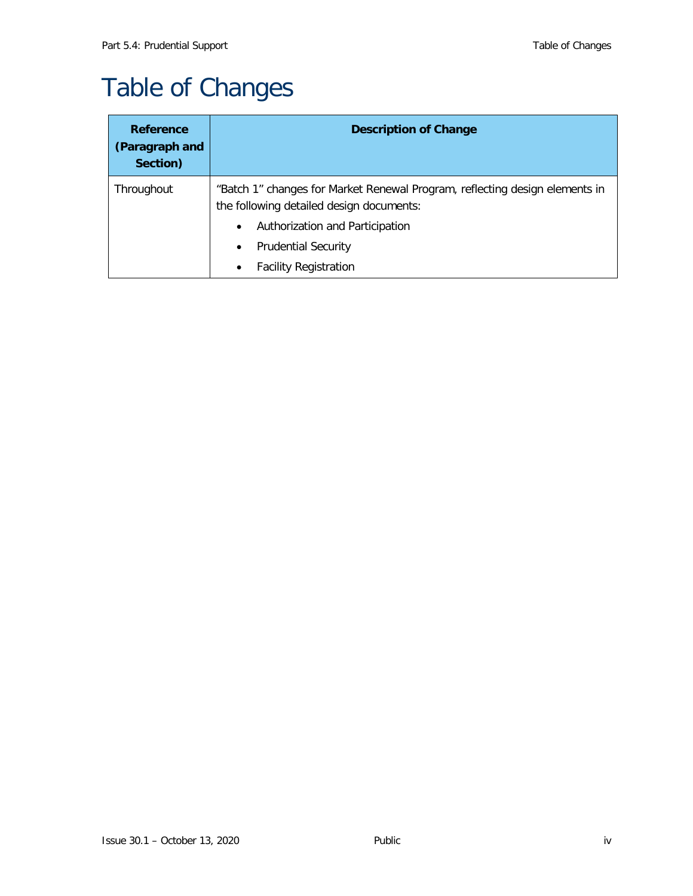# Table of Changes

| Reference (Paragraph and Section) | Description of Change |
|---|---|
| Throughout | "Batch 1" changes for Market Renewal Program, reflecting design elements in the following detailed design documents:<br>• Authorization and Participation<br>• Prudential Security<br>• Facility Registration |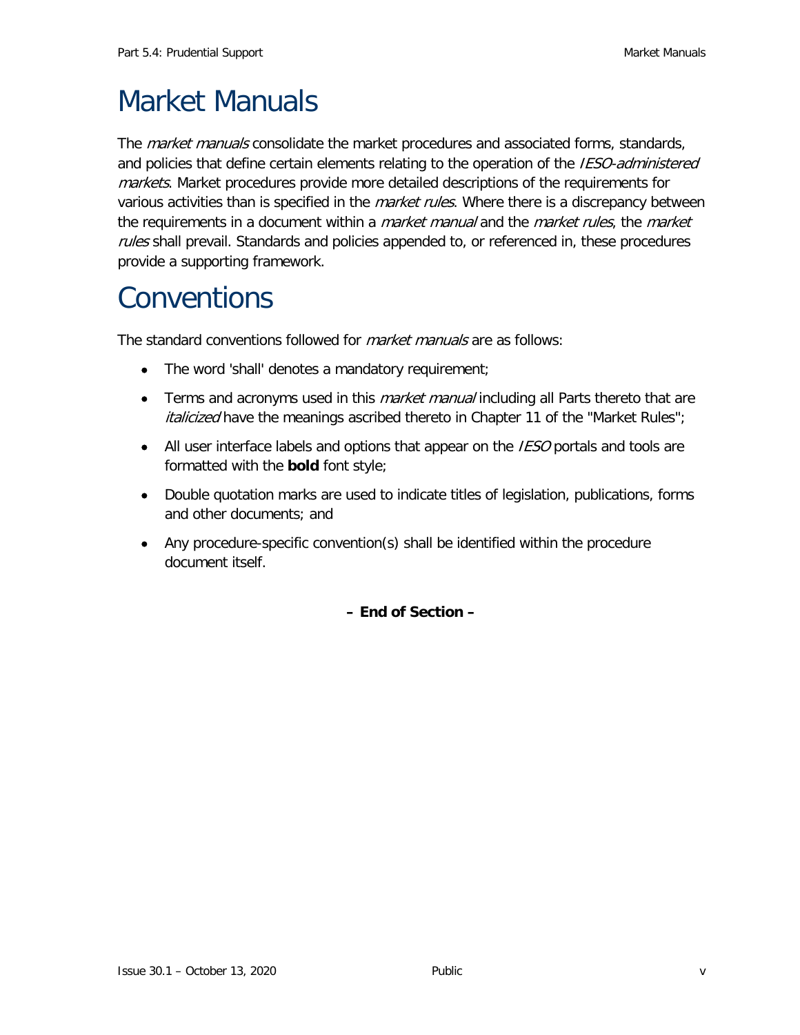# Market Manuals

The *market manuals* consolidate the market procedures and associated forms, standards, and policies that define certain elements relating to the operation of the *IESO-administered markets*. Market procedures provide more detailed descriptions of the requirements for various activities than is specified in the *market rules*. Where there is a discrepancy between the requirements in a document within a *market manual* and the *market rules*, the *market rules* shall prevail. Standards and policies appended to, or referenced in, these procedures provide a supporting framework.

# Conventions

The standard conventions followed for *market manuals* are as follows:

- The word 'shall' denotes a mandatory requirement;
- Terms and acronyms used in this *market manual* including all Parts thereto that are *italicized* have the meanings ascribed thereto in Chapter 11 of the "Market Rules";
- All user interface labels and options that appear on the *IESO* portals and tools are formatted with the **bold** font style;
- Double quotation marks are used to indicate titles of legislation, publications, forms and other documents; and
- Any procedure-specific convention(s) shall be identified within the procedure document itself.

**– End of Section –**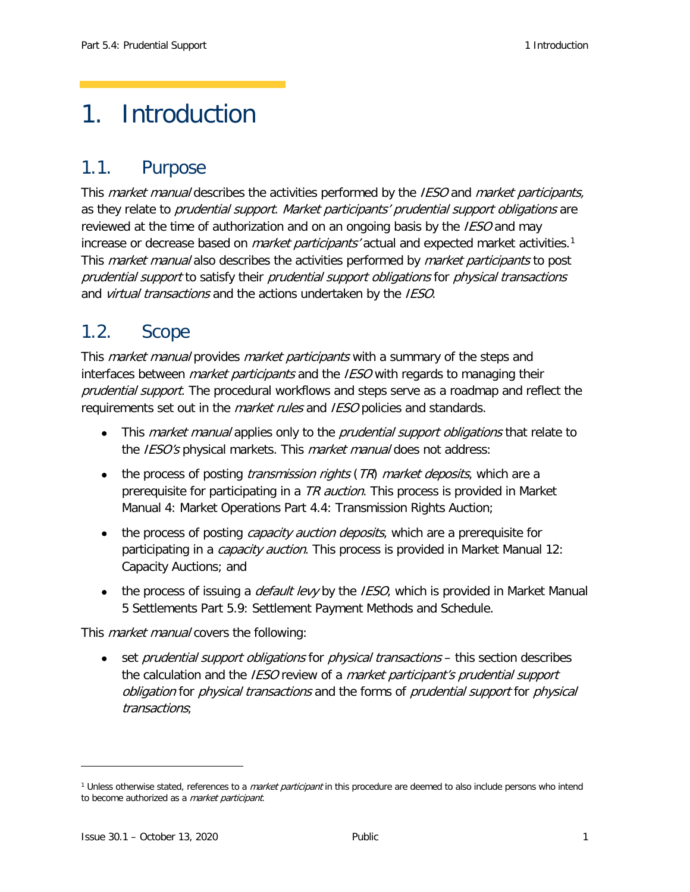# 1. Introduction

## 1.1. Purpose

This *market manual* describes the activities performed by the *IESO* and *market participants,* as they relate to *prudential support*. *Market participants' prudential support obligations* are reviewed at the time of authorization and on an ongoing basis by the *IESO* and may increase or decrease based on *market participants'* actual and expected market activities.[1] This *market manual* also describes the activities performed by *market participants* to post *prudential support* to satisfy their *prudential support obligations* for *physical transactions* and *virtual transactions* and the actions undertaken by the *IESO*.

## 1.2. Scope

This *market manual* provides *market participants* with a summary of the steps and interfaces between *market participants* and the *IESO* with regards to managing their *prudential support*. The procedural workflows and steps serve as a roadmap and reflect the requirements set out in the *market rules* and *IESO* policies and standards.

- This *market manual* applies only to the *prudential support obligations* that relate to the *IESO's* physical markets. This *market manual* does not address:
- the process of posting *transmission rights* (*TR*) *market deposits*, which are a prerequisite for participating in a *TR auction*. This process is provided in Market Manual 4: Market Operations Part 4.4: Transmission Rights Auction;
- the process of posting *capacity auction deposits*, which are a prerequisite for participating in a *capacity auction*. This process is provided in Market Manual 12: Capacity Auctions; and
- the process of issuing a *default levy* by the *IESO*, which is provided in Market Manual 5 Settlements Part 5.9: Settlement Payment Methods and Schedule.

This *market manual* covers the following:

- set *prudential support obligations* for *physical transactions* – this section describes the calculation and the *IESO* review of a *market participant's prudential support obligation* for *physical transactions* and the forms of *prudential support* for *physical transactions*;

---

[1] Unless otherwise stated, references to a *market participant* in this procedure are deemed to also include persons who intend to become authorized as a *market participant*.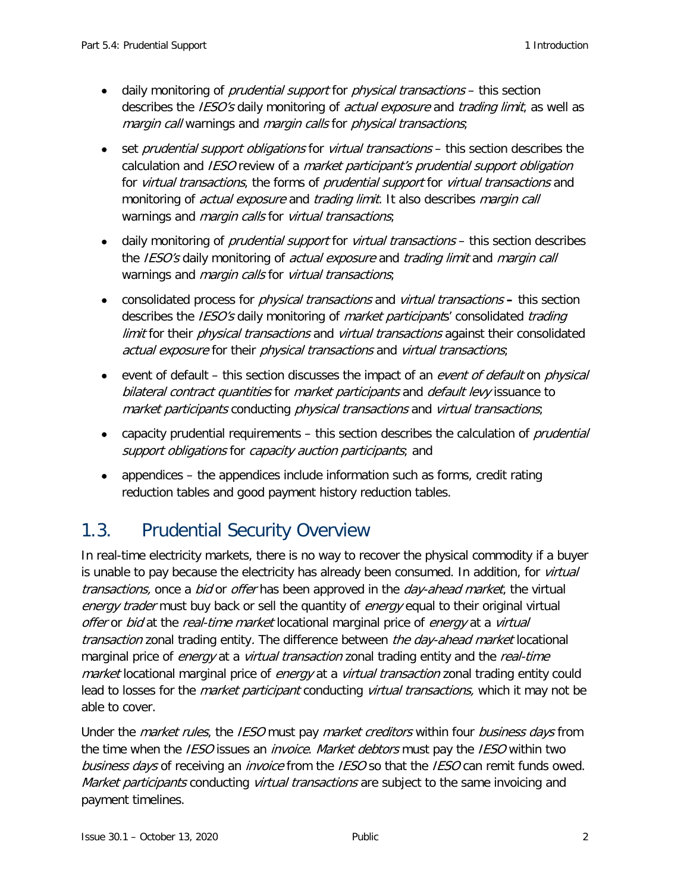- daily monitoring of *prudential support* for *physical transactions* – this section describes the *IESO's* daily monitoring of *actual exposure* and *trading limit*, as well as *margin call* warnings and *margin calls* for *physical transactions*;
- set *prudential support obligations* for *virtual transactions* – this section describes the calculation and *IESO* review of a *market participant's prudential support obligation* for *virtual transactions*, the forms of *prudential support* for *virtual transactions* and monitoring of *actual exposure* and *trading limit*. It also describes *margin call* warnings and *margin calls* for *virtual transactions*;
- daily monitoring of *prudential support* for *virtual transactions* – this section describes the *IESO's* daily monitoring of *actual exposure* and *trading limit* and *margin call* warnings and *margin calls* for *virtual transactions*;
- consolidated process for *physical transactions* and *virtual transactions* **–** this section describes the *IESO's* daily monitoring of *market participants*' consolidated *trading limit* for their *physical transactions* and *virtual transactions* against their consolidated *actual exposure* for their *physical transactions* and *virtual transactions*;
- event of default – this section discusses the impact of an *event of default* on *physical bilateral contract quantities* for *market participants* and *default levy* issuance to *market participants* conducting *physical transactions* and *virtual transactions*;
- capacity prudential requirements – this section describes the calculation of *prudential support obligations* for *capacity auction participants*; and
- appendices – the appendices include information such as forms, credit rating reduction tables and good payment history reduction tables.

## 1.3. Prudential Security Overview

In real-time electricity markets, there is no way to recover the physical commodity if a buyer is unable to pay because the electricity has already been consumed. In addition, for *virtual transactions,* once a *bid* or *offer* has been approved in the *day-ahead market*, the virtual *energy trader* must buy back or sell the quantity of *energy* equal to their original virtual *offer* or *bid* at the *real-time market* locational marginal price of *energy* at a *virtual transaction* zonal trading entity*.* The difference between *the day-ahead market* locational marginal price of *energy* at a *virtual transaction* zonal trading entity and the *real-time market* locational marginal price of *energy* at a *virtual transaction* zonal trading entity could lead to losses for the *market participant* conducting *virtual transactions,* which it may not be able to cover.

Under the *market rules*, the *IESO* must pay *market creditors* within four *business days* from the time when the *IESO* issues an *invoice*. *Market debtors* must pay the *IESO* within two *business days* of receiving an *invoice* from the *IESO* so that the *IESO* can remit funds owed. *Market participants* conducting *virtual transactions* are subject to the same invoicing and payment timelines.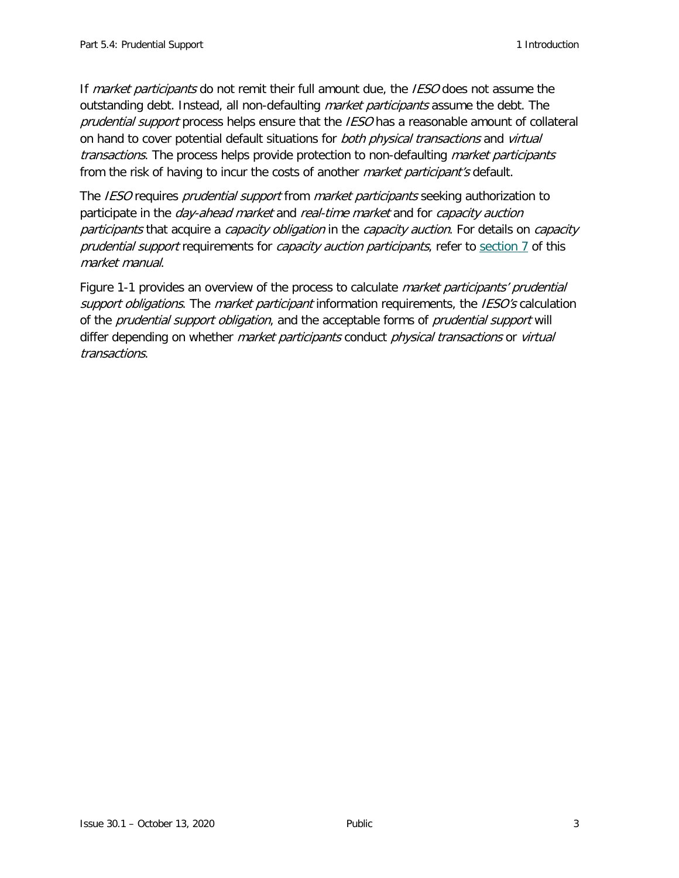If *market participants* do not remit their full amount due, the *IESO* does not assume the outstanding debt. Instead, all non-defaulting *market participants* assume the debt. The *prudential support* process helps ensure that the *IESO* has a reasonable amount of collateral on hand to cover potential default situations for *both physical transactions* and *virtual transactions*. The process helps provide protection to non-defaulting *market participants* from the risk of having to incur the costs of another *market participant's* default.

The *IESO* requires *prudential support* from *market participants* seeking authorization to participate in the *day-ahead market* and *real-time market* and for *capacity auction participants* that acquire a *capacity obligation* in the *capacity auction*. For details on *capacity prudential support* requirements for *capacity auction participants*, refer to section 7 of this *market manual*.

Figure 1-1 provides an overview of the process to calculate *market participants' prudential support obligations*. The *market participant* information requirements, the *IESO's* calculation of the *prudential support obligation*, and the acceptable forms of *prudential support* will differ depending on whether *market participants* conduct *physical transactions* or *virtual transactions*.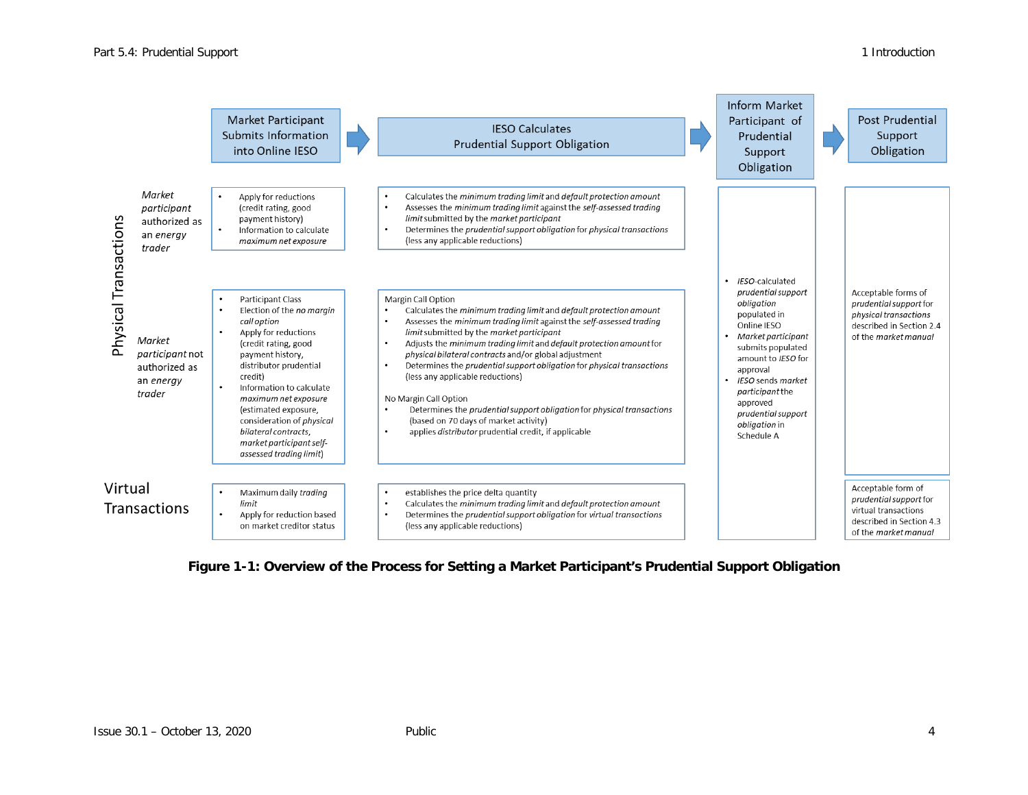| | Market Participant Submits Information into Online IESO | IESO Calculates Prudential Support Obligation | Inform Market Participant of Prudential Support Obligation | Post Prudential Support Obligation |
|---|---|---|---|---|
| **Physical Transactions** — *Market participant* authorized as an *energy trader* | • Apply for reductions (credit rating, good payment history)<br>• Information to calculate *maximum net exposure* | • Calculates the *minimum trading limit* and *default protection amount*<br>• Assesses the *minimum trading limit* against the *self-assessed trading limit* submitted by the *market participant*<br>• Determines the *prudential support obligation* for *physical transactions* (less any applicable reductions) | • *IESO*-calculated *prudential support obligation* populated in Online IESO<br>• *Market participant* submits populated amount to *IESO* for approval<br>• *IESO* sends *market participant* the approved *prudential support obligation* in Schedule A | Acceptable forms of *prudential support* for *physical transactions* described in Section 2.4 of the *market manual* |
| **Physical Transactions** — *Market participant* not authorized as an *energy trader* | • Participant Class<br>• Election of the *no margin call option*<br>• Apply for reductions (credit rating, good payment history, distributor prudential credit)<br>• Information to calculate *maximum net exposure* (estimated exposure, consideration of *physical bilateral contracts*, *market participant self-assessed trading limit*) | Margin Call Option<br>• Calculates the *minimum trading limit* and *default protection amount*<br>• Assesses the *minimum trading limit* against the *self-assessed trading limit* submitted by the *market participant*<br>• Adjusts the *minimum trading limit* and *default protection amount* for *physical bilateral contracts* and/or global adjustment<br>• Determines the *prudential support obligation* for *physical transactions* (less any applicable reductions)<br><br>No Margin Call Option<br>• Determines the *prudential support obligation* for *physical transactions* (based on 70 days of market activity)<br>• applies *distributor* prudential credit, if applicable | | |
| **Virtual Transactions** | • Maximum daily *trading limit*<br>• Apply for reduction based on market creditor status | • establishes the price delta quantity<br>• Calculates the *minimum trading limit* and *default protection amount*<br>• Determines the *prudential support obligation* for *virtual transactions* (less any applicable reductions) | | Acceptable form of *prudential support* for virtual transactions described in Section 4.3 of the *market manual* |

**Figure 1-1: Overview of the Process for Setting a Market Participant's Prudential Support Obligation**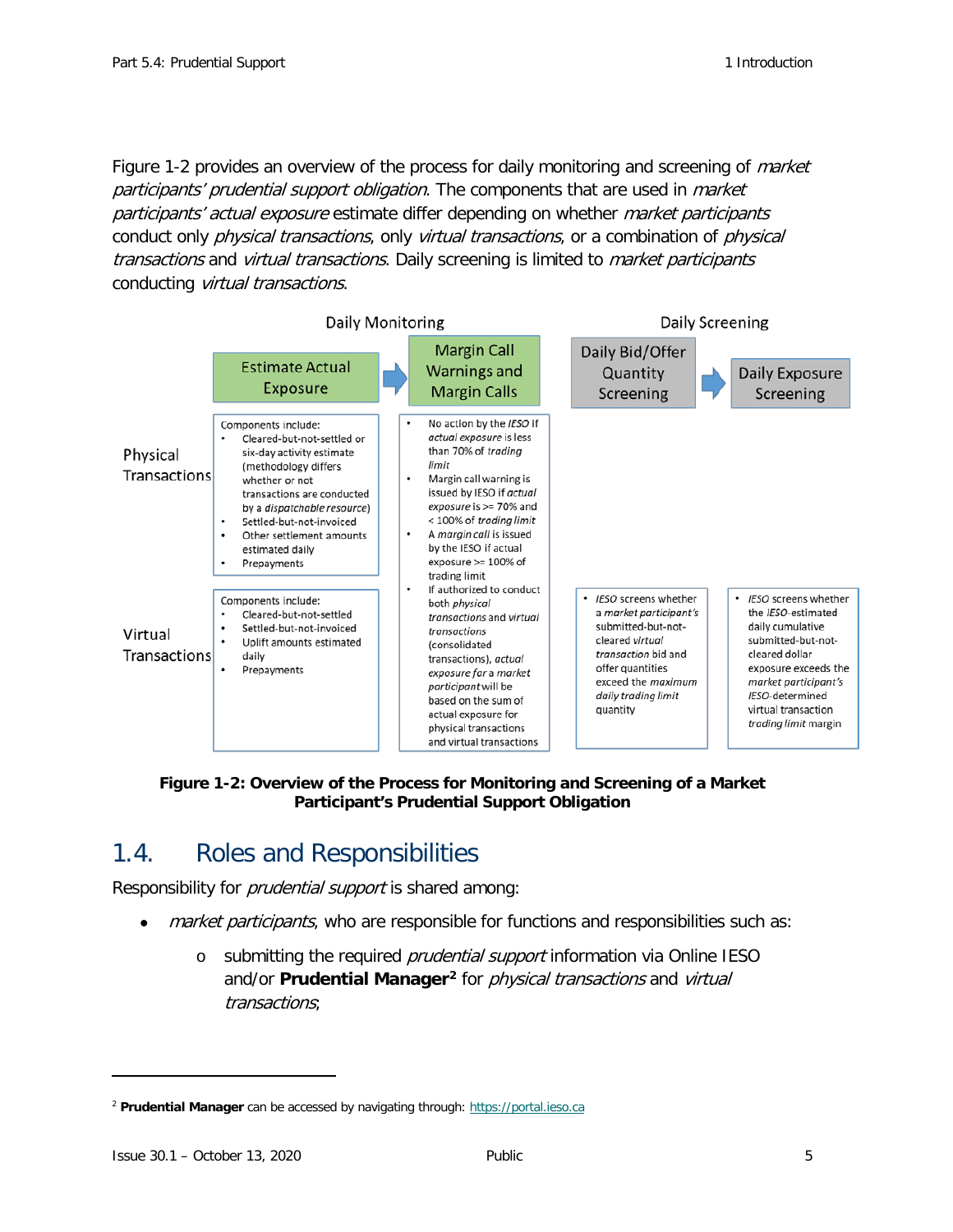Figure 1-2 provides an overview of the process for daily monitoring and screening of *market participants' prudential support obligation*. The components that are used in *market participants' actual exposure* estimate differ depending on whether *market participants* conduct only *physical transactions*, only *virtual transactions*, or a combination of *physical transactions* and *virtual transactions*. Daily screening is limited to *market participants* conducting *virtual transactions*.

| | Daily Monitoring | | Daily Screening | |
|---|---|---|---|---|
| | Estimate Actual Exposure | Margin Call Warnings and Margin Calls | Daily Bid/Offer Quantity Screening | Daily Exposure Screening |
| Physical Transactions | Components include:<br>• Cleared-but-not-settled or six-day activity estimate (methodology differs whether or not transactions are conducted by a *dispatchable resource*)<br>• Settled-but-not-invoiced<br>• Other settlement amounts estimated daily<br>• Prepayments | • No action by the *IESO* if *actual exposure* is less than 70% of *trading limit*<br>• Margin call warning is issued by IESO if *actual exposure* is >= 70% and < 100% of *trading limit*<br>• A *margin call* is issued by the IESO if actual exposure >= 100% of trading limit<br>• If authorized to conduct both *physical transactions* and *virtual transactions* (consolidated transactions), *actual exposure for* a *market participant* will be based on the sum of actual exposure for physical transactions and virtual transactions | | |
| Virtual Transactions | Components include:<br>• Cleared-but-not-settled<br>• Settled-but-not-invoiced<br>• Uplift amounts estimated daily<br>• Prepayments | | • *IESO* screens whether a *market participant's* submitted-but-not-cleared *virtual transaction* bid and offer quantities exceed the *maximum daily trading limit* quantity | • *IESO* screens whether the *IESO*-estimated daily cumulative submitted-but-not-cleared dollar exposure exceeds the *market participant's IESO*-determined virtual transaction *trading limit* margin |

**Figure 1-2: Overview of the Process for Monitoring and Screening of a Market Participant's Prudential Support Obligation**

## 1.4. Roles and Responsibilities

Responsibility for *prudential support* is shared among:

- *market participants*, who are responsible for functions and responsibilities such as:
  - submitting the required *prudential support* information via Online IESO and/or **Prudential Manager**[2] for *physical transactions* and *virtual transactions*;

---

[2] **Prudential Manager** can be accessed by navigating through: https://portal.ieso.ca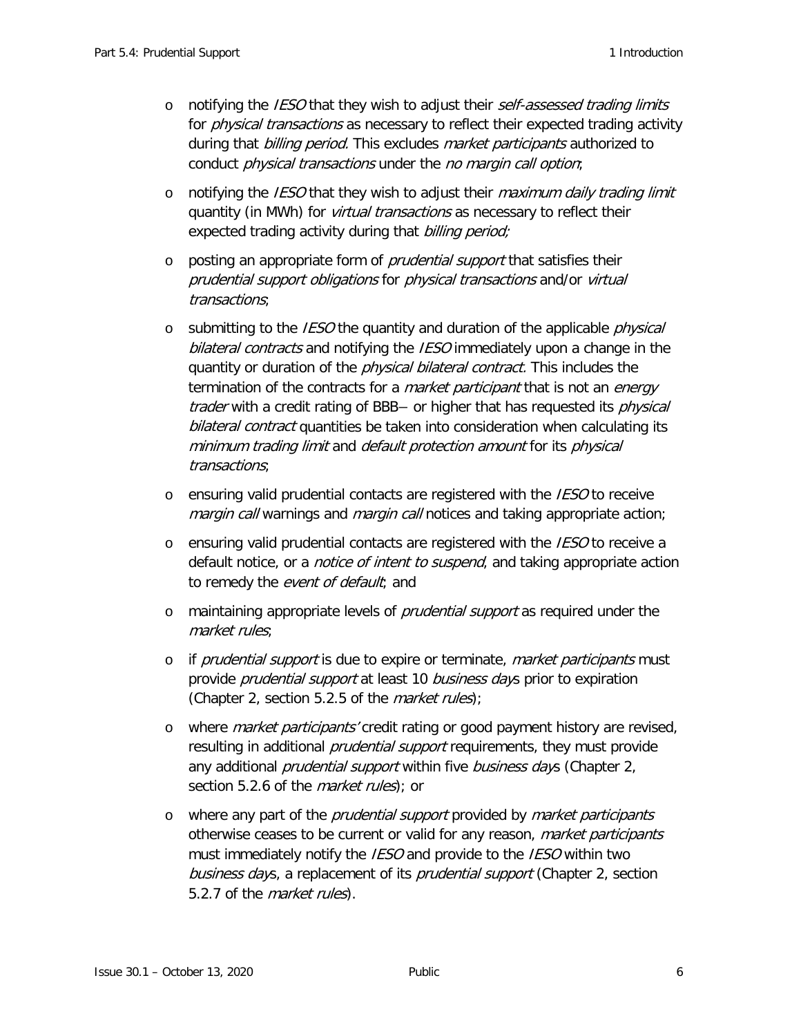- notifying the *IESO* that they wish to adjust their *self-assessed trading limits* for *physical transactions* as necessary to reflect their expected trading activity during that *billing period*. This excludes *market participants* authorized to conduct *physical transactions* under the *no margin call option*;
- notifying the *IESO* that they wish to adjust their *maximum daily trading limit* quantity (in MWh) for *virtual transactions* as necessary to reflect their expected trading activity during that *billing period;*
- posting an appropriate form of *prudential support* that satisfies their *prudential support obligations* for *physical transactions* and/or *virtual transactions*;
- submitting to the *IESO* the quantity and duration of the applicable *physical bilateral contracts* and notifying the *IESO* immediately upon a change in the quantity or duration of the *physical bilateral contract*. This includes the termination of the contracts for a *market participant* that is not an *energy trader* with a credit rating of BBB– or higher that has requested its *physical bilateral contract* quantities be taken into consideration when calculating its *minimum trading limit* and *default protection amount* for its *physical transactions*;
- ensuring valid prudential contacts are registered with the *IESO* to receive *margin call* warnings and *margin call* notices and taking appropriate action;
- ensuring valid prudential contacts are registered with the *IESO* to receive a default notice, or a *notice of intent to suspend*, and taking appropriate action to remedy the *event of default*; and
- maintaining appropriate levels of *prudential support* as required under the *market rules*;
- if *prudential support* is due to expire or terminate, *market participants* must provide *prudential support* at least 10 *business days* prior to expiration (Chapter 2, section 5.2.5 of the *market rules*);
- where *market participants'* credit rating or good payment history are revised, resulting in additional *prudential support* requirements, they must provide any additional *prudential support* within five *business days* (Chapter 2, section 5.2.6 of the *market rules*); or
- where any part of the *prudential support* provided by *market participants* otherwise ceases to be current or valid for any reason, *market participants* must immediately notify the *IESO* and provide to the *IESO* within two *business days*, a replacement of its *prudential support* (Chapter 2, section 5.2.7 of the *market rules*).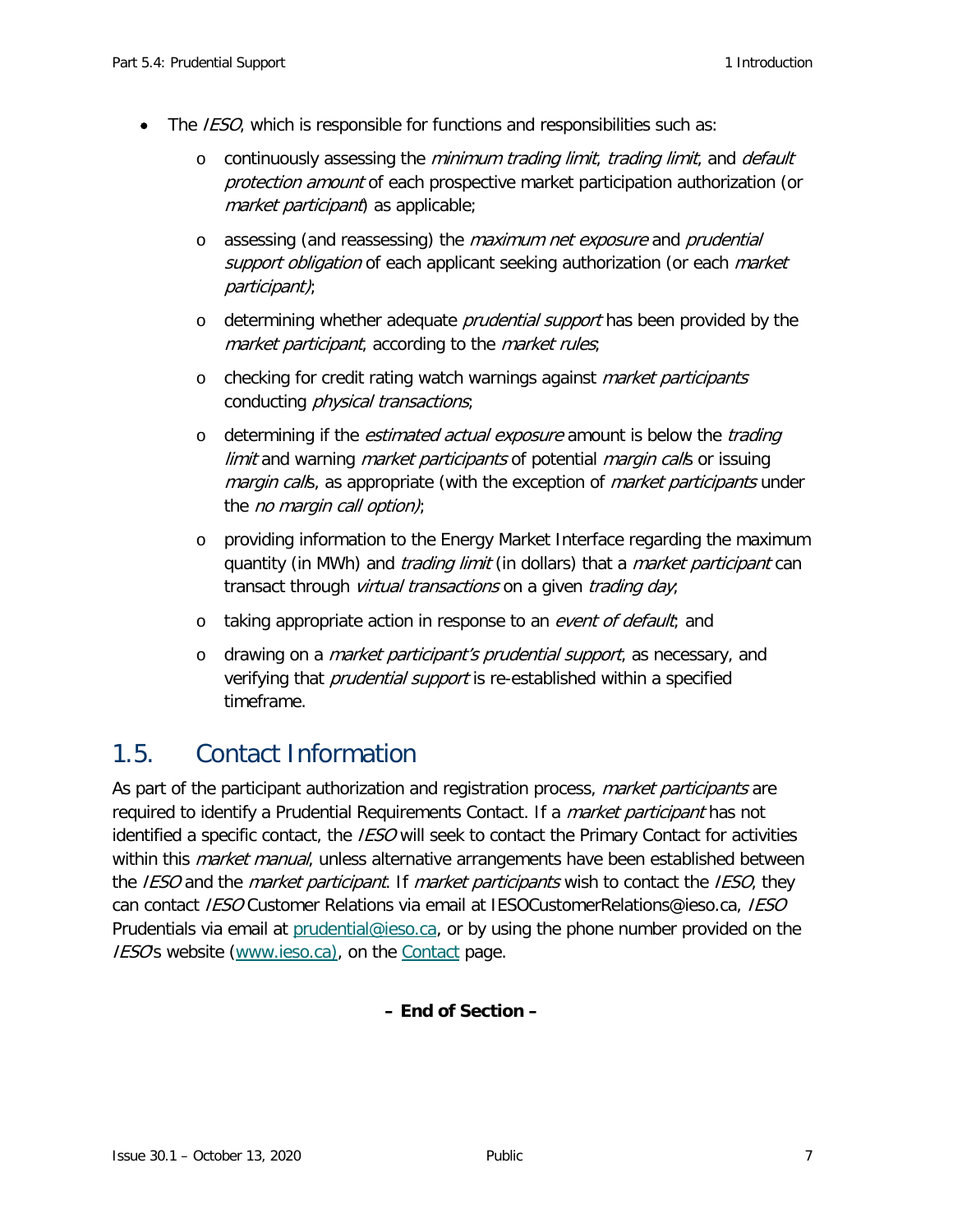- The *IESO*, which is responsible for functions and responsibilities such as:
  - continuously assessing the *minimum trading limit*, *trading limit*, and *default protection amount* of each prospective market participation authorization (or *market participant*) as applicable;
  - assessing (and reassessing) the *maximum net exposure* and *prudential support obligation* of each applicant seeking authorization (or each *market participant)*;
  - determining whether adequate *prudential support* has been provided by the *market participant*, according to the *market rules*;
  - checking for credit rating watch warnings against *market participants* conducting *physical transactions*;
  - determining if the *estimated actual exposure* amount is below the *trading limit* and warning *market participants* of potential *margin call*s or issuing *margin call*s, as appropriate (with the exception of *market participants* under the *no margin call option)*;
  - providing information to the Energy Market Interface regarding the maximum quantity (in MWh) and *trading limit* (in dollars) that a *market participant* can transact through *virtual transactions* on a given *trading day*;
  - taking appropriate action in response to an *event of default*; and
  - drawing on a *market participant's prudential support*, as necessary, and verifying that *prudential support* is re-established within a specified timeframe.

## 1.5. Contact Information

As part of the participant authorization and registration process, *market participants* are required to identify a Prudential Requirements Contact. If a *market participant* has not identified a specific contact, the *IESO* will seek to contact the Primary Contact for activities within this *market manual*, unless alternative arrangements have been established between the *IESO* and the *market participant*. If *market participants* wish to contact the *IESO*, they can contact *IESO* Customer Relations via email at IESOCustomerRelations@ieso.ca, *IESO* Prudentials via email at [prudential@ieso.ca](mailto:prudential@ieso.ca), or by using the phone number provided on the *IESO*s website ([www.ieso.ca)](http://www.ieso.ca), on the [Contact]() page.

**– End of Section –**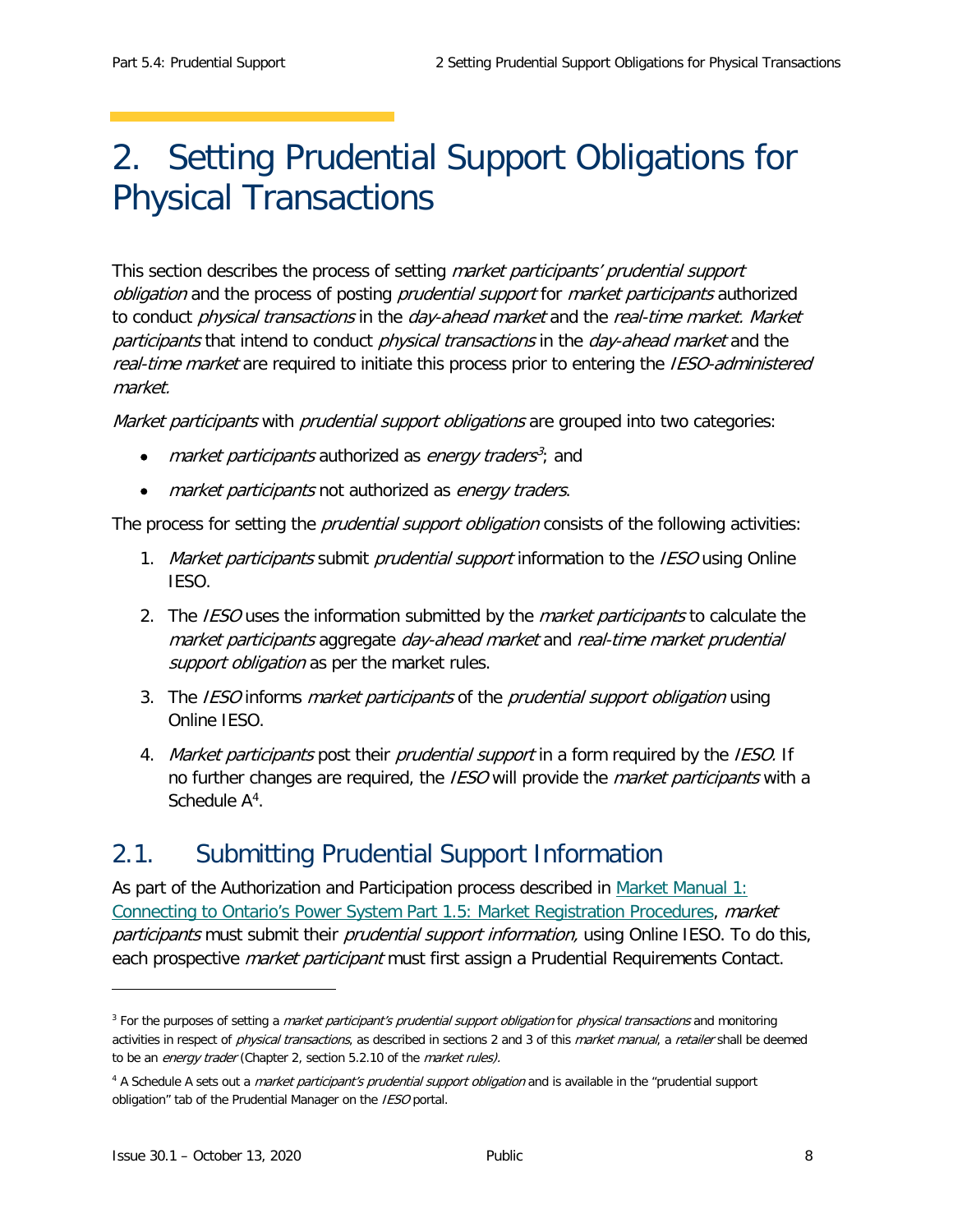# 2. Setting Prudential Support Obligations for Physical Transactions

This section describes the process of setting *market participants' prudential support obligation* and the process of posting *prudential support* for *market participants* authorized to conduct *physical transactions* in the *day-ahead market* and the *real-time market. Market participants* that intend to conduct *physical transactions* in the *day-ahead market* and the *real-time market* are required to initiate this process prior to entering the *IESO-administered market.*

*Market participants* with *prudential support obligations* are grouped into two categories:

- *market participants* authorized as *energy traders*[3]; and
- *market participants* not authorized as *energy traders*.

The process for setting the *prudential support obligation* consists of the following activities:

1. *Market participants* submit *prudential support* information to the *IESO* using Online IESO.
2. The *IESO* uses the information submitted by the *market participants* to calculate the *market participants* aggregate *day-ahead market* and *real-time market prudential support obligation* as per the market rules.
3. The *IESO* informs *market participants* of the *prudential support obligation* using Online IESO.
4. *Market participants* post their *prudential support* in a form required by the *IESO.* If no further changes are required, the *IESO* will provide the *market participants* with a Schedule A[4].

## 2.1. Submitting Prudential Support Information

As part of the Authorization and Participation process described in Market Manual 1: Connecting to Ontario's Power System Part 1.5: Market Registration Procedures, *market participants* must submit their *prudential support information,* using Online IESO. To do this, each prospective *market participant* must first assign a Prudential Requirements Contact.

---

[3] For the purposes of setting a *market participant's prudential support obligation* for *physical transactions* and monitoring activities in respect of *physical transactions*, as described in sections 2 and 3 of this *market manual*, a *retailer* shall be deemed to be an *energy trader* (Chapter 2, section 5.2.10 of the *market rules).*

[4] A Schedule A sets out a *market participant's prudential support obligation* and is available in the "prudential support obligation" tab of the Prudential Manager on the *IESO* portal.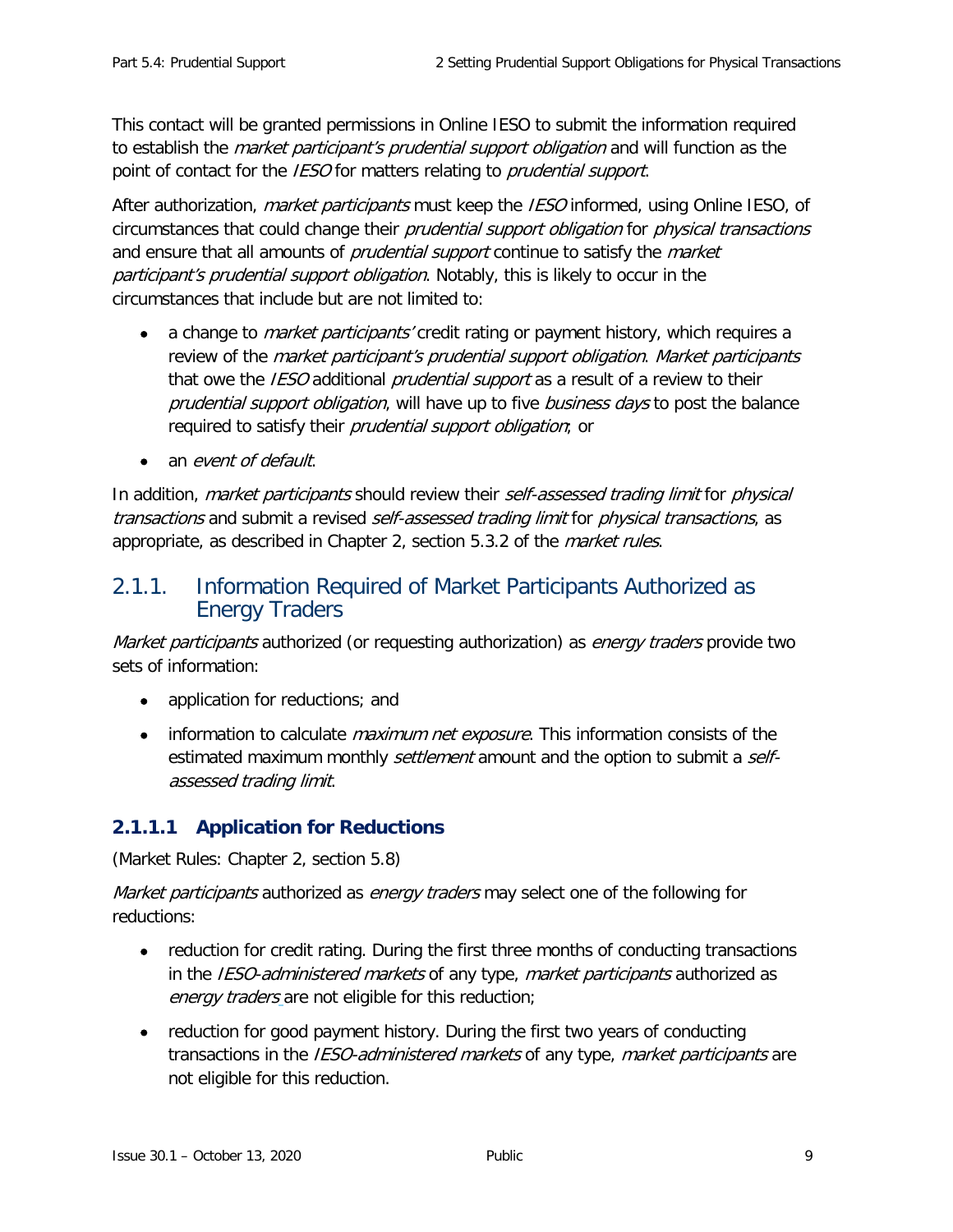This contact will be granted permissions in Online IESO to submit the information required to establish the *market participant's prudential support obligation* and will function as the point of contact for the *IESO* for matters relating to *prudential support*.

After authorization, *market participants* must keep the *IESO* informed, using Online IESO, of circumstances that could change their *prudential support obligation* for *physical transactions* and ensure that all amounts of *prudential support* continue to satisfy the *market participant's prudential support obligation*. Notably, this is likely to occur in the circumstances that include but are not limited to:

- a change to *market participants'* credit rating or payment history, which requires a review of the *market participant's prudential support obligation*. *Market participants* that owe the *IESO* additional *prudential support* as a result of a review to their *prudential support obligation*, will have up to five *business days* to post the balance required to satisfy their *prudential support obligation*; or
- an *event of default*.

In addition, *market participants* should review their *self-assessed trading limit* for *physical transactions* and submit a revised *self-assessed trading limit* for *physical transactions*, as appropriate, as described in Chapter 2, section 5.3.2 of the *market rules*.

## 2.1.1. Information Required of Market Participants Authorized as Energy Traders

*Market participants* authorized (or requesting authorization) as *energy traders* provide two sets of information:

- application for reductions; and
- information to calculate *maximum net exposure*. This information consists of the estimated maximum monthly *settlement* amount and the option to submit a *self-assessed trading limit*.

### 2.1.1.1 Application for Reductions

(Market Rules: Chapter 2, section 5.8)

*Market participants* authorized as *energy traders* may select one of the following for reductions:

- reduction for credit rating. During the first three months of conducting transactions in the *IESO-administered markets* of any type, *market participants* authorized as *energy traders* are not eligible for this reduction;
- reduction for good payment history. During the first two years of conducting transactions in the *IESO-administered markets* of any type, *market participants* are not eligible for this reduction.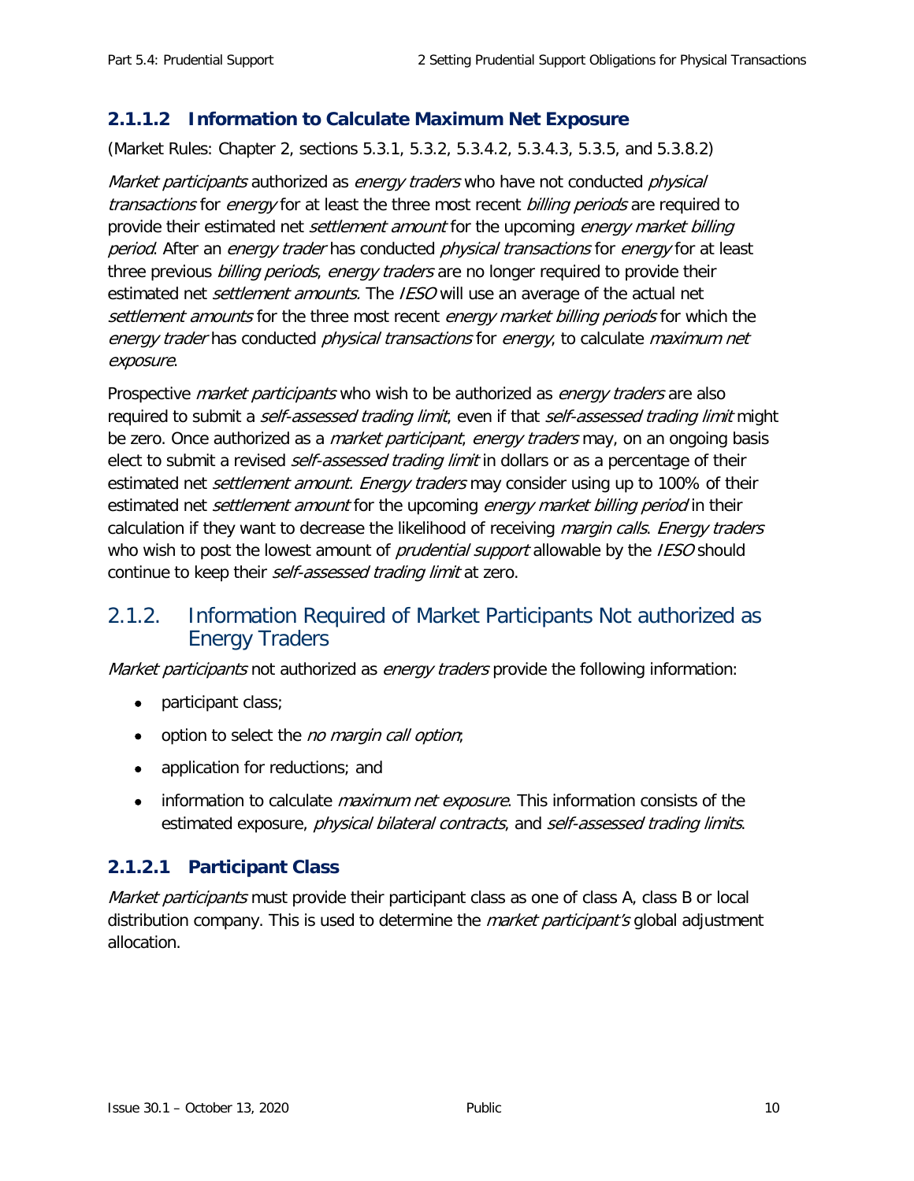#### 2.1.1.2 Information to Calculate Maximum Net Exposure

(Market Rules: Chapter 2, sections 5.3.1, 5.3.2, 5.3.4.2, 5.3.4.3, 5.3.5, and 5.3.8.2)

*Market participants* authorized as *energy traders* who have not conducted *physical transactions* for *energy* for at least the three most recent *billing periods* are required to provide their estimated net *settlement amount* for the upcoming *energy market billing period*. After an *energy trader* has conducted *physical transactions* for *energy* for at least three previous *billing periods*, *energy traders* are no longer required to provide their estimated net *settlement amounts*. The *IESO* will use an average of the actual net *settlement amounts* for the three most recent *energy market billing periods* for which the *energy trader* has conducted *physical transactions* for *energy*, to calculate *maximum net exposure*.

Prospective *market participants* who wish to be authorized as *energy traders* are also required to submit a *self-assessed trading limit*, even if that *self-assessed trading limit* might be zero. Once authorized as a *market participant*, *energy traders* may, on an ongoing basis elect to submit a revised *self-assessed trading limit* in dollars or as a percentage of their estimated net *settlement amount*. *Energy traders* may consider using up to 100% of their estimated net *settlement amount* for the upcoming *energy market billing period* in their calculation if they want to decrease the likelihood of receiving *margin calls*. *Energy traders* who wish to post the lowest amount of *prudential support* allowable by the *IESO* should continue to keep their *self-assessed trading limit* at zero.

### 2.1.2. Information Required of Market Participants Not authorized as Energy Traders

*Market participants* not authorized as *energy traders* provide the following information:

- participant class;
- option to select the *no margin call option*;
- application for reductions; and
- information to calculate *maximum net exposure*. This information consists of the estimated exposure, *physical bilateral contracts*, and *self-assessed trading limits*.

#### 2.1.2.1 Participant Class

*Market participants* must provide their participant class as one of class A, class B or local distribution company. This is used to determine the *market participant's* global adjustment allocation.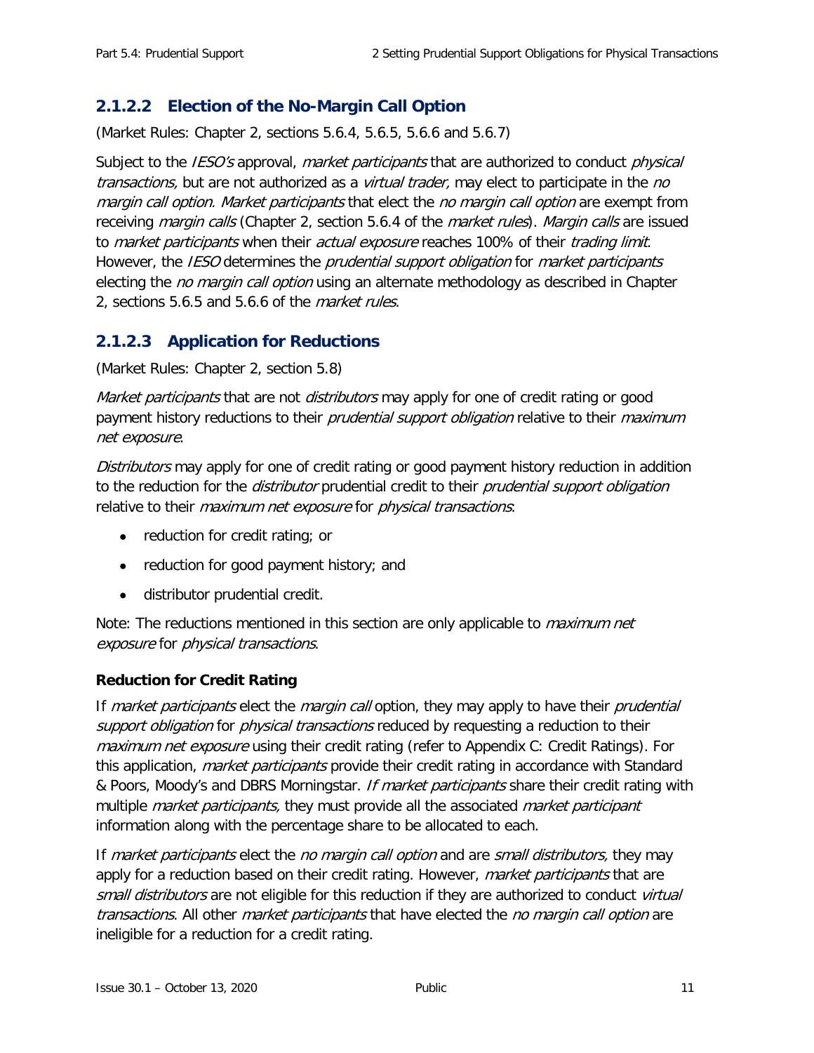### 2.1.2.2 Election of the No-Margin Call Option

(Market Rules: Chapter 2, sections 5.6.4, 5.6.5, 5.6.6 and 5.6.7)

Subject to the *IESO's* approval, *market participants* that are authorized to conduct *physical transactions,* but are not authorized as a *virtual trader,* may elect to participate in the *no margin call option. Market participants* that elect the *no margin call option* are exempt from receiving *margin calls* (Chapter 2, section 5.6.4 of the *market rules*). *Margin calls* are issued to *market participants* when their *actual exposure* reaches 100% of their *trading limit*. However, the *IESO* determines the *prudential support obligation* for *market participants* electing the *no margin call option* using an alternate methodology as described in Chapter 2, sections 5.6.5 and 5.6.6 of the *market rules*.

### 2.1.2.3 Application for Reductions

(Market Rules: Chapter 2, section 5.8)

*Market participants* that are not *distributors* may apply for one of credit rating or good payment history reductions to their *prudential support obligation* relative to their *maximum net exposure*.

*Distributors* may apply for one of credit rating or good payment history reduction in addition to the reduction for the *distributor* prudential credit to their *prudential support obligation* relative to their *maximum net exposure* for *physical transactions*:

- reduction for credit rating; or
- reduction for good payment history; and
- distributor prudential credit.

Note: The reductions mentioned in this section are only applicable to *maximum net exposure* for *physical transactions*.

**Reduction for Credit Rating**

If *market participants* elect the *margin call* option, they may apply to have their *prudential support obligation* for *physical transactions* reduced by requesting a reduction to their *maximum net exposure* using their credit rating (refer to Appendix C: Credit Ratings). For this application, *market participants* provide their credit rating in accordance with Standard & Poors, Moody's and DBRS Morningstar. *If market participants* share their credit rating with multiple *market participants,* they must provide all the associated *market participant* information along with the percentage share to be allocated to each.

If *market participants* elect the *no margin call option* and are *small distributors,* they may apply for a reduction based on their credit rating. However, *market participants* that are *small distributors* are not eligible for this reduction if they are authorized to conduct *virtual transactions*. All other *market participants* that have elected the *no margin call option* are ineligible for a reduction for a credit rating.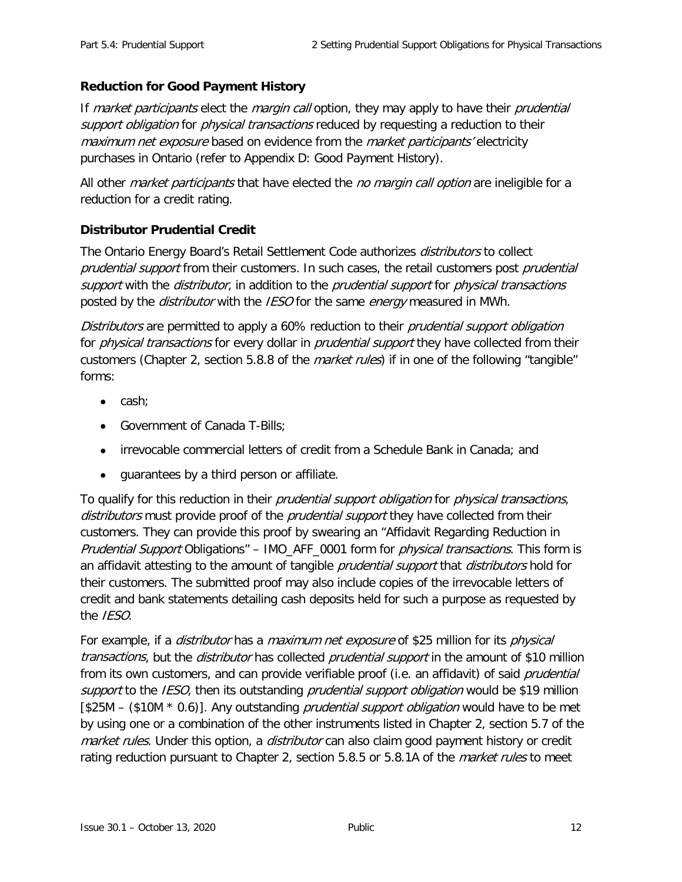### Reduction for Good Payment History

If *market participants* elect the *margin call* option, they may apply to have their *prudential support obligation* for *physical transactions* reduced by requesting a reduction to their *maximum net exposure* based on evidence from the *market participants'* electricity purchases in Ontario (refer to Appendix D: Good Payment History).

All other *market participants* that have elected the *no margin call option* are ineligible for a reduction for a credit rating.

### Distributor Prudential Credit

The Ontario Energy Board's Retail Settlement Code authorizes *distributors* to collect *prudential support* from their customers. In such cases, the retail customers post *prudential support* with the *distributor*, in addition to the *prudential support* for *physical transactions* posted by the *distributor* with the *IESO* for the same *energy* measured in MWh.

*Distributors* are permitted to apply a 60% reduction to their *prudential support obligation* for *physical transactions* for every dollar in *prudential support* they have collected from their customers (Chapter 2, section 5.8.8 of the *market rules*) if in one of the following "tangible" forms:

- cash;
- Government of Canada T-Bills;
- irrevocable commercial letters of credit from a Schedule Bank in Canada; and
- guarantees by a third person or affiliate.

To qualify for this reduction in their *prudential support obligation* for *physical transactions*, *distributors* must provide proof of the *prudential support* they have collected from their customers. They can provide this proof by swearing an "Affidavit Regarding Reduction in *Prudential Support* Obligations" – IMO_AFF_0001 form for *physical transactions*. This form is an affidavit attesting to the amount of tangible *prudential support* that *distributors* hold for their customers. The submitted proof may also include copies of the irrevocable letters of credit and bank statements detailing cash deposits held for such a purpose as requested by the *IESO*.

For example, if a *distributor* has a *maximum net exposure* of $25 million for its *physical transactions*, but the *distributor* has collected *prudential support* in the amount of $10 million from its own customers, and can provide verifiable proof (i.e. an affidavit) of said *prudential support* to the *IESO*, then its outstanding *prudential support obligation* would be $19 million [$25M – ($10M * 0.6)]. Any outstanding *prudential support obligation* would have to be met by using one or a combination of the other instruments listed in Chapter 2, section 5.7 of the *market rules*. Under this option, a *distributor* can also claim good payment history or credit rating reduction pursuant to Chapter 2, section 5.8.5 or 5.8.1A of the *market rules* to meet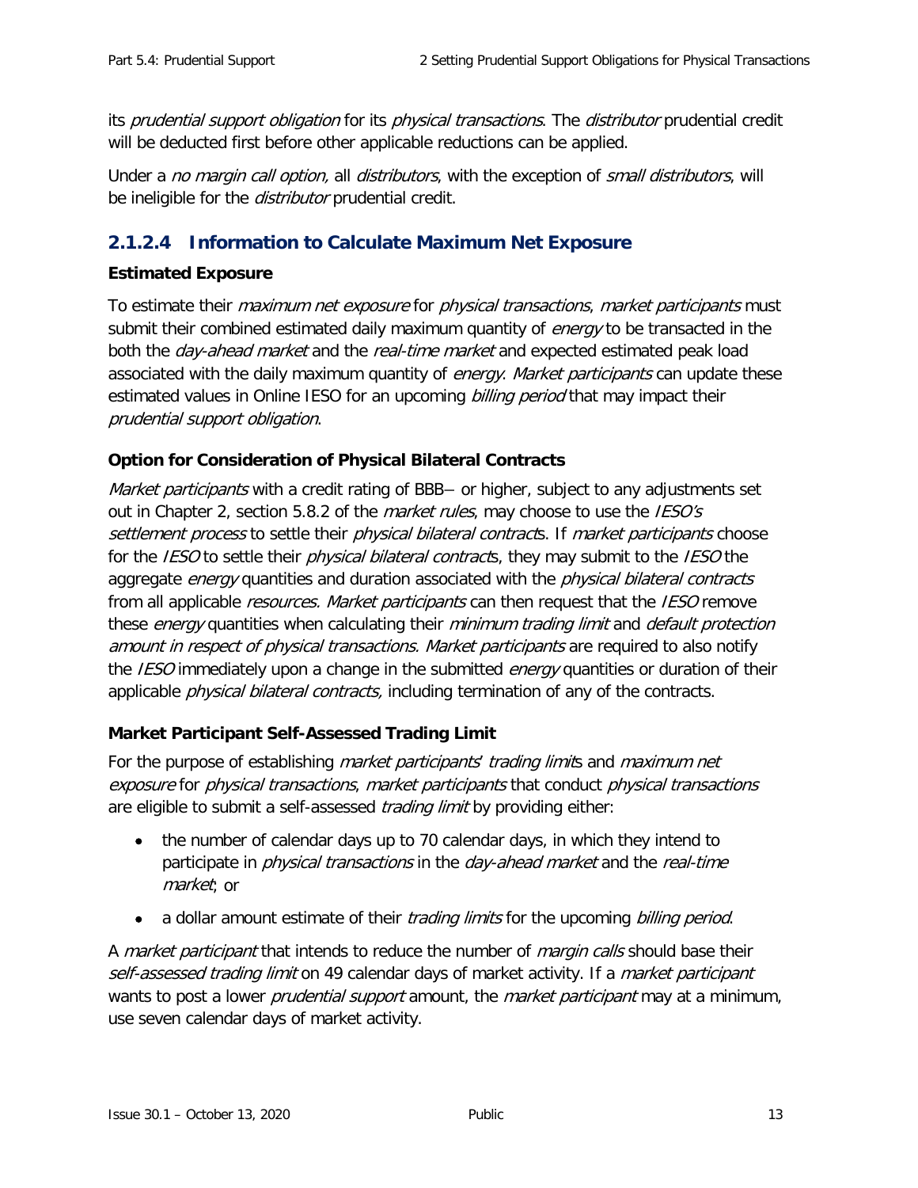its *prudential support obligation* for its *physical transactions*. The *distributor* prudential credit will be deducted first before other applicable reductions can be applied.

Under a *no margin call option,* all *distributors*, with the exception of *small distributors*, will be ineligible for the *distributor* prudential credit.

### 2.1.2.4 Information to Calculate Maximum Net Exposure

**Estimated Exposure**

To estimate their *maximum net exposure* for *physical transactions*, *market participants* must submit their combined estimated daily maximum quantity of *energy* to be transacted in the both the *day-ahead market* and the *real-time market* and expected estimated peak load associated with the daily maximum quantity of *energy*. *Market participants* can update these estimated values in Online IESO for an upcoming *billing period* that may impact their *prudential support obligation*.

**Option for Consideration of Physical Bilateral Contracts**

*Market participants* with a credit rating of BBB– or higher, subject to any adjustments set out in Chapter 2, section 5.8.2 of the *market rules*, may choose to use the *IESO's settlement process* to settle their *physical bilateral contract*s. If *market participants* choose for the *IESO* to settle their *physical bilateral contract*s, they may submit to the *IESO* the aggregate *energy* quantities and duration associated with the *physical bilateral contracts* from all applicable *resources*. *Market participants* can then request that the *IESO* remove these *energy* quantities when calculating their *minimum trading limit* and *default protection amount in respect of physical transactions*. *Market participants* are required to also notify the *IESO* immediately upon a change in the submitted *energy* quantities or duration of their applicable *physical bilateral contracts,* including termination of any of the contracts.

**Market Participant Self-Assessed Trading Limit**

For the purpose of establishing *market participants*' *trading limit*s and *maximum net exposure* for *physical transactions*, *market participants* that conduct *physical transactions* are eligible to submit a self-assessed *trading limit* by providing either:

- the number of calendar days up to 70 calendar days, in which they intend to participate in *physical transactions* in the *day-ahead market* and the *real-time market*; or
- a dollar amount estimate of their *trading limits* for the upcoming *billing period*.

A *market participant* that intends to reduce the number of *margin calls* should base their *self-assessed trading limit* on 49 calendar days of market activity. If a *market participant* wants to post a lower *prudential support* amount, the *market participant* may at a minimum, use seven calendar days of market activity.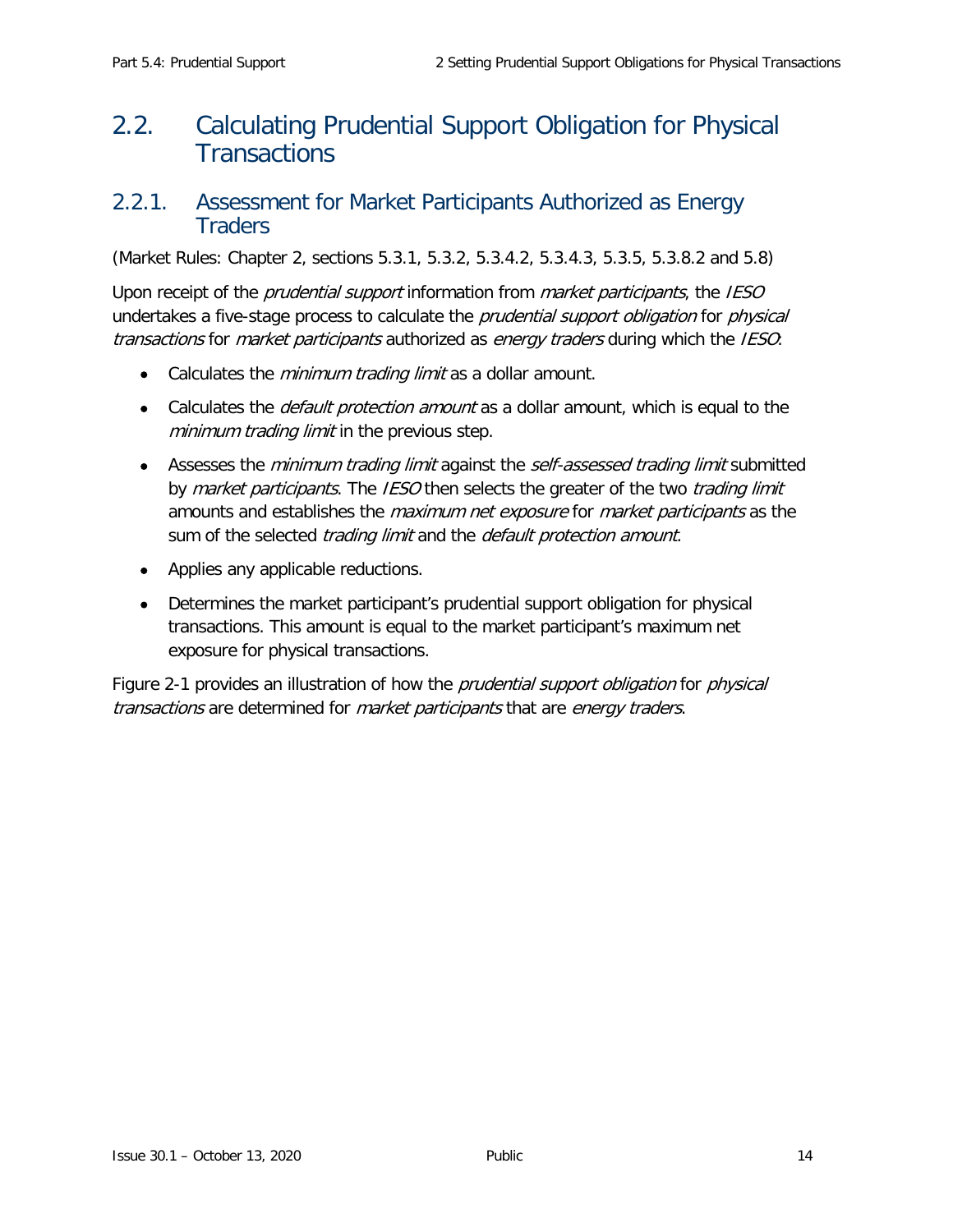## 2.2. Calculating Prudential Support Obligation for Physical Transactions

### 2.2.1. Assessment for Market Participants Authorized as Energy Traders

(Market Rules: Chapter 2, sections 5.3.1, 5.3.2, 5.3.4.2, 5.3.4.3, 5.3.5, 5.3.8.2 and 5.8)

Upon receipt of the *prudential support* information from *market participants*, the *IESO* undertakes a five-stage process to calculate the *prudential support obligation* for *physical transactions* for *market participants* authorized as *energy traders* during which the *IESO*:

- Calculates the *minimum trading limit* as a dollar amount.
- Calculates the *default protection amount* as a dollar amount, which is equal to the *minimum trading limit* in the previous step.
- Assesses the *minimum trading limit* against the *self-assessed trading limit* submitted by *market participants*. The *IESO* then selects the greater of the two *trading limit* amounts and establishes the *maximum net exposure* for *market participants* as the sum of the selected *trading limit* and the *default protection amount*.
- Applies any applicable reductions.
- Determines the market participant's prudential support obligation for physical transactions. This amount is equal to the market participant's maximum net exposure for physical transactions.

Figure 2-1 provides an illustration of how the *prudential support obligation* for *physical transactions* are determined for *market participants* that are *energy traders*.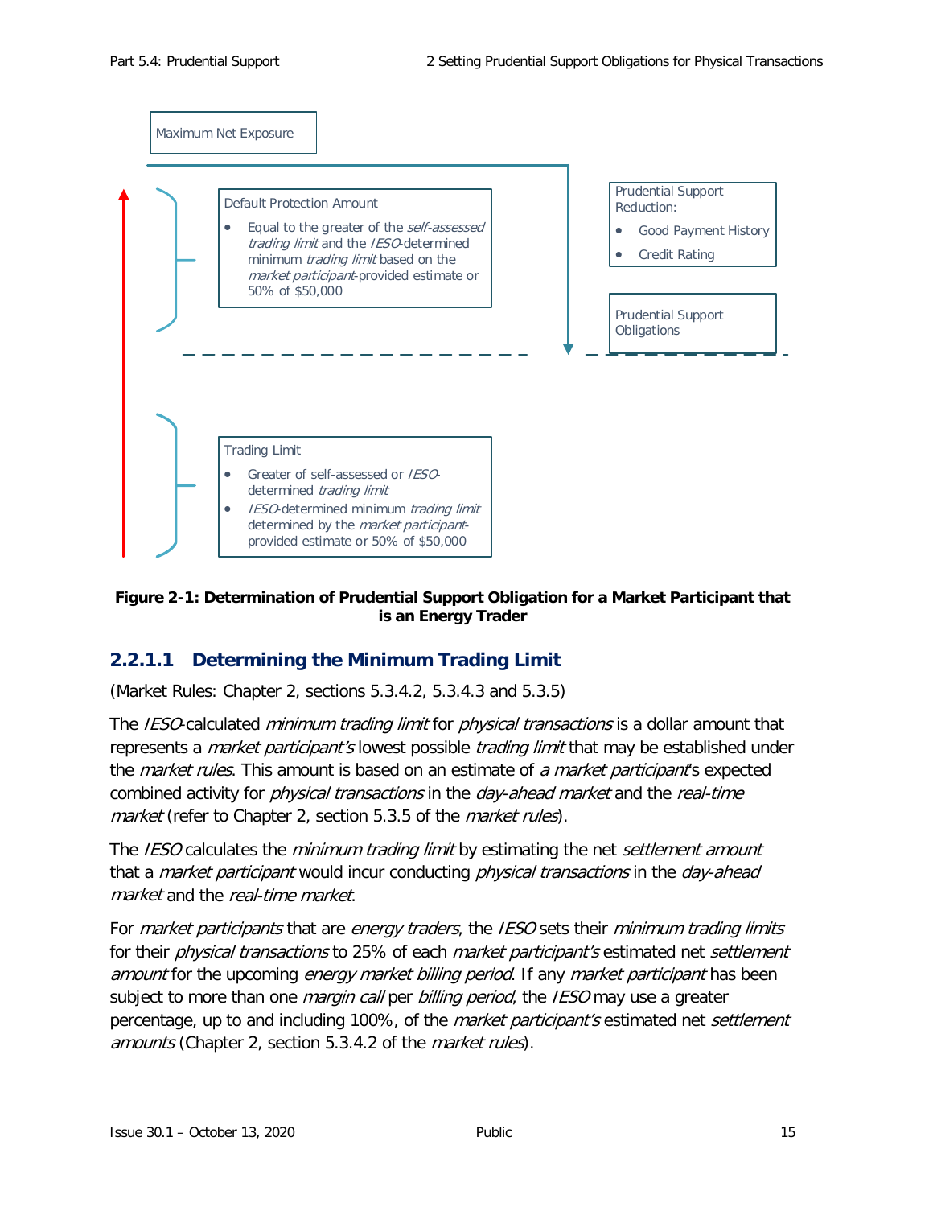Maximum Net Exposure

Default Protection Amount

- Equal to the greater of the *self-assessed trading limit* and the *IESO*-determined minimum *trading limit* based on the *market participant*-provided estimate or 50% of $50,000

Prudential Support Reduction:

- Good Payment History
- Credit Rating

Prudential Support Obligations

Trading Limit

- Greater of self-assessed or *IESO*-determined *trading limit*
- *IESO*-determined minimum *trading limit* determined by the *market participant*-provided estimate or 50% of $50,000

**Figure 2-1: Determination of Prudential Support Obligation for a Market Participant that is an Energy Trader**

### 2.2.1.1 Determining the Minimum Trading Limit

(Market Rules: Chapter 2, sections 5.3.4.2, 5.3.4.3 and 5.3.5)

The *IESO*-calculated *minimum trading limit* for *physical transactions* is a dollar amount that represents a *market participant's* lowest possible *trading limit* that may be established under the *market rules*. This amount is based on an estimate of *a market participant*'s expected combined activity for *physical transactions* in the *day-ahead market* and the *real-time market* (refer to Chapter 2, section 5.3.5 of the *market rules*).

The *IESO* calculates the *minimum trading limit* by estimating the net *settlement amount* that a *market participant* would incur conducting *physical transactions* in the *day-ahead market* and the *real-time market*.

For *market participants* that are *energy traders*, the *IESO* sets their *minimum trading limits* for their *physical transactions* to 25% of each *market participant's* estimated net *settlement amount* for the upcoming *energy market billing period*. If any *market participant* has been subject to more than one *margin call* per *billing period*, the *IESO* may use a greater percentage, up to and including 100%, of the *market participant's* estimated net *settlement amounts* (Chapter 2, section 5.3.4.2 of the *market rules*).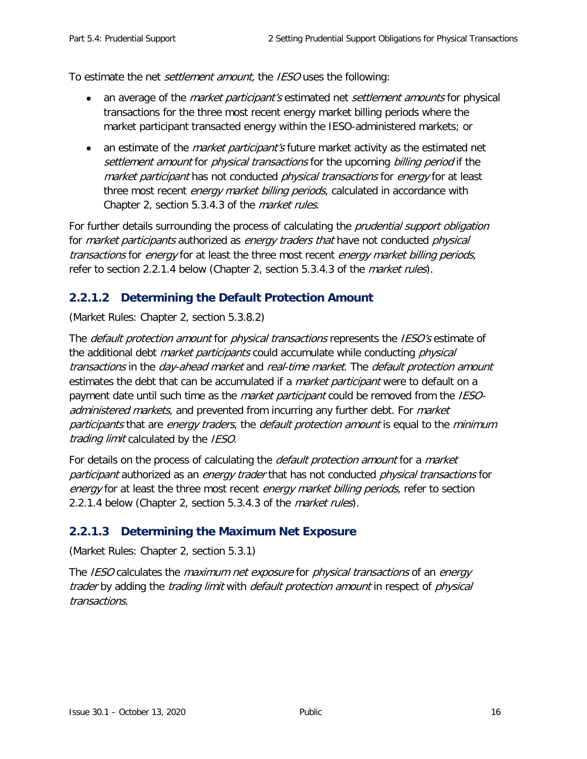To estimate the net *settlement amount,* the *IESO* uses the following:

- an average of the *market participant's* estimated net *settlement amounts* for physical transactions for the three most recent energy market billing periods where the market participant transacted energy within the IESO-administered markets; or
- an estimate of the *market participant's* future market activity as the estimated net *settlement amount* for *physical transactions* for the upcoming *billing period* if the *market participant* has not conducted *physical transactions* for *energy* for at least three most recent *energy market billing periods*, calculated in accordance with Chapter 2, section 5.3.4.3 of the *market rules*.

For further details surrounding the process of calculating the *prudential support obligation* for *market participants* authorized as *energy traders that* have not conducted *physical transactions* for *energy* for at least the three most recent *energy market billing periods,* refer to section 2.2.1.4 below (Chapter 2, section 5.3.4.3 of the *market rules*).

#### 2.2.1.2 Determining the Default Protection Amount

(Market Rules: Chapter 2, section 5.3.8.2)

The *default protection amount* for *physical transactions* represents the *IESO's* estimate of the additional debt *market participants* could accumulate while conducting *physical transactions* in the *day-ahead market* and *real-time market*. The *default protection amount* estimates the debt that can be accumulated if a *market participant* were to default on a payment date until such time as the *market participant* could be removed from the *IESO-administered markets*, and prevented from incurring any further debt. For *market participants* that are *energy traders*, the *default protection amount* is equal to the *minimum trading limit* calculated by the *IESO*.

For details on the process of calculating the *default protection amount* for a *market participant* authorized as an *energy trader* that has not conducted *physical transactions* for *energy* for at least the three most recent *energy market billing periods,* refer to section 2.2.1.4 below (Chapter 2, section 5.3.4.3 of the *market rules*).

#### 2.2.1.3 Determining the Maximum Net Exposure

(Market Rules: Chapter 2, section 5.3.1)

The *IESO* calculates the *maximum net exposure* for *physical transactions* of an *energy trader* by adding the *trading limit* with *default protection amount* in respect of *physical transactions*.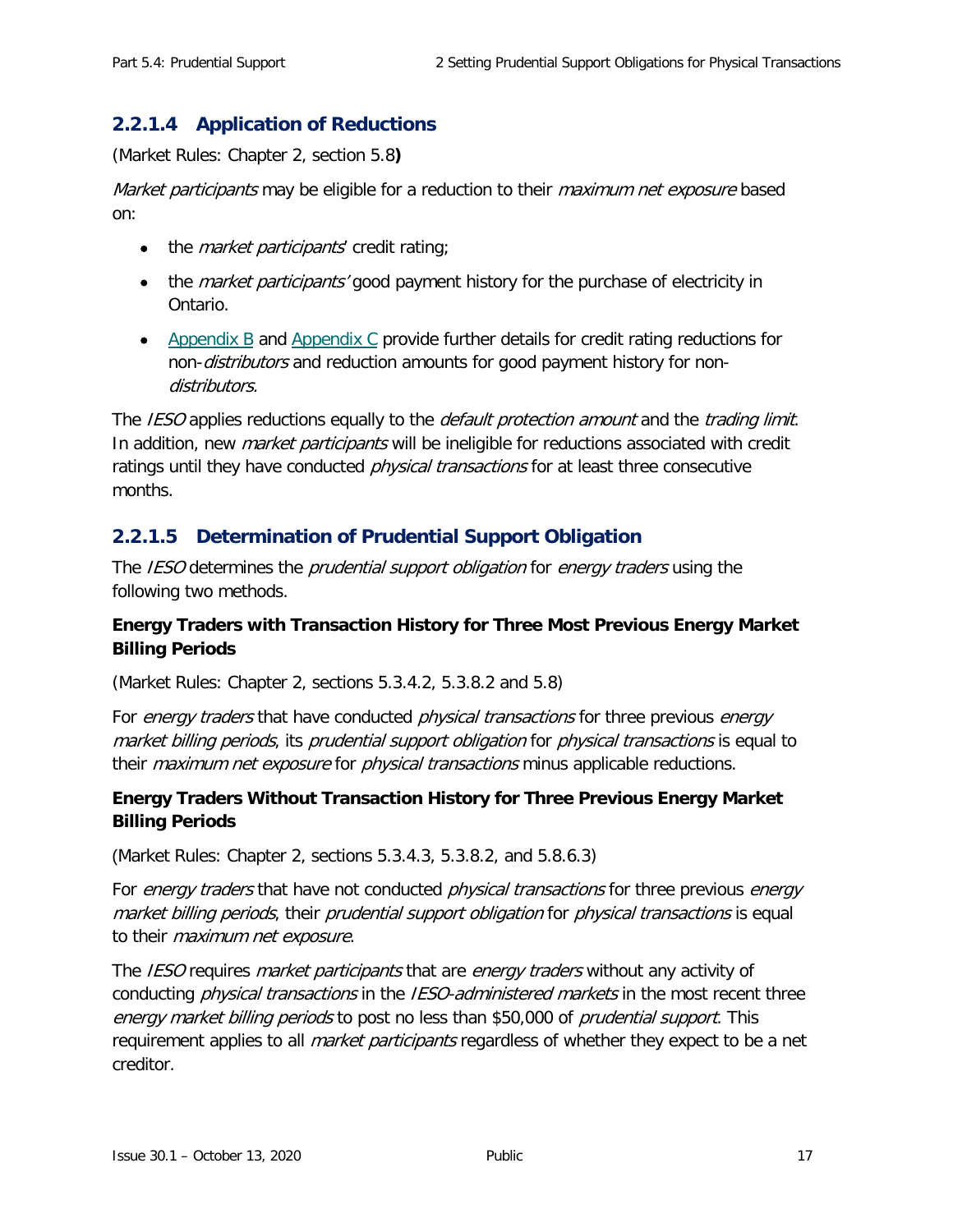### 2.2.1.4 Application of Reductions

(Market Rules: Chapter 2, section 5.8**)**

*Market participants* may be eligible for a reduction to their *maximum net exposure* based on:

- the *market participants*' credit rating;
- the *market participants'* good payment history for the purchase of electricity in Ontario.
- Appendix B and Appendix C provide further details for credit rating reductions for non-*distributors* and reduction amounts for good payment history for non-*distributors.*

The *IESO* applies reductions equally to the *default protection amount* and the *trading limit*. In addition, new *market participants* will be ineligible for reductions associated with credit ratings until they have conducted *physical transactions* for at least three consecutive months.

### 2.2.1.5 Determination of Prudential Support Obligation

The *IESO* determines the *prudential support obligation* for *energy traders* using the following two methods.

**Energy Traders with Transaction History for Three Most Previous Energy Market Billing Periods**

(Market Rules: Chapter 2, sections 5.3.4.2, 5.3.8.2 and 5.8)

For *energy traders* that have conducted *physical transactions* for three previous *energy market billing periods*, its *prudential support obligation* for *physical transactions* is equal to their *maximum net exposure* for *physical transactions* minus applicable reductions.

**Energy Traders Without Transaction History for Three Previous Energy Market Billing Periods**

(Market Rules: Chapter 2, sections 5.3.4.3, 5.3.8.2, and 5.8.6.3)

For *energy traders* that have not conducted *physical transactions* for three previous *energy market billing periods*, their *prudential support obligation* for *physical transactions* is equal to their *maximum net exposure*.

The *IESO* requires *market participants* that are *energy traders* without any activity of conducting *physical transactions* in the *IESO-administered markets* in the most recent three *energy market billing periods* to post no less than $50,000 of *prudential support*. This requirement applies to all *market participants* regardless of whether they expect to be a net creditor.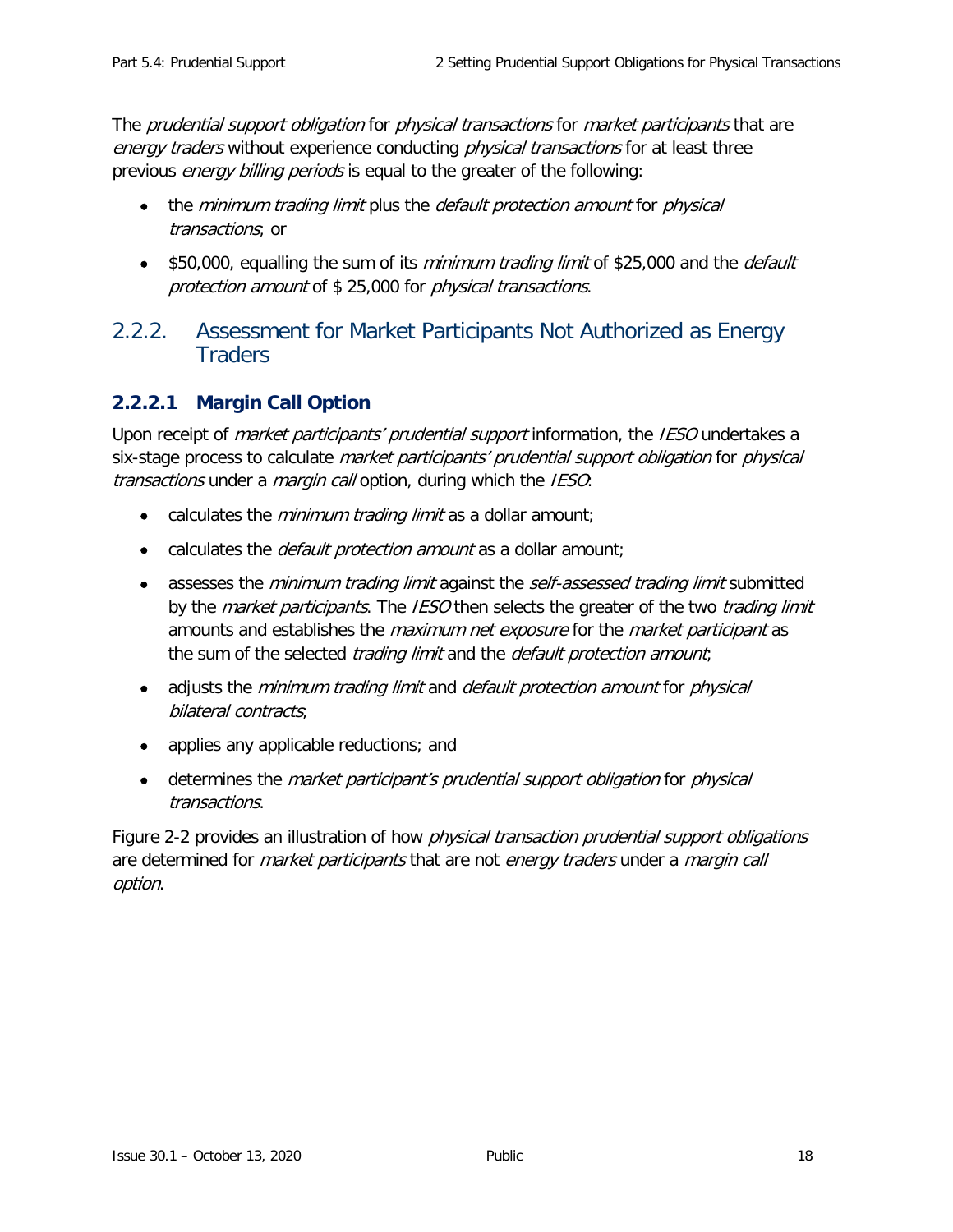The *prudential support obligation* for *physical transactions* for *market participants* that are *energy traders* without experience conducting *physical transactions* for at least three previous *energy billing periods* is equal to the greater of the following:

- the *minimum trading limit* plus the *default protection amount* for *physical transactions*; or
- $50,000, equalling the sum of its *minimum trading limit* of $25,000 and the *default protection amount* of $ 25,000 for *physical transactions*.

## 2.2.2. Assessment for Market Participants Not Authorized as Energy Traders

### 2.2.2.1 Margin Call Option

Upon receipt of *market participants' prudential support* information, the *IESO* undertakes a six-stage process to calculate *market participants' prudential support obligation* for *physical transactions* under a *margin call* option, during which the *IESO*:

- calculates the *minimum trading limit* as a dollar amount;
- calculates the *default protection amount* as a dollar amount;
- assesses the *minimum trading limit* against the *self-assessed trading limit* submitted by the *market participants*. The *IESO* then selects the greater of the two *trading limit* amounts and establishes the *maximum net exposure* for the *market participant* as the sum of the selected *trading limit* and the *default protection amount*;
- adjusts the *minimum trading limit* and *default protection amount* for *physical bilateral contracts*;
- applies any applicable reductions; and
- determines the *market participant's prudential support obligation* for *physical transactions*.

Figure 2-2 provides an illustration of how *physical transaction prudential support obligations* are determined for *market participants* that are not *energy traders* under a *margin call option*.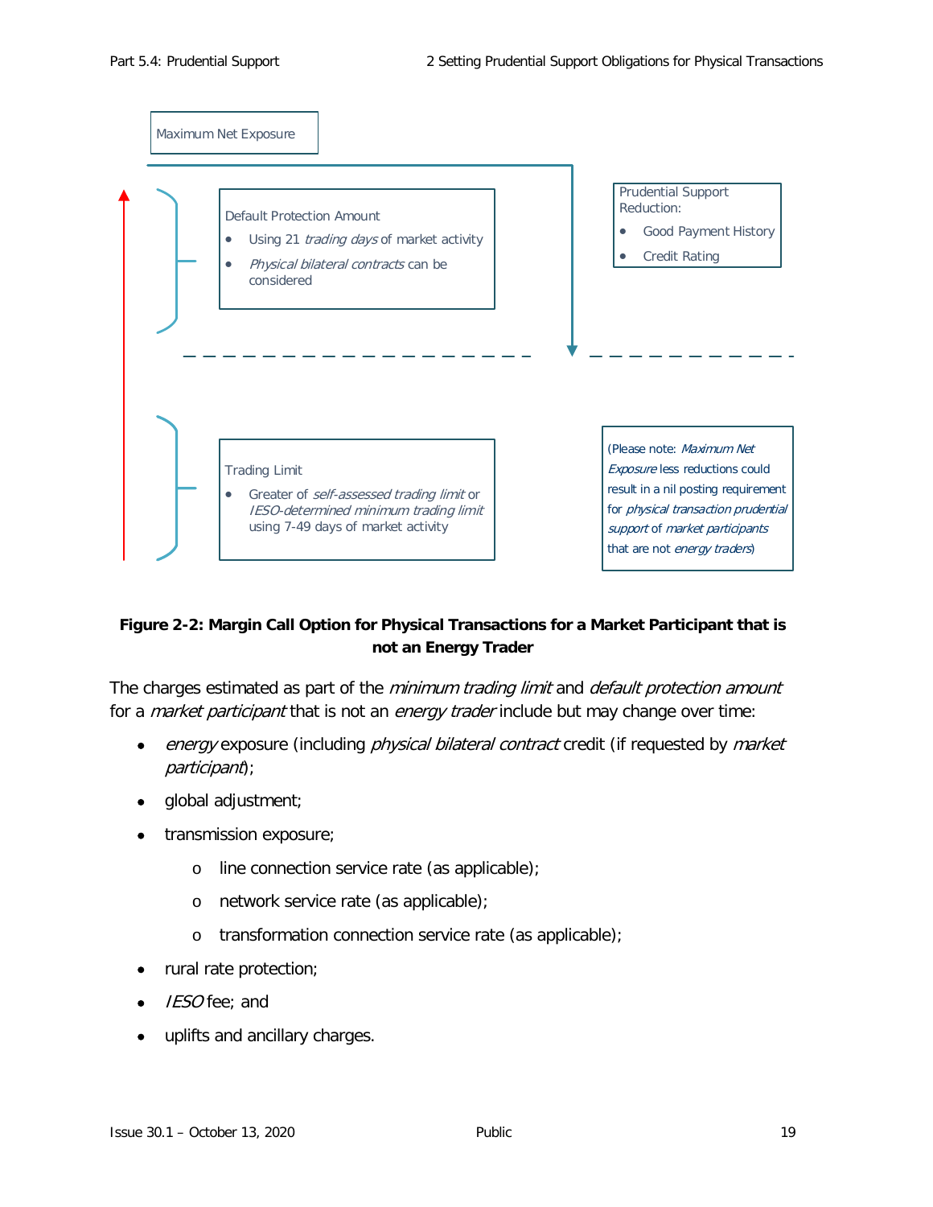Maximum Net Exposure

Default Protection Amount

- Using 21 *trading days* of market activity
- *Physical bilateral contracts* can be considered

Prudential Support Reduction:

- Good Payment History
- Credit Rating

Trading Limit

- Greater of *self-assessed trading limit* or *IESO-determined minimum trading limit* using 7-49 days of market activity

(Please note: *Maximum Net Exposure* less reductions could result in a nil posting requirement for *physical transaction prudential support* of *market participants* that are not *energy traders*)

**Figure 2-2: Margin Call Option for Physical Transactions for a Market Participant that is not an Energy Trader**

The charges estimated as part of the *minimum trading limit* and *default protection amount* for a *market participant* that is not an *energy trader* include but may change over time:

- *energy* exposure (including *physical bilateral contract* credit (if requested by *market participant*);
- global adjustment;
- transmission exposure;
  - line connection service rate (as applicable);
  - network service rate (as applicable);
  - transformation connection service rate (as applicable);
- rural rate protection;
- *IESO* fee; and
- uplifts and ancillary charges.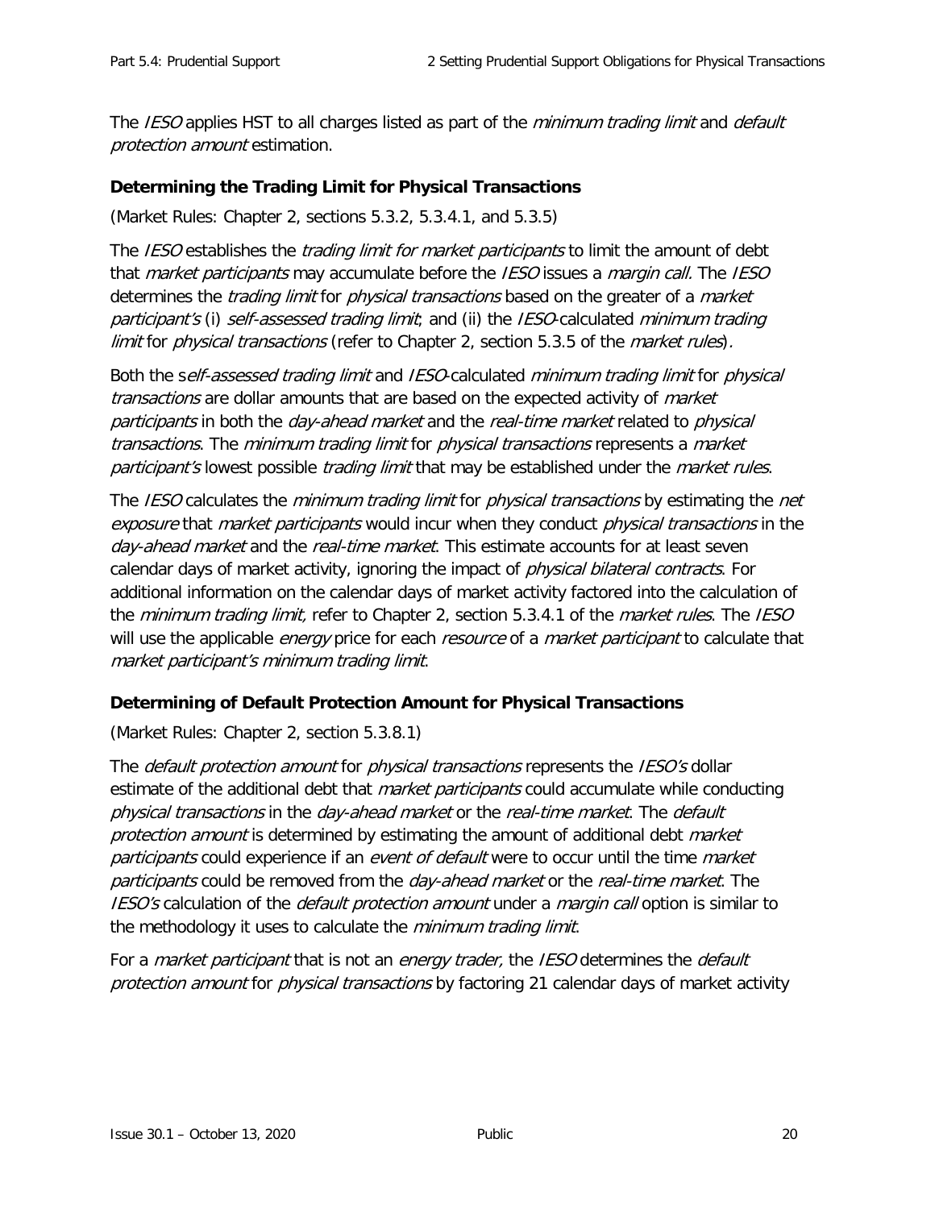The *IESO* applies HST to all charges listed as part of the *minimum trading limit* and *default protection amount* estimation.

### Determining the Trading Limit for Physical Transactions

(Market Rules: Chapter 2, sections 5.3.2, 5.3.4.1, and 5.3.5)

The *IESO* establishes the *trading limit for market participants* to limit the amount of debt that *market participants* may accumulate before the *IESO* issues a *margin call.* The *IESO* determines the *trading limit* for *physical transactions* based on the greater of a *market participant's* (i) *self-assessed trading limit*; and (ii) the *IESO*-calculated *minimum trading limit* for *physical transactions* (refer to Chapter 2, section 5.3.5 of the *market rules*).

Both the s*elf-assessed trading limit* and *IESO*-calculated *minimum trading limit* for *physical transactions* are dollar amounts that are based on the expected activity of *market participants* in both the *day-ahead market* and the *real-time market* related to *physical transactions*. The *minimum trading limit* for *physical transactions* represents a *market participant's* lowest possible *trading limit* that may be established under the *market rules*.

The *IESO* calculates the *minimum trading limit* for *physical transactions* by estimating the *net exposure* that *market participants* would incur when they conduct *physical transactions* in the *day-ahead market* and the *real-time market*. This estimate accounts for at least seven calendar days of market activity, ignoring the impact of *physical bilateral contracts*. For additional information on the calendar days of market activity factored into the calculation of the *minimum trading limit,* refer to Chapter 2, section 5.3.4.1 of the *market rules*. The *IESO* will use the applicable *energy* price for each *resource* of a *market participant* to calculate that *market participant's minimum trading limit*.

### Determining of Default Protection Amount for Physical Transactions

(Market Rules: Chapter 2, section 5.3.8.1)

The *default protection amount* for *physical transactions* represents the *IESO's* dollar estimate of the additional debt that *market participants* could accumulate while conducting *physical transactions* in the *day-ahead market* or the *real-time market*. The *default protection amount* is determined by estimating the amount of additional debt *market participants* could experience if an *event of default* were to occur until the time *market participants* could be removed from the *day-ahead market* or the *real-time market*. The *IESO's* calculation of the *default protection amount* under a *margin call* option is similar to the methodology it uses to calculate the *minimum trading limit*.

For a *market participant* that is not an *energy trader,* the *IESO* determines the *default protection amount* for *physical transactions* by factoring 21 calendar days of market activity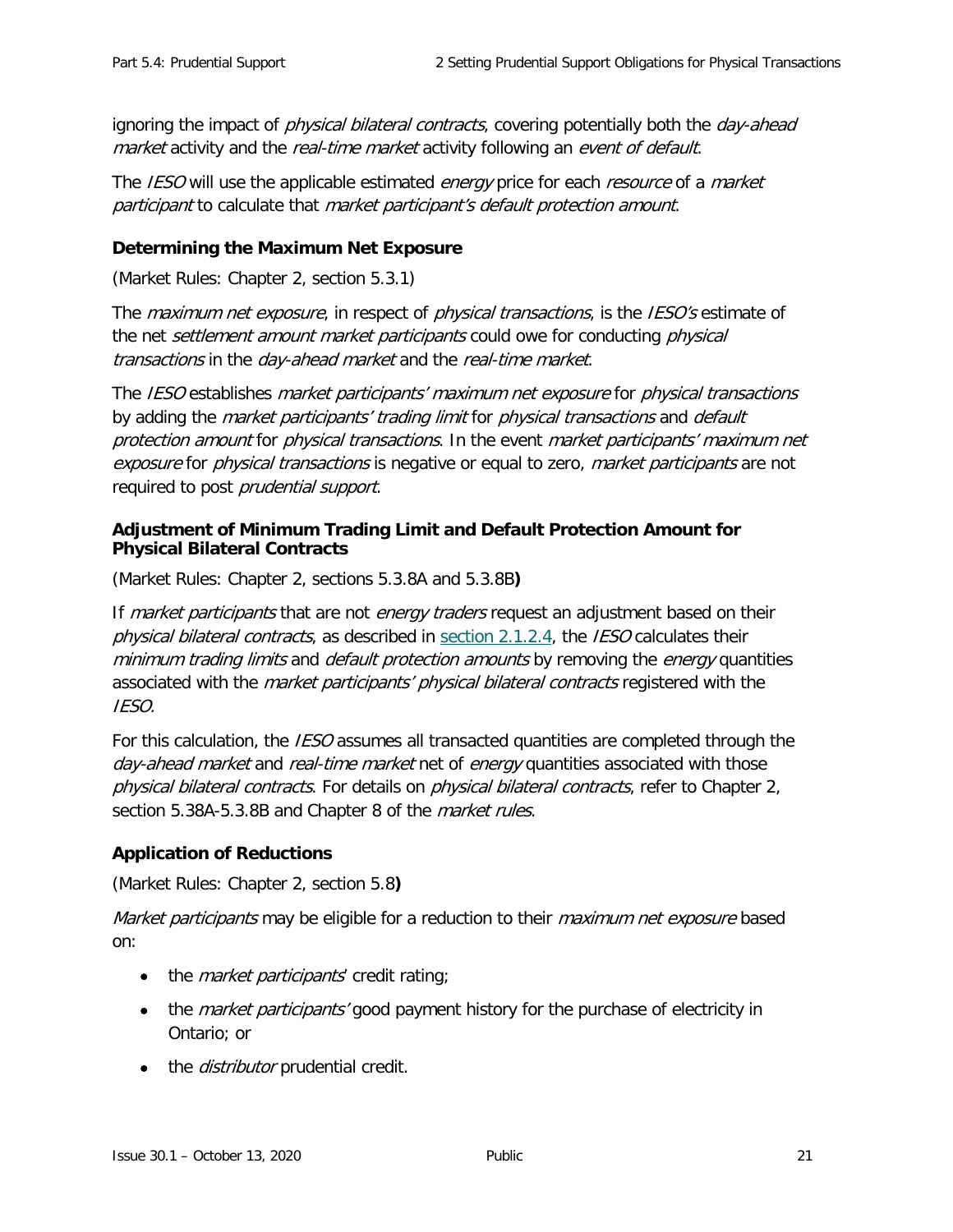ignoring the impact of *physical bilateral contracts*, covering potentially both the *day-ahead market* activity and the *real-time market* activity following an *event of default*.

The *IESO* will use the applicable estimated *energy* price for each *resource* of a *market participant* to calculate that *market participant's default protection amount*.

### Determining the Maximum Net Exposure

(Market Rules: Chapter 2, section 5.3.1)

The *maximum net exposure*, in respect of *physical transactions*, is the *IESO's* estimate of the net *settlement amount market participants* could owe for conducting *physical transactions* in the *day-ahead market* and the *real-time market*.

The *IESO* establishes *market participants' maximum net exposure* for *physical transactions* by adding the *market participants' trading limit* for *physical transactions* and *default protection amount* for *physical transactions*. In the event *market participants' maximum net exposure* for *physical transactions* is negative or equal to zero, *market participants* are not required to post *prudential support*.

#### Adjustment of Minimum Trading Limit and Default Protection Amount for Physical Bilateral Contracts

(Market Rules: Chapter 2, sections 5.3.8A and 5.3.8B**)**

If *market participants* that are not *energy traders* request an adjustment based on their *physical bilateral contracts*, as described in section 2.1.2.4, the *IESO* calculates their *minimum trading limits* and *default protection amounts* by removing the *energy* quantities associated with the *market participants' physical bilateral contracts* registered with the *IESO*.

For this calculation, the *IESO* assumes all transacted quantities are completed through the *day-ahead market* and *real-time market* net of *energy* quantities associated with those *physical bilateral contracts*. For details on *physical bilateral contracts*, refer to Chapter 2, section 5.38A-5.3.8B and Chapter 8 of the *market rules*.

### Application of Reductions

(Market Rules: Chapter 2, section 5.8**)**

*Market participants* may be eligible for a reduction to their *maximum net exposure* based on:

- the *market participants*' credit rating;
- the *market participants'* good payment history for the purchase of electricity in Ontario; or
- the *distributor* prudential credit.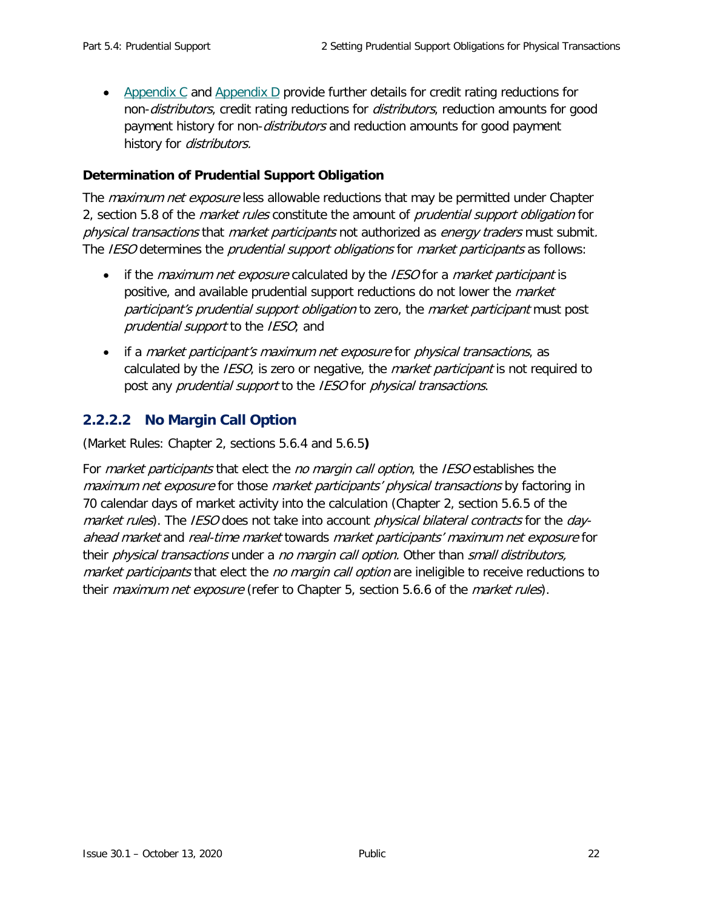- Appendix C and Appendix D provide further details for credit rating reductions for non-*distributors*, credit rating reductions for *distributors*, reduction amounts for good payment history for non-*distributors* and reduction amounts for good payment history for *distributors.*

**Determination of Prudential Support Obligation**

The *maximum net exposure* less allowable reductions that may be permitted under Chapter 2, section 5.8 of the *market rules* constitute the amount of *prudential support obligation* for *physical transactions* that *market participants* not authorized as *energy traders* must submit. The *IESO* determines the *prudential support obligations* for *market participants* as follows:

- if the *maximum net exposure* calculated by the *IESO* for a *market participant* is positive, and available prudential support reductions do not lower the *market participant's prudential support obligation* to zero, the *market participant* must post *prudential support* to the *IESO*; and
- if a *market participant's maximum net exposure* for *physical transactions*, as calculated by the *IESO*, is zero or negative, the *market participant* is not required to post any *prudential support* to the *IESO* for *physical transactions*.

### 2.2.2.2 No Margin Call Option

(Market Rules: Chapter 2, sections 5.6.4 and 5.6.5**)**

For *market participants* that elect the *no margin call option*, the *IESO* establishes the *maximum net exposure* for those *market participants' physical transactions* by factoring in 70 calendar days of market activity into the calculation (Chapter 2, section 5.6.5 of the *market rules*). The *IESO* does not take into account *physical bilateral contracts* for the *day-ahead market* and *real-time market* towards *market participants' maximum net exposure* for their *physical transactions* under a *no margin call option.* Other than *small distributors, market participants* that elect the *no margin call option* are ineligible to receive reductions to their *maximum net exposure* (refer to Chapter 5, section 5.6.6 of the *market rules*).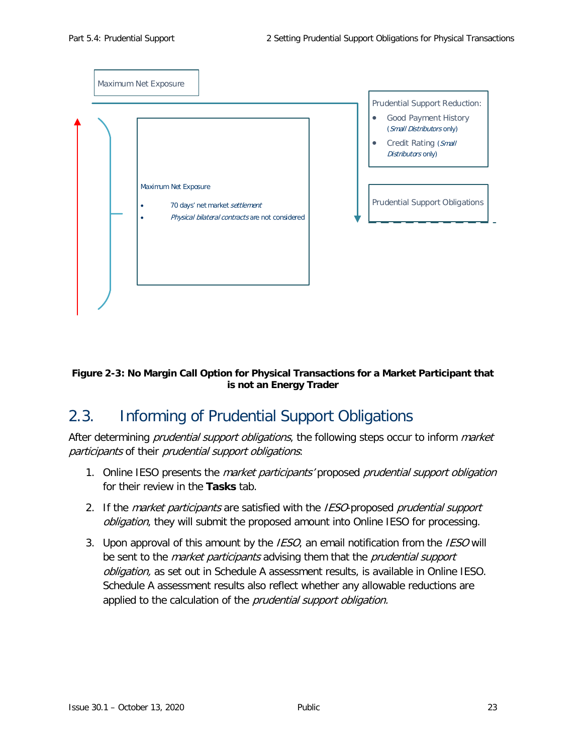Maximum Net Exposure

Maximum Net Exposure

- 70 days' net market *settlement*
- *Physical bilateral contracts* are not considered

Prudential Support Reduction:

- Good Payment History (*Small Distributors* only)
- Credit Rating (*Small Distributors* only)

Prudential Support Obligations

**Figure 2-3: No Margin Call Option for Physical Transactions for a Market Participant that is not an Energy Trader**

## 2.3. Informing of Prudential Support Obligations

After determining *prudential support obligations*, the following steps occur to inform *market participants* of their *prudential support obligations*:

1. Online IESO presents the *market participants'* proposed *prudential support obligation* for their review in the **Tasks** tab.
2. If the *market participants* are satisfied with the *IESO*-proposed *prudential support obligation*, they will submit the proposed amount into Online IESO for processing.
3. Upon approval of this amount by the *IESO*, an email notification from the *IESO* will be sent to the *market participants* advising them that the *prudential support obligation,* as set out in Schedule A assessment results, is available in Online IESO. Schedule A assessment results also reflect whether any allowable reductions are applied to the calculation of the *prudential support obligation.*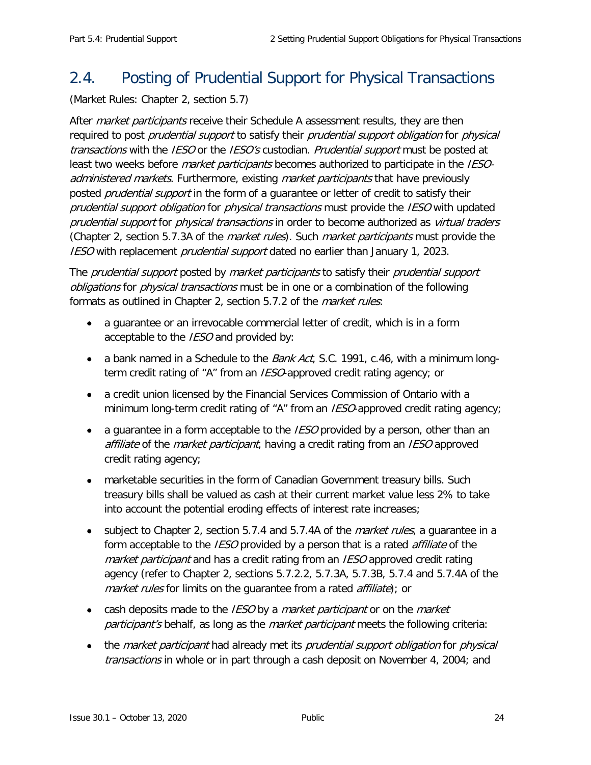## 2.4. Posting of Prudential Support for Physical Transactions

(Market Rules: Chapter 2, section 5.7)

After *market participants* receive their Schedule A assessment results, they are then required to post *prudential support* to satisfy their *prudential support obligation* for *physical transactions* with the *IESO* or the *IESO's* custodian. *Prudential support* must be posted at least two weeks before *market participants* becomes authorized to participate in the *IESO-administered markets*. Furthermore, existing *market participants* that have previously posted *prudential support* in the form of a guarantee or letter of credit to satisfy their *prudential support obligation* for *physical transactions* must provide the *IESO* with updated *prudential support* for *physical transactions* in order to become authorized as *virtual traders* (Chapter 2, section 5.7.3A of the *market rules*). Such *market participants* must provide the *IESO* with replacement *prudential support* dated no earlier than January 1, 2023.

The *prudential support* posted by *market participants* to satisfy their *prudential support obligations* for *physical transactions* must be in one or a combination of the following formats as outlined in Chapter 2, section 5.7.2 of the *market rules*:

- a guarantee or an irrevocable commercial letter of credit, which is in a form acceptable to the *IESO* and provided by:
- a bank named in a Schedule to the *Bank Act*, S.C. 1991, c.46, with a minimum long-term credit rating of "A" from an *IESO*-approved credit rating agency; or
- a credit union licensed by the Financial Services Commission of Ontario with a minimum long-term credit rating of "A" from an *IESO*-approved credit rating agency;
- a guarantee in a form acceptable to the *IESO* provided by a person, other than an *affiliate* of the *market participant*, having a credit rating from an *IESO* approved credit rating agency;
- marketable securities in the form of Canadian Government treasury bills. Such treasury bills shall be valued as cash at their current market value less 2% to take into account the potential eroding effects of interest rate increases;
- subject to Chapter 2, section 5.7.4 and 5.7.4A of the *market rules*, a guarantee in a form acceptable to the *IESO* provided by a person that is a rated *affiliate* of the *market participant* and has a credit rating from an *IESO* approved credit rating agency (refer to Chapter 2, sections 5.7.2.2, 5.7.3A, 5.7.3B, 5.7.4 and 5.7.4A of the *market rules* for limits on the guarantee from a rated *affiliate*); or
- cash deposits made to the *IESO* by a *market participant* or on the *market participant's* behalf, as long as the *market participant* meets the following criteria:
- the *market participant* had already met its *prudential support obligation* for *physical transactions* in whole or in part through a cash deposit on November 4, 2004; and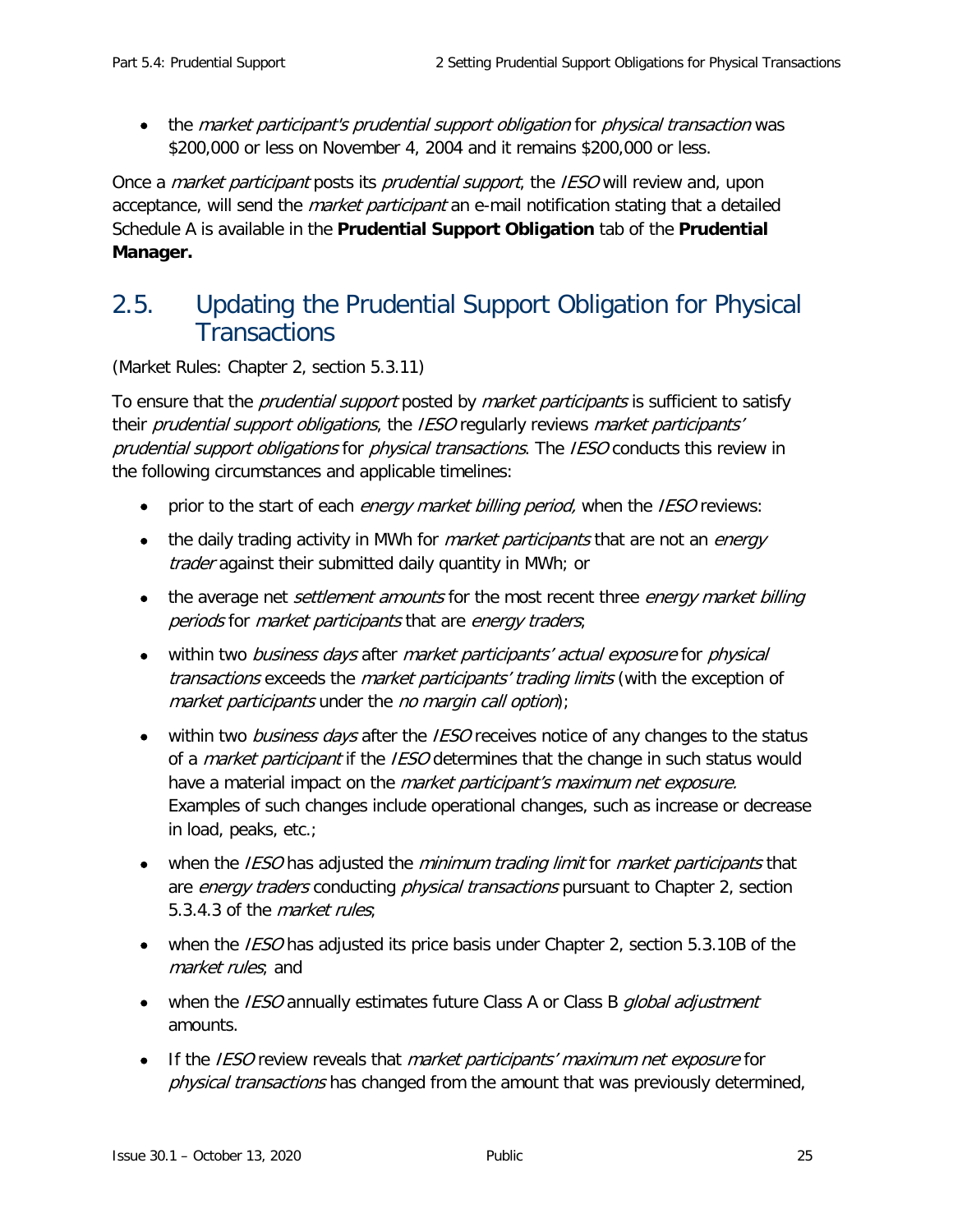- the *market participant's prudential support obligation* for *physical transaction* was $200,000 or less on November 4, 2004 and it remains $200,000 or less.

Once a *market participant* posts its *prudential support*, the *IESO* will review and, upon acceptance, will send the *market participant* an e-mail notification stating that a detailed Schedule A is available in the **Prudential Support Obligation** tab of the **Prudential Manager.**

## 2.5. Updating the Prudential Support Obligation for Physical Transactions

(Market Rules: Chapter 2, section 5.3.11)

To ensure that the *prudential support* posted by *market participants* is sufficient to satisfy their *prudential support obligations*, the *IESO* regularly reviews *market participants' prudential support obligations* for *physical transactions*. The *IESO* conducts this review in the following circumstances and applicable timelines:

- prior to the start of each *energy market billing period,* when the *IESO* reviews:
- the daily trading activity in MWh for *market participants* that are not an *energy trader* against their submitted daily quantity in MWh; or
- the average net *settlement amounts* for the most recent three *energy market billing periods* for *market participants* that are *energy traders*;
- within two *business days* after *market participants' actual exposure* for *physical transactions* exceeds the *market participants' trading limits* (with the exception of *market participants* under the *no margin call option*);
- within two *business days* after the *IESO* receives notice of any changes to the status of a *market participant* if the *IESO* determines that the change in such status would have a material impact on the *market participant's maximum net exposure.* Examples of such changes include operational changes, such as increase or decrease in load, peaks, etc.;
- when the *IESO* has adjusted the *minimum trading limit* for *market participants* that are *energy traders* conducting *physical transactions* pursuant to Chapter 2, section 5.3.4.3 of the *market rules*;
- when the *IESO* has adjusted its price basis under Chapter 2, section 5.3.10B of the *market rules*; and
- when the *IESO* annually estimates future Class A or Class B *global adjustment* amounts.
- If the *IESO* review reveals that *market participants' maximum net exposure* for *physical transactions* has changed from the amount that was previously determined,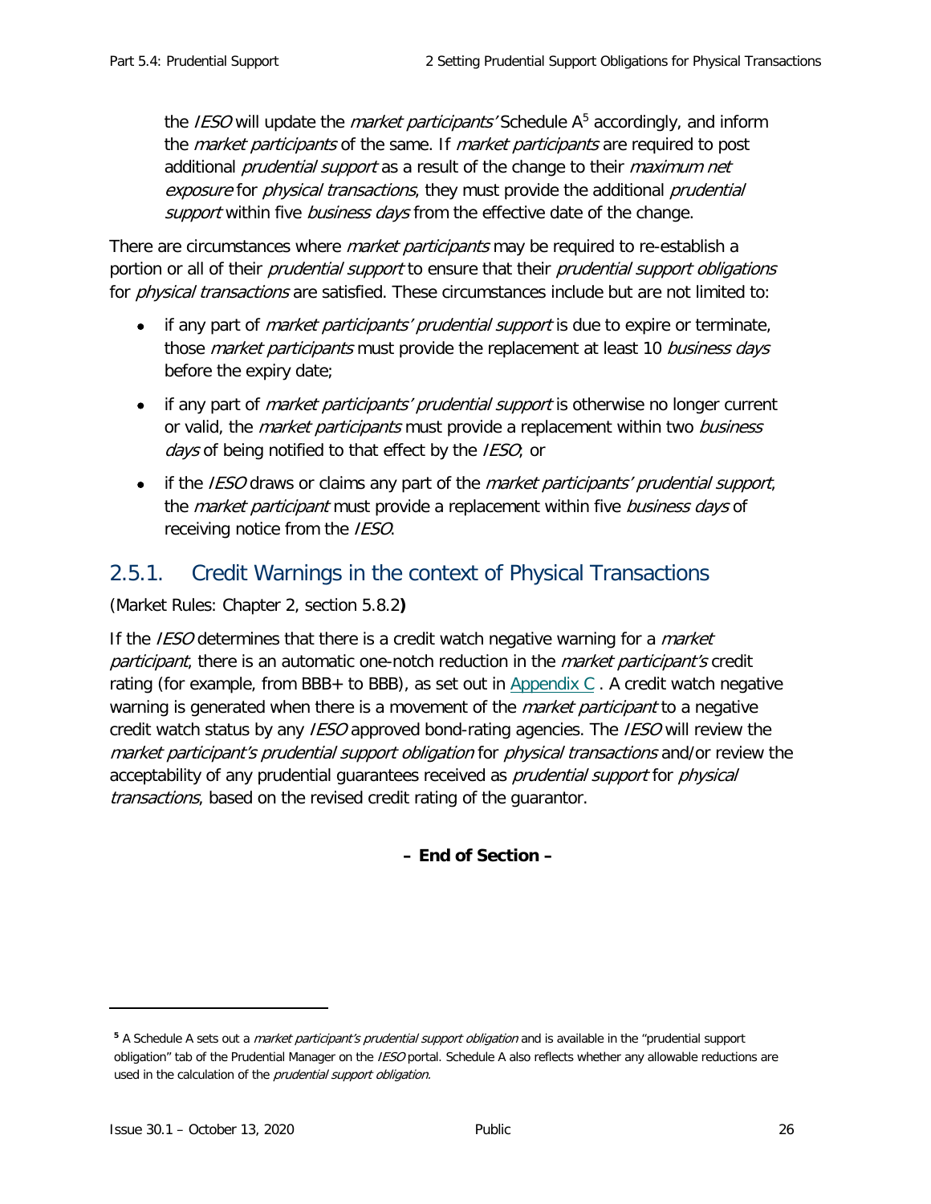the *IESO* will update the *market participants'* Schedule A[5] accordingly, and inform the *market participants* of the same. If *market participants* are required to post additional *prudential support* as a result of the change to their *maximum net exposure* for *physical transactions*, they must provide the additional *prudential support* within five *business days* from the effective date of the change.

There are circumstances where *market participants* may be required to re-establish a portion or all of their *prudential support* to ensure that their *prudential support obligations* for *physical transactions* are satisfied. These circumstances include but are not limited to:

- if any part of *market participants' prudential support* is due to expire or terminate, those *market participants* must provide the replacement at least 10 *business days* before the expiry date;
- if any part of *market participants' prudential support* is otherwise no longer current or valid, the *market participants* must provide a replacement within two *business days* of being notified to that effect by the *IESO*; or
- if the *IESO* draws or claims any part of the *market participants' prudential support*, the *market participant* must provide a replacement within five *business days* of receiving notice from the *IESO*.

### 2.5.1. Credit Warnings in the context of Physical Transactions

(Market Rules: Chapter 2, section 5.8.2**)**

If the *IESO* determines that there is a credit watch negative warning for a *market participant*, there is an automatic one-notch reduction in the *market participant's* credit rating (for example, from BBB+ to BBB), as set out in Appendix C . A credit watch negative warning is generated when there is a movement of the *market participant* to a negative credit watch status by any *IESO* approved bond-rating agencies. The *IESO* will review the *market participant's prudential support obligation* for *physical transactions* and/or review the acceptability of any prudential guarantees received as *prudential support* for *physical transactions*, based on the revised credit rating of the guarantor.

**– End of Section –**

---

[5] A Schedule A sets out a *market participant's prudential support obligation* and is available in the "prudential support obligation" tab of the Prudential Manager on the *IESO* portal. Schedule A also reflects whether any allowable reductions are used in the calculation of the *prudential support obligation*.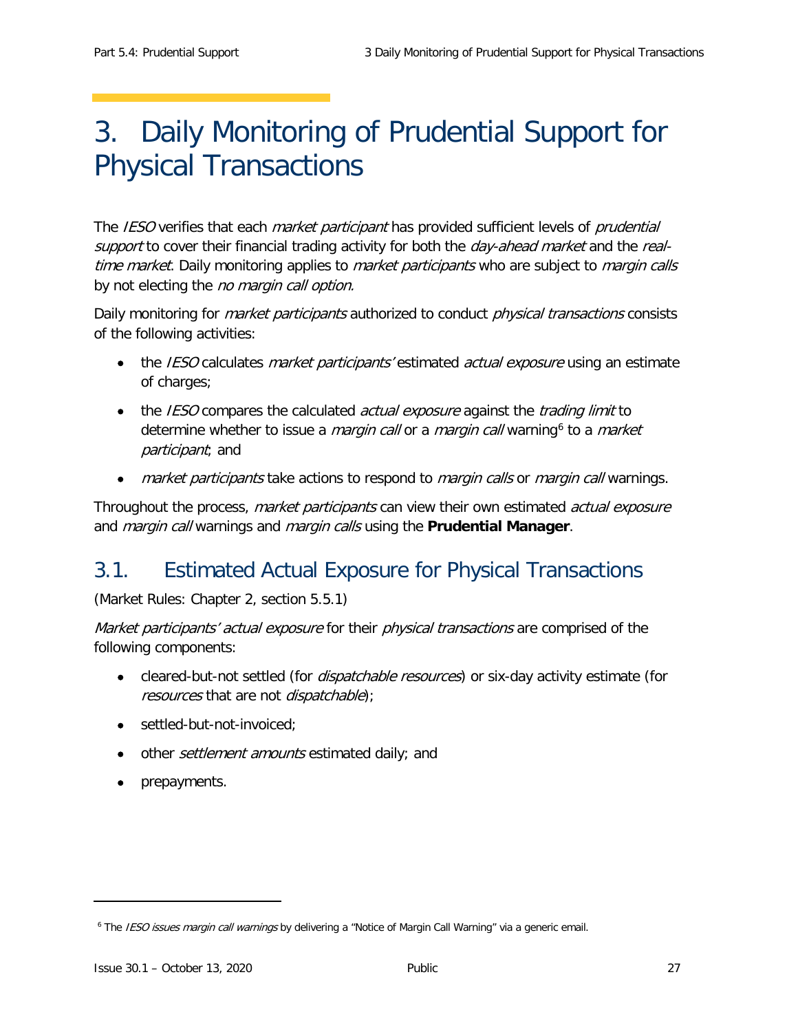# 3. Daily Monitoring of Prudential Support for Physical Transactions

The *IESO* verifies that each *market participant* has provided sufficient levels of *prudential support* to cover their financial trading activity for both the *day-ahead market* and the *real-time market*. Daily monitoring applies to *market participants* who are subject to *margin calls* by not electing the *no margin call option.*

Daily monitoring for *market participants* authorized to conduct *physical transactions* consists of the following activities:

- the *IESO* calculates *market participants'* estimated *actual exposure* using an estimate of charges;
- the *IESO* compares the calculated *actual exposure* against the *trading limit* to determine whether to issue a *margin call* or a *margin call* warning[6] to a *market participant*; and
- *market participants* take actions to respond to *margin calls* or *margin call* warnings.

Throughout the process, *market participants* can view their own estimated *actual exposure* and *margin call* warnings and *margin calls* using the **Prudential Manager**.

## 3.1. Estimated Actual Exposure for Physical Transactions

(Market Rules: Chapter 2, section 5.5.1)

*Market participants' actual exposure* for their *physical transactions* are comprised of the following components:

- cleared-but-not settled (for *dispatchable resources*) or six-day activity estimate (for *resources* that are not *dispatchable*);
- settled-but-not-invoiced;
- other *settlement amounts* estimated daily; and
- prepayments.

---

[6] The *IESO issues margin call warnings* by delivering a "Notice of Margin Call Warning" via a generic email.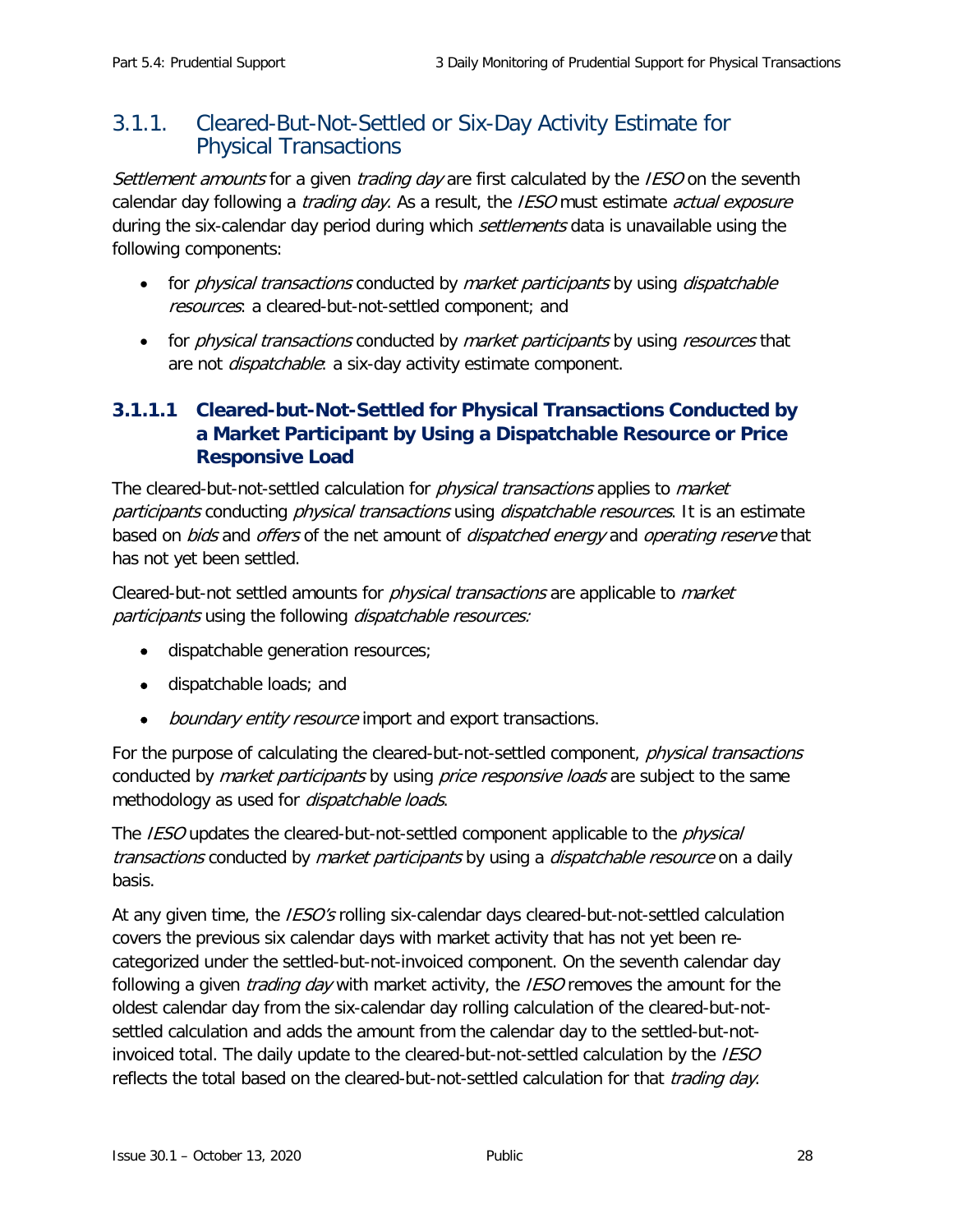## 3.1.1. Cleared-But-Not-Settled or Six-Day Activity Estimate for Physical Transactions

*Settlement amounts* for a given *trading day* are first calculated by the *IESO* on the seventh calendar day following a *trading day*. As a result, the *IESO* must estimate *actual exposure* during the six-calendar day period during which *settlements* data is unavailable using the following components:

- for *physical transactions* conducted by *market participants* by using *dispatchable resources*: a cleared-but-not-settled component; and
- for *physical transactions* conducted by *market participants* by using *resources* that are not *dispatchable*: a six-day activity estimate component.

### 3.1.1.1 Cleared-but-Not-Settled for Physical Transactions Conducted by a Market Participant by Using a Dispatchable Resource or Price Responsive Load

The cleared-but-not-settled calculation for *physical transactions* applies to *market participants* conducting *physical transactions* using *dispatchable resources*. It is an estimate based on *bids* and *offers* of the net amount of *dispatched energy* and *operating reserve* that has not yet been settled.

Cleared-but-not settled amounts for *physical transactions* are applicable to *market participants* using the following *dispatchable resources:*

- dispatchable generation resources;
- dispatchable loads; and
- *boundary entity resource* import and export transactions.

For the purpose of calculating the cleared-but-not-settled component, *physical transactions* conducted by *market participants* by using *price responsive loads* are subject to the same methodology as used for *dispatchable loads*.

The *IESO* updates the cleared-but-not-settled component applicable to the *physical transactions* conducted by *market participants* by using a *dispatchable resource* on a daily basis.

At any given time, the *IESO's* rolling six-calendar days cleared-but-not-settled calculation covers the previous six calendar days with market activity that has not yet been re-categorized under the settled-but-not-invoiced component. On the seventh calendar day following a given *trading day* with market activity, the *IESO* removes the amount for the oldest calendar day from the six-calendar day rolling calculation of the cleared-but-not-settled calculation and adds the amount from the calendar day to the settled-but-not-invoiced total. The daily update to the cleared-but-not-settled calculation by the *IESO* reflects the total based on the cleared-but-not-settled calculation for that *trading day*.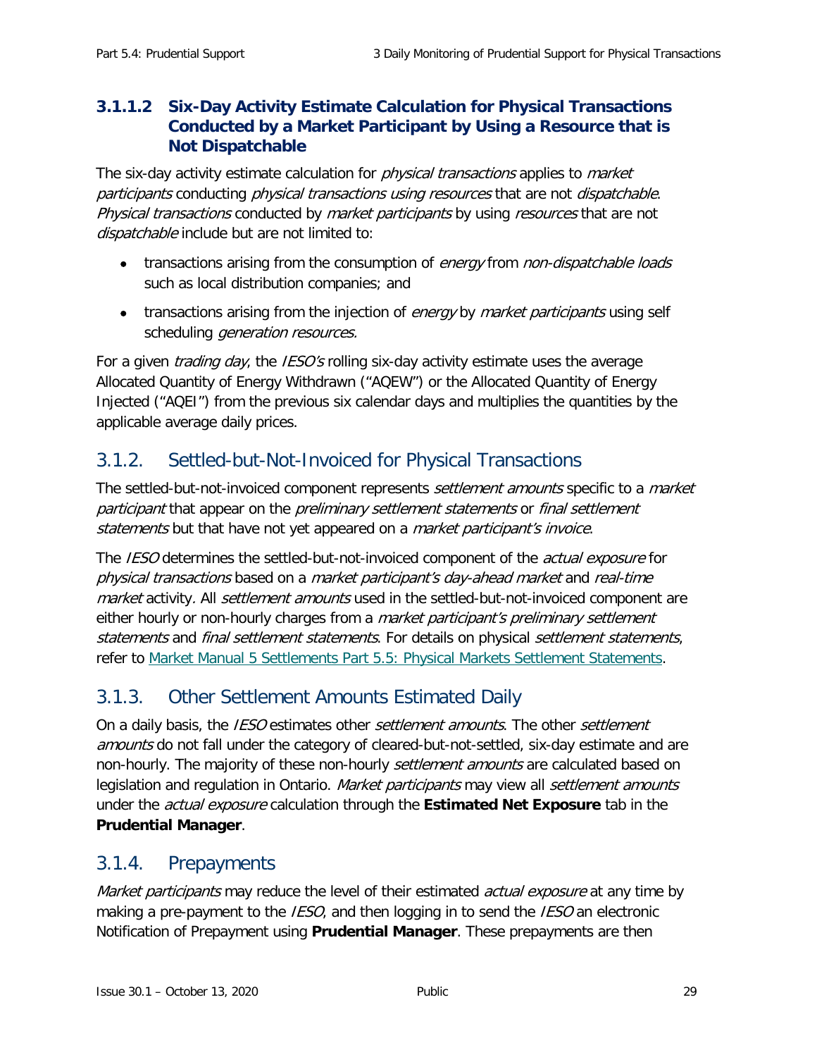#### 3.1.1.2 Six-Day Activity Estimate Calculation for Physical Transactions Conducted by a Market Participant by Using a Resource that is Not Dispatchable

The six-day activity estimate calculation for *physical transactions* applies to *market participants* conducting *physical transactions using resources* that are not *dispatchable*. *Physical transactions* conducted by *market participants* by using *resources* that are not *dispatchable* include but are not limited to:

- transactions arising from the consumption of *energy* from *non-dispatchable loads* such as local distribution companies; and
- transactions arising from the injection of *energy* by *market participants* using self scheduling *generation resources.*

For a given *trading day*, the *IESO's* rolling six-day activity estimate uses the average Allocated Quantity of Energy Withdrawn ("AQEW") or the Allocated Quantity of Energy Injected ("AQEI") from the previous six calendar days and multiplies the quantities by the applicable average daily prices.

### 3.1.2. Settled-but-Not-Invoiced for Physical Transactions

The settled-but-not-invoiced component represents *settlement amounts* specific to a *market participant* that appear on the *preliminary settlement statements* or *final settlement statements* but that have not yet appeared on a *market participant's invoice*.

The *IESO* determines the settled-but-not-invoiced component of the *actual exposure* for *physical transactions* based on a *market participant's day-ahead market* and *real-time market* activity*.* All *settlement amounts* used in the settled-but-not-invoiced component are either hourly or non-hourly charges from a *market participant's preliminary settlement statements* and *final settlement statements*. For details on physical *settlement statements*, refer to Market Manual 5 Settlements Part 5.5: Physical Markets Settlement Statements.

### 3.1.3. Other Settlement Amounts Estimated Daily

On a daily basis, the *IESO* estimates other *settlement amounts*. The other *settlement amounts* do not fall under the category of cleared-but-not-settled, six-day estimate and are non-hourly. The majority of these non-hourly *settlement amounts* are calculated based on legislation and regulation in Ontario. *Market participants* may view all *settlement amounts* under the *actual exposure* calculation through the **Estimated Net Exposure** tab in the **Prudential Manager**.

### 3.1.4. Prepayments

*Market participants* may reduce the level of their estimated *actual exposure* at any time by making a pre-payment to the *IESO*, and then logging in to send the *IESO* an electronic Notification of Prepayment using **Prudential Manager**. These prepayments are then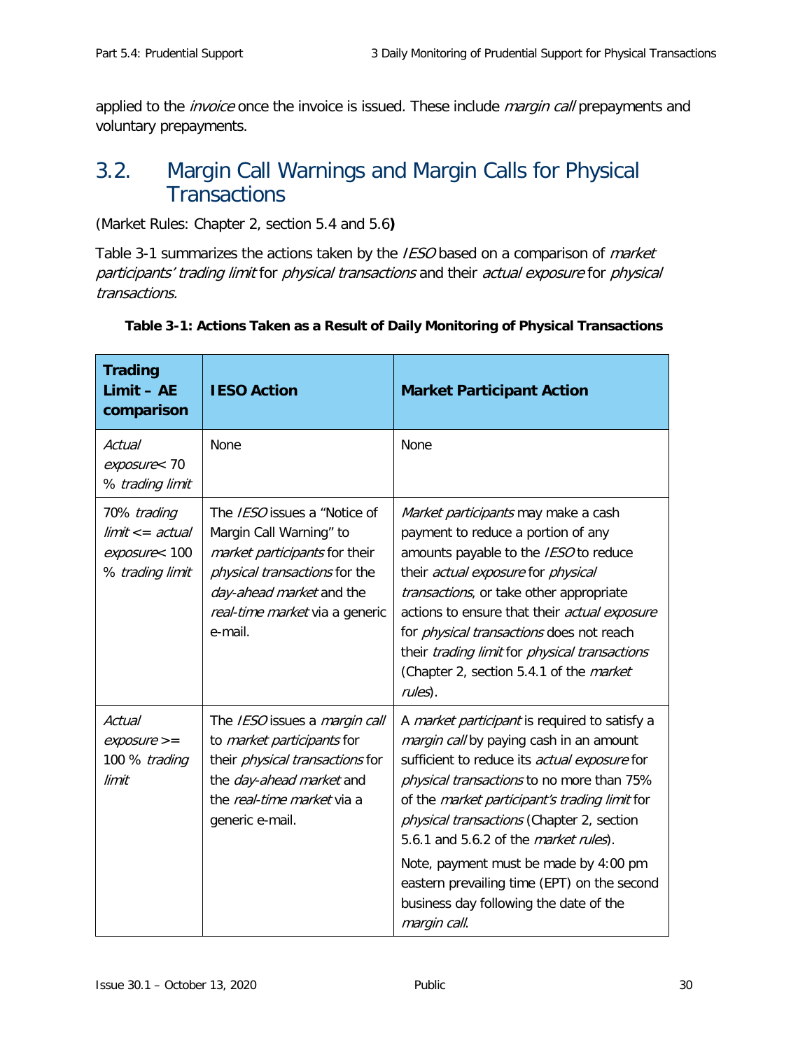applied to the *invoice* once the invoice is issued. These include *margin call* prepayments and voluntary prepayments.

## 3.2. Margin Call Warnings and Margin Calls for Physical Transactions

(Market Rules: Chapter 2, section 5.4 and 5.6**)**

Table 3-1 summarizes the actions taken by the *IESO* based on a comparison of *market participants' trading limit* for *physical transactions* and their *actual exposure* for *physical transactions.*

**Table 3-1: Actions Taken as a Result of Daily Monitoring of Physical Transactions**

| Trading Limit – AE comparison | IESO Action | Market Participant Action |
|---|---|---|
| *Actual exposure*< 70 % *trading limit* | None | None |
| 70% *trading limit* <= *actual exposure*< 100 % *trading limit* | The *IESO* issues a "Notice of Margin Call Warning" to *market participants* for their *physical transactions* for the *day-ahead market* and the *real-time market* via a generic e-mail. | *Market participants* may make a cash payment to reduce a portion of any amounts payable to the *IESO* to reduce their *actual exposure* for *physical transactions*, or take other appropriate actions to ensure that their *actual exposure* for *physical transactions* does not reach their *trading limit* for *physical transactions* (Chapter 2, section 5.4.1 of the *market rules*). |
| *Actual exposure* >= 100 % *trading limit* | The *IESO* issues a *margin call* to *market participants* for their *physical transactions* for the *day-ahead market* and the *real-time market* via a generic e-mail. | A *market participant* is required to satisfy a *margin call* by paying cash in an amount sufficient to reduce its *actual exposure* for *physical transactions* to no more than 75% of the *market participant's trading limit* for *physical transactions* (Chapter 2, section 5.6.1 and 5.6.2 of the *market rules*).<br><br>Note, payment must be made by 4:00 pm eastern prevailing time (EPT) on the second business day following the date of the *margin call*. |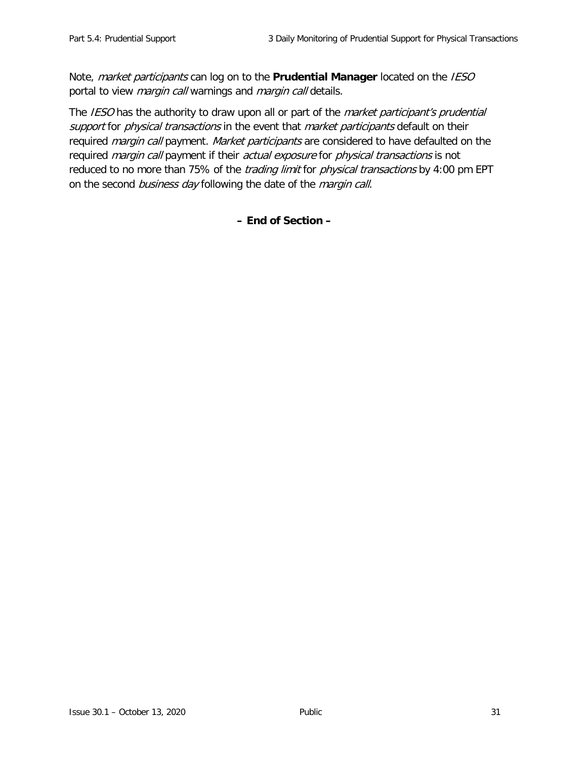Note, *market participants* can log on to the **Prudential Manager** located on the *IESO* portal to view *margin call* warnings and *margin call* details.

The *IESO* has the authority to draw upon all or part of the *market participant's prudential support* for *physical transactions* in the event that *market participants* default on their required *margin call* payment. *Market participants* are considered to have defaulted on the required *margin call* payment if their *actual exposure* for *physical transactions* is not reduced to no more than 75% of the *trading limit* for *physical transactions* by 4:00 pm EPT on the second *business day* following the date of the *margin call*.

**– End of Section –**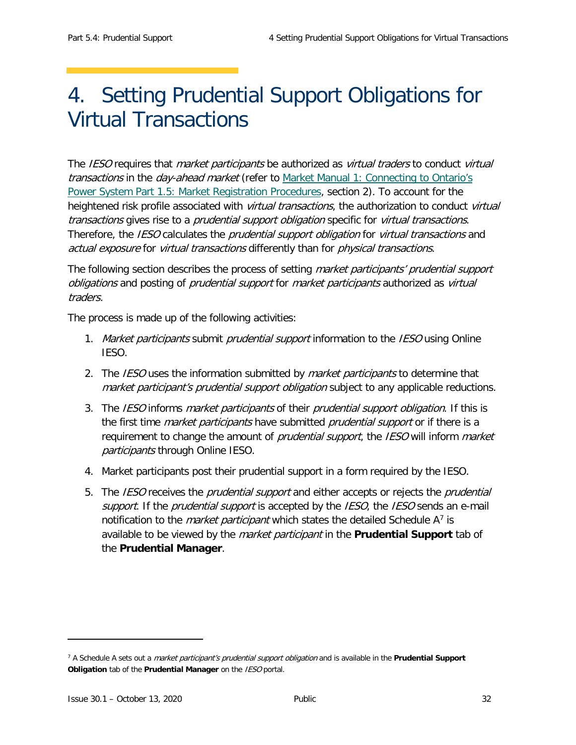# 4. Setting Prudential Support Obligations for Virtual Transactions

The *IESO* requires that *market participants* be authorized as *virtual traders* to conduct *virtual transactions* in the *day-ahead market* (refer to [Market Manual 1: Connecting to Ontario's Power System Part 1.5: Market Registration Procedures](), section 2). To account for the heightened risk profile associated with *virtual transactions*, the authorization to conduct *virtual transactions* gives rise to a *prudential support obligation* specific for *virtual transactions*. Therefore, the *IESO* calculates the *prudential support obligation* for *virtual transactions* and *actual exposure* for *virtual transactions* differently than for *physical transactions*.

The following section describes the process of setting *market participants' prudential support obligations* and posting of *prudential support* for *market participants* authorized as *virtual traders.*

The process is made up of the following activities:

1. *Market participants* submit *prudential support* information to the *IESO* using Online IESO.
2. The *IESO* uses the information submitted by *market participants* to determine that *market participant's prudential support obligation* subject to any applicable reductions.
3. The *IESO* informs *market participants* of their *prudential support obligation*. If this is the first time *market participants* have submitted *prudential support* or if there is a requirement to change the amount of *prudential support*, the *IESO* will inform *market participants* through Online IESO.
4. Market participants post their prudential support in a form required by the IESO.
5. The *IESO* receives the *prudential support* and either accepts or rejects the *prudential support*. If the *prudential support* is accepted by the *IESO*, the *IESO* sends an e-mail notification to the *market participant* which states the detailed Schedule A[7] is available to be viewed by the *market participant* in the **Prudential Support** tab of the **Prudential Manager**.

---

[7] A Schedule A sets out a *market participant's prudential support obligation* and is available in the **Prudential Support Obligation** tab of the **Prudential Manager** on the *IESO* portal.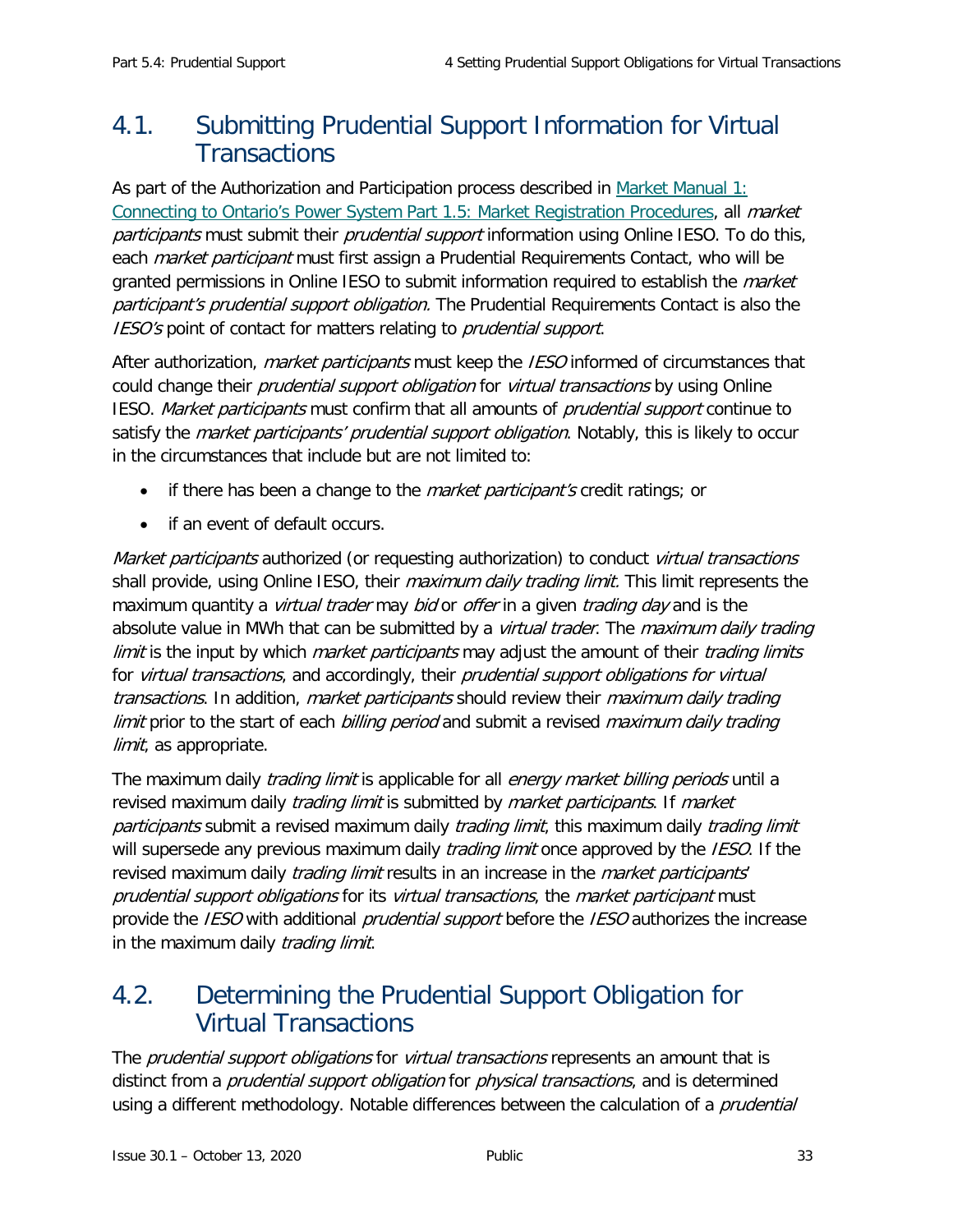## 4.1. Submitting Prudential Support Information for Virtual Transactions

As part of the Authorization and Participation process described in Market Manual 1: Connecting to Ontario's Power System Part 1.5: Market Registration Procedures, all *market participants* must submit their *prudential support* information using Online IESO. To do this, each *market participant* must first assign a Prudential Requirements Contact, who will be granted permissions in Online IESO to submit information required to establish the *market participant's prudential support obligation.* The Prudential Requirements Contact is also the *IESO's* point of contact for matters relating to *prudential support*.

After authorization, *market participants* must keep the *IESO* informed of circumstances that could change their *prudential support obligation* for *virtual transactions* by using Online IESO. *Market participants* must confirm that all amounts of *prudential support* continue to satisfy the *market participants' prudential support obligation*. Notably, this is likely to occur in the circumstances that include but are not limited to:

- if there has been a change to the *market participant's* credit ratings; or
- if an event of default occurs.

*Market participants* authorized (or requesting authorization) to conduct *virtual transactions* shall provide, using Online IESO, their *maximum daily trading limit.* This limit represents the maximum quantity a *virtual trader* may *bid* or *offer* in a given *trading day* and is the absolute value in MWh that can be submitted by a *virtual trader*. The *maximum daily trading limit* is the input by which *market participants* may adjust the amount of their *trading limits* for *virtual transactions*, and accordingly, their *prudential support obligations for virtual transactions*. In addition, *market participants* should review their *maximum daily trading limit* prior to the start of each *billing period* and submit a revised *maximum daily trading limit*, as appropriate.

The maximum daily *trading limit* is applicable for all *energy market billing periods* until a revised maximum daily *trading limit* is submitted by *market participants*. If *market participants* submit a revised maximum daily *trading limit*, this maximum daily *trading limit* will supersede any previous maximum daily *trading limit* once approved by the *IESO*. If the revised maximum daily *trading limit* results in an increase in the *market participants' prudential support obligations* for its *virtual transactions*, the *market participant* must provide the *IESO* with additional *prudential support* before the *IESO* authorizes the increase in the maximum daily *trading limit*.

## 4.2. Determining the Prudential Support Obligation for Virtual Transactions

The *prudential support obligations* for *virtual transactions* represents an amount that is distinct from a *prudential support obligation* for *physical transactions*, and is determined using a different methodology. Notable differences between the calculation of a *prudential*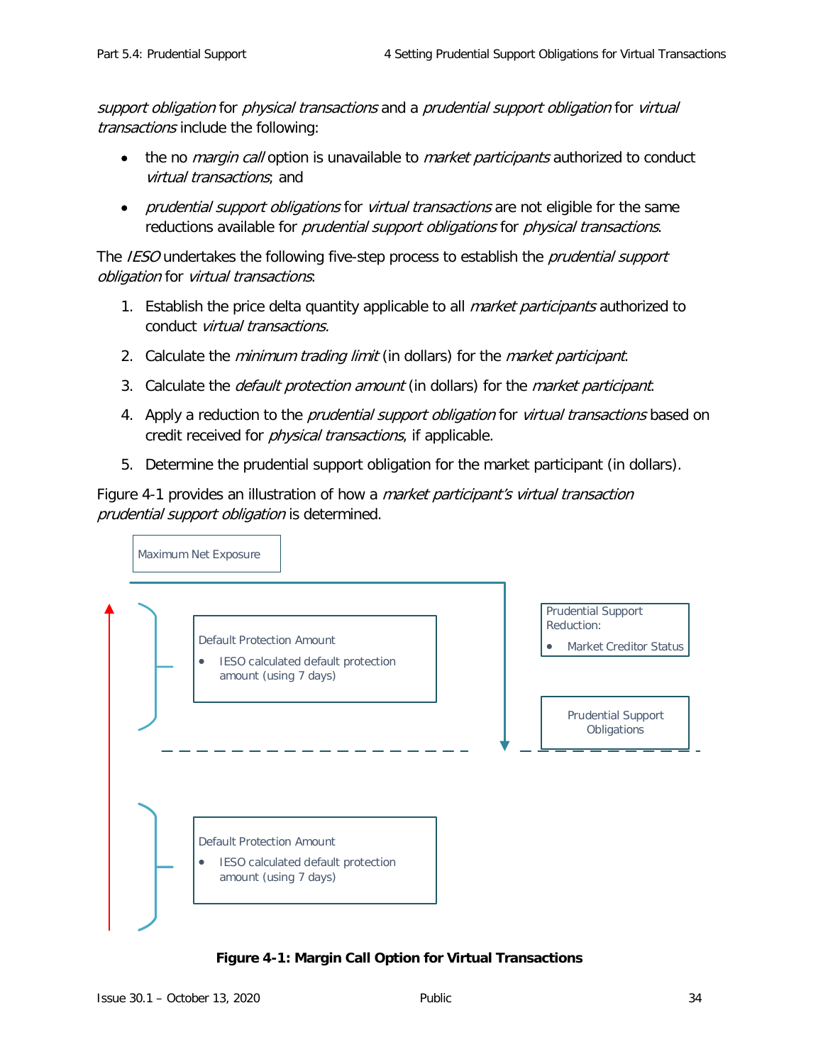*support obligation* for *physical transactions* and a *prudential support obligation* for *virtual transactions* include the following:

- the no *margin call* option is unavailable to *market participants* authorized to conduct *virtual transactions*; and
- *prudential support obligations* for *virtual transactions* are not eligible for the same reductions available for *prudential support obligations* for *physical transactions*.

The *IESO* undertakes the following five-step process to establish the *prudential support obligation* for *virtual transactions*:

1. Establish the price delta quantity applicable to all *market participants* authorized to conduct *virtual transactions.*
2. Calculate the *minimum trading limit* (in dollars) for the *market participant*.
3. Calculate the *default protection amount* (in dollars) for the *market participant*.
4. Apply a reduction to the *prudential support obligation* for *virtual transactions* based on credit received for *physical transactions*, if applicable.
5. Determine the prudential support obligation for the market participant (in dollars).

Figure 4-1 provides an illustration of how a *market participant's virtual transaction prudential support obligation* is determined.

Maximum Net Exposure

Default Protection Amount

- IESO calculated default protection amount (using 7 days)

Prudential Support Reduction:

- Market Creditor Status

Prudential Support Obligations

Default Protection Amount

- IESO calculated default protection amount (using 7 days)

**Figure 4-1: Margin Call Option for Virtual Transactions**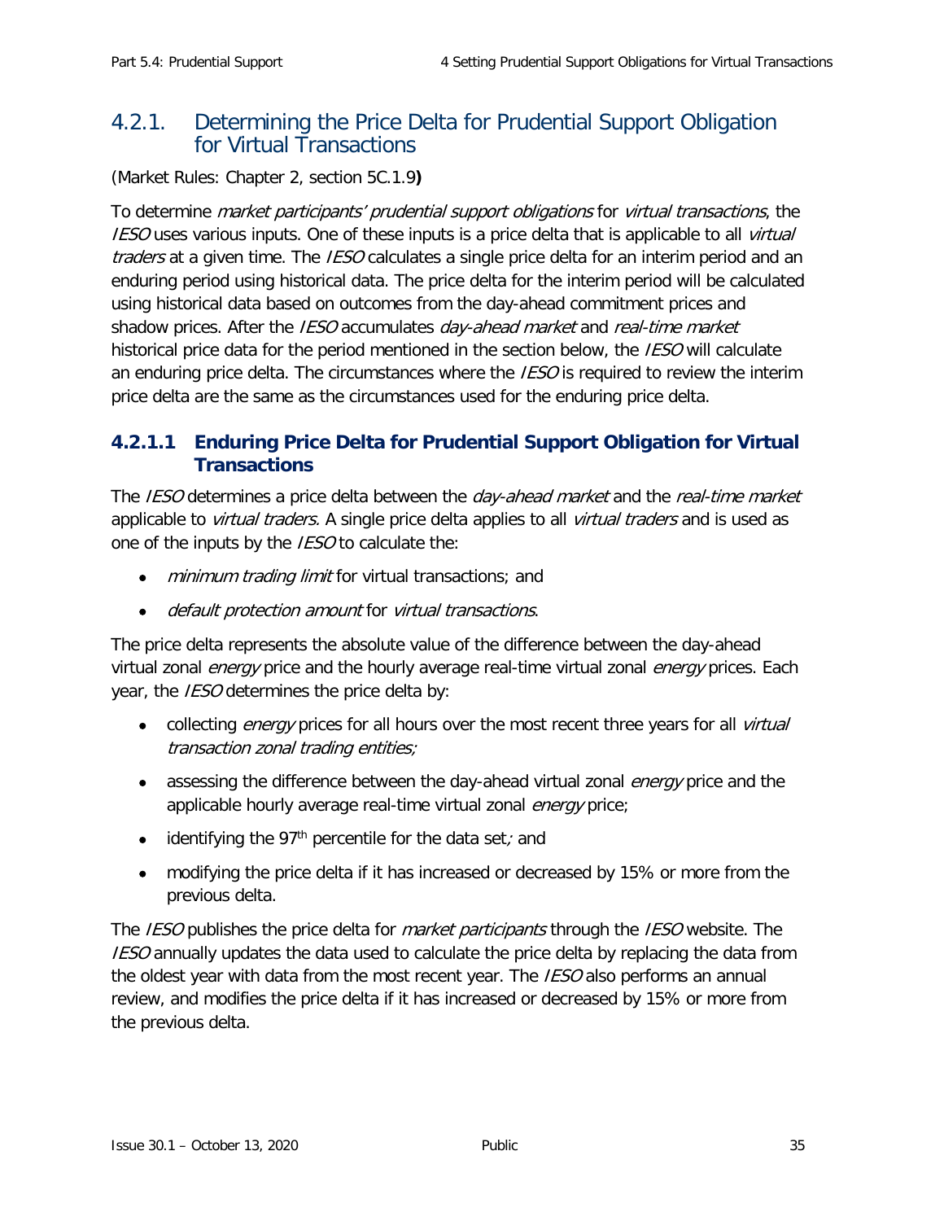## 4.2.1. Determining the Price Delta for Prudential Support Obligation for Virtual Transactions

(Market Rules: Chapter 2, section 5C.1.9**)**

To determine *market participants' prudential support obligations* for *virtual transactions*, the *IESO* uses various inputs. One of these inputs is a price delta that is applicable to all *virtual traders* at a given time. The *IESO* calculates a single price delta for an interim period and an enduring period using historical data. The price delta for the interim period will be calculated using historical data based on outcomes from the day-ahead commitment prices and shadow prices. After the *IESO* accumulates *day-ahead market* and *real-time market* historical price data for the period mentioned in the section below, the *IESO* will calculate an enduring price delta. The circumstances where the *IESO* is required to review the interim price delta are the same as the circumstances used for the enduring price delta.

### 4.2.1.1 Enduring Price Delta for Prudential Support Obligation for Virtual Transactions

The *IESO* determines a price delta between the *day-ahead market* and the *real-time market* applicable to *virtual traders.* A single price delta applies to all *virtual traders* and is used as one of the inputs by the *IESO* to calculate the:

- *minimum trading limit* for virtual transactions; and
- *default protection amount* for *virtual transactions*.

The price delta represents the absolute value of the difference between the day-ahead virtual zonal *energy* price and the hourly average real-time virtual zonal *energy* prices. Each year, the *IESO* determines the price delta by:

- collecting *energy* prices for all hours over the most recent three years for all *virtual transaction zonal trading entities;*
- assessing the difference between the day-ahead virtual zonal *energy* price and the applicable hourly average real-time virtual zonal *energy* price;
- identifying the 97$^{th}$ percentile for the data set*;* and
- modifying the price delta if it has increased or decreased by 15% or more from the previous delta.

The *IESO* publishes the price delta for *market participants* through the *IESO* website. The *IESO* annually updates the data used to calculate the price delta by replacing the data from the oldest year with data from the most recent year. The *IESO* also performs an annual review, and modifies the price delta if it has increased or decreased by 15% or more from the previous delta.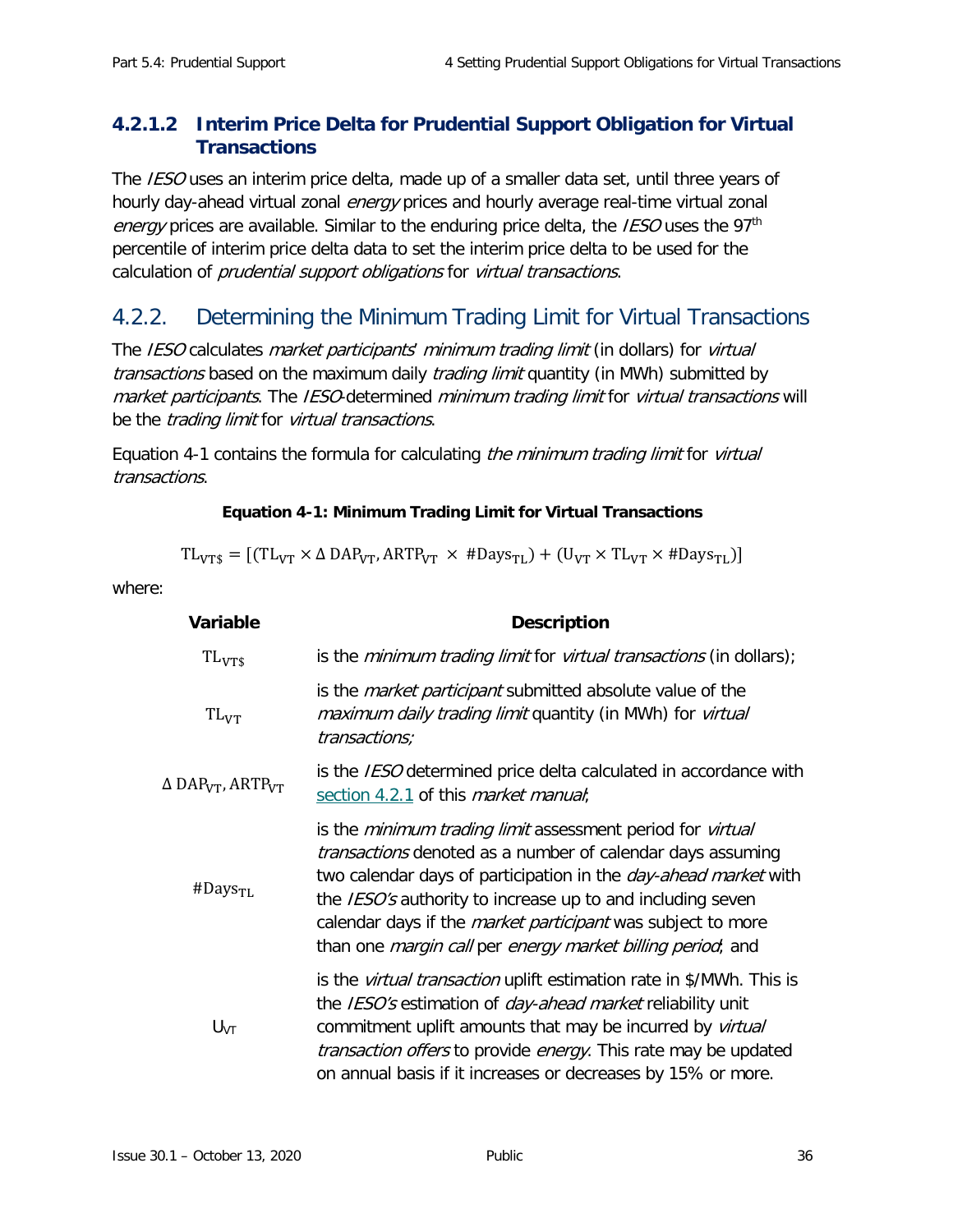#### 4.2.1.2 Interim Price Delta for Prudential Support Obligation for Virtual Transactions

The *IESO* uses an interim price delta, made up of a smaller data set, until three years of hourly day-ahead virtual zonal *energy* prices and hourly average real-time virtual zonal *energy* prices are available. Similar to the enduring price delta, the *IESO* uses the 97th percentile of interim price delta data to set the interim price delta to be used for the calculation of *prudential support obligations* for *virtual transactions*.

### 4.2.2. Determining the Minimum Trading Limit for Virtual Transactions

The *IESO* calculates *market participants' minimum trading limit* (in dollars) for *virtual transactions* based on the maximum daily *trading limit* quantity (in MWh) submitted by *market participants*. The *IESO*-determined *minimum trading limit* for *virtual transactions* will be the *trading limit* for *virtual transactions*.

Equation 4-1 contains the formula for calculating *the minimum trading limit* for *virtual transactions*.

**Equation 4-1: Minimum Trading Limit for Virtual Transactions**

$$\mathrm{TL_{VT\$}} = [(\mathrm{TL_{VT}} \times \Delta\, \mathrm{DAP_{VT}}, \mathrm{ARTP_{VT}} \times \#\mathrm{Days_{TL}}) + (\mathrm{U_{VT}} \times \mathrm{TL_{VT}} \times \#\mathrm{Days_{TL}})]$$

where:

| Variable | Description |
|---|---|
| $\mathrm{TL_{VT\$}}$ | is the *minimum trading limit* for *virtual transactions* (in dollars); |
| $\mathrm{TL_{VT}}$ | is the *market participant* submitted absolute value of the *maximum daily trading limit* quantity (in MWh) for *virtual transactions;* |
| $\Delta\, \mathrm{DAP_{VT}}, \mathrm{ARTP_{VT}}$ | is the *IESO* determined price delta calculated in accordance with section 4.2.1 of this *market manual*; |
| $\#\mathrm{Days_{TL}}$ | is the *minimum trading limit* assessment period for *virtual transactions* denoted as a number of calendar days assuming two calendar days of participation in the *day-ahead market* with the *IESO's* authority to increase up to and including seven calendar days if the *market participant* was subject to more than one *margin call* per *energy market billing period*; and |
| $\mathrm{U_{VT}}$ | is the *virtual transaction* uplift estimation rate in $/MWh. This is the *IESO's* estimation of *day-ahead market* reliability unit commitment uplift amounts that may be incurred by *virtual transaction offers* to provide *energy*. This rate may be updated on annual basis if it increases or decreases by 15% or more. |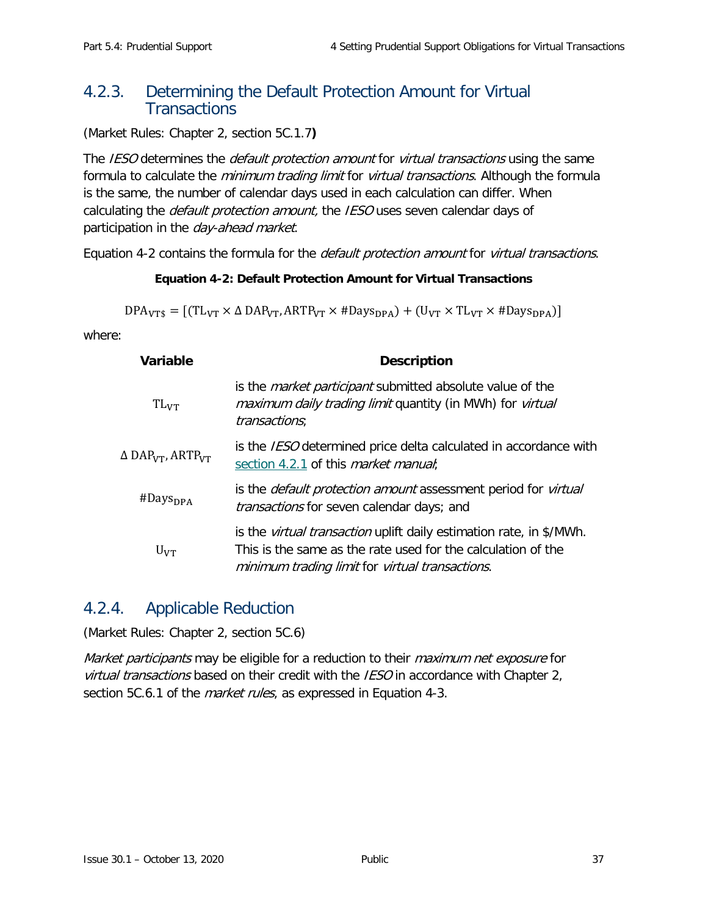### 4.2.3. Determining the Default Protection Amount for Virtual Transactions

(Market Rules: Chapter 2, section 5C.1.7**)**

The *IESO* determines the *default protection amount* for *virtual transactions* using the same formula to calculate the *minimum trading limit* for *virtual transactions*. Although the formula is the same, the number of calendar days used in each calculation can differ. When calculating the *default protection amount,* the *IESO* uses seven calendar days of participation in the *day-ahead market*.

Equation 4-2 contains the formula for the *default protection amount* for *virtual transactions*.

**Equation 4-2: Default Protection Amount for Virtual Transactions**

$$\mathrm{DPA_{VT\$}} = [(\mathrm{TL_{VT}} \times \Delta\,\mathrm{DAP_{VT}}, \mathrm{ARTP_{VT}} \times \#\mathrm{Days_{DPA}}) + (\mathrm{U_{VT}} \times \mathrm{TL_{VT}} \times \#\mathrm{Days_{DPA}})]$$

where:

| Variable | Description |
|---|---|
| $\mathrm{TL_{VT}}$ | is the *market participant* submitted absolute value of the *maximum daily trading limit* quantity (in MWh) for *virtual transactions*; |
| $\Delta\,\mathrm{DAP_{VT}}, \mathrm{ARTP_{VT}}$ | is the *IESO* determined price delta calculated in accordance with section 4.2.1 of this *market manual*; |
| $\#\mathrm{Days_{DPA}}$ | is the *default protection amount* assessment period for *virtual transactions* for seven calendar days; and |
| $\mathrm{U_{VT}}$ | is the *virtual transaction* uplift daily estimation rate, in $/MWh. This is the same as the rate used for the calculation of the *minimum trading limit* for *virtual transactions*. |

### 4.2.4. Applicable Reduction

(Market Rules: Chapter 2, section 5C.6)

*Market participants* may be eligible for a reduction to their *maximum net exposure* for *virtual transactions* based on their credit with the *IESO* in accordance with Chapter 2, section 5C.6.1 of the *market rules*, as expressed in Equation 4-3.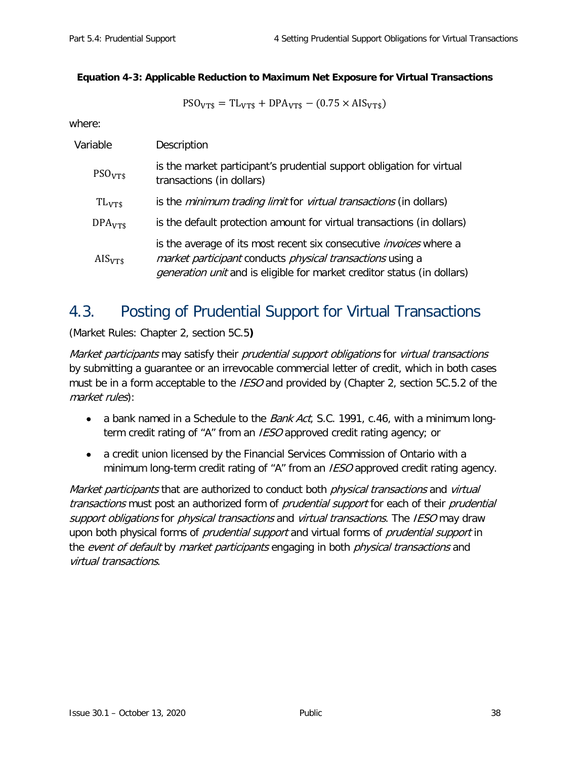**Equation 4-3: Applicable Reduction to Maximum Net Exposure for Virtual Transactions**

$$\mathrm{PSO_{VT\$}} = \mathrm{TL_{VT\$}} + \mathrm{DPA_{VT\$}} - (0.75 \times \mathrm{AIS_{VT\$}})$$

where:

| Variable | Description |
| --- | --- |
| $\mathrm{PSO_{VT\$}}$ | is the market participant's prudential support obligation for virtual transactions (in dollars) |
| $\mathrm{TL_{VT\$}}$ | is the *minimum trading limit* for *virtual transactions* (in dollars) |
| $\mathrm{DPA_{VT\$}}$ | is the default protection amount for virtual transactions (in dollars) |
| $\mathrm{AIS_{VT\$}}$ | is the average of its most recent six consecutive *invoices* where a *market participant* conducts *physical transactions* using a *generation unit* and is eligible for market creditor status (in dollars) |

## 4.3. Posting of Prudential Support for Virtual Transactions

(Market Rules: Chapter 2, section 5C.5**)**

*Market participants* may satisfy their *prudential support obligations* for *virtual transactions* by submitting a guarantee or an irrevocable commercial letter of credit, which in both cases must be in a form acceptable to the *IESO* and provided by (Chapter 2, section 5C.5.2 of the *market rules*):

- a bank named in a Schedule to the *Bank Act*, S.C. 1991, c.46, with a minimum long-term credit rating of "A" from an *IESO* approved credit rating agency; or
- a credit union licensed by the Financial Services Commission of Ontario with a minimum long-term credit rating of "A" from an *IESO* approved credit rating agency.

*Market participants* that are authorized to conduct both *physical transactions* and *virtual transactions* must post an authorized form of *prudential support* for each of their *prudential support obligations* for *physical transactions* and *virtual transactions*. The *IESO* may draw upon both physical forms of *prudential support* and virtual forms of *prudential support* in the *event of default* by *market participants* engaging in both *physical transactions* and *virtual transactions*.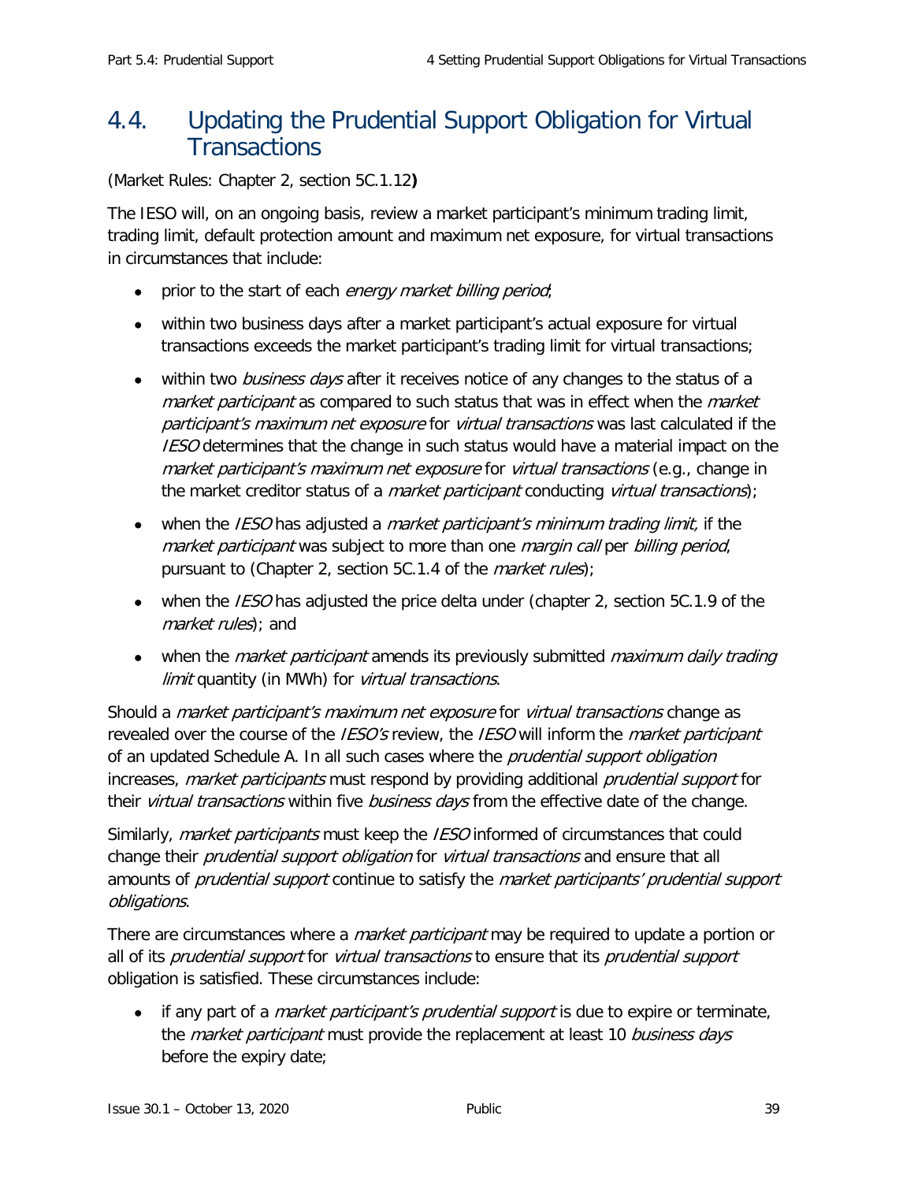## 4.4. Updating the Prudential Support Obligation for Virtual Transactions

(Market Rules: Chapter 2, section 5C.1.12**)**

The IESO will, on an ongoing basis, review a market participant's minimum trading limit, trading limit, default protection amount and maximum net exposure, for virtual transactions in circumstances that include:

- prior to the start of each *energy market billing period*;
- within two business days after a market participant's actual exposure for virtual transactions exceeds the market participant's trading limit for virtual transactions;
- within two *business days* after it receives notice of any changes to the status of a *market participant* as compared to such status that was in effect when the *market participant's maximum net exposure* for *virtual transactions* was last calculated if the *IESO* determines that the change in such status would have a material impact on the *market participant's maximum net exposure* for *virtual transactions* (e.g., change in the market creditor status of a *market participant* conducting *virtual transactions*);
- when the *IESO* has adjusted a *market participant's minimum trading limit*, if the *market participant* was subject to more than one *margin call* per *billing period*, pursuant to (Chapter 2, section 5C.1.4 of the *market rules*);
- when the *IESO* has adjusted the price delta under (chapter 2, section 5C.1.9 of the *market rules*); and
- when the *market participant* amends its previously submitted *maximum daily trading limit* quantity (in MWh) for *virtual transactions*.

Should a *market participant's maximum net exposure* for *virtual transactions* change as revealed over the course of the *IESO's* review, the *IESO* will inform the *market participant* of an updated Schedule A. In all such cases where the *prudential support obligation* increases, *market participants* must respond by providing additional *prudential support* for their *virtual transactions* within five *business days* from the effective date of the change.

Similarly, *market participants* must keep the *IESO* informed of circumstances that could change their *prudential support obligation* for *virtual transactions* and ensure that all amounts of *prudential support* continue to satisfy the *market participants' prudential support obligations*.

There are circumstances where a *market participant* may be required to update a portion or all of its *prudential support* for *virtual transactions* to ensure that its *prudential support* obligation is satisfied. These circumstances include:

- if any part of a *market participant's prudential support* is due to expire or terminate, the *market participant* must provide the replacement at least 10 *business days* before the expiry date;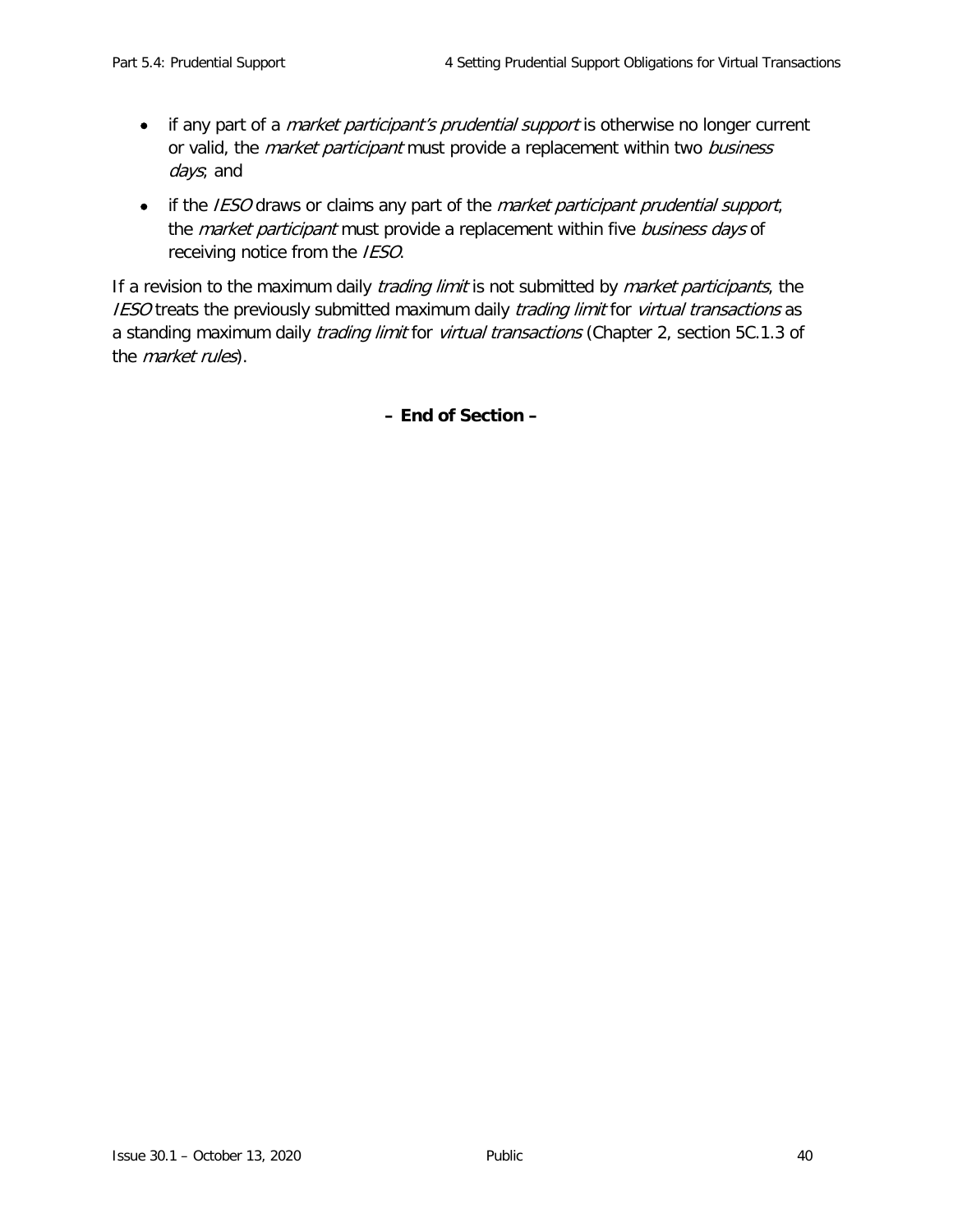- if any part of a *market participant's prudential support* is otherwise no longer current or valid, the *market participant* must provide a replacement within two *business days*; and
- if the *IESO* draws or claims any part of the *market participant prudential support*, the *market participant* must provide a replacement within five *business days* of receiving notice from the *IESO*.

If a revision to the maximum daily *trading limit* is not submitted by *market participants*, the *IESO* treats the previously submitted maximum daily *trading limit* for *virtual transactions* as a standing maximum daily *trading limit* for *virtual transactions* (Chapter 2, section 5C.1.3 of the *market rules*).

**– End of Section –**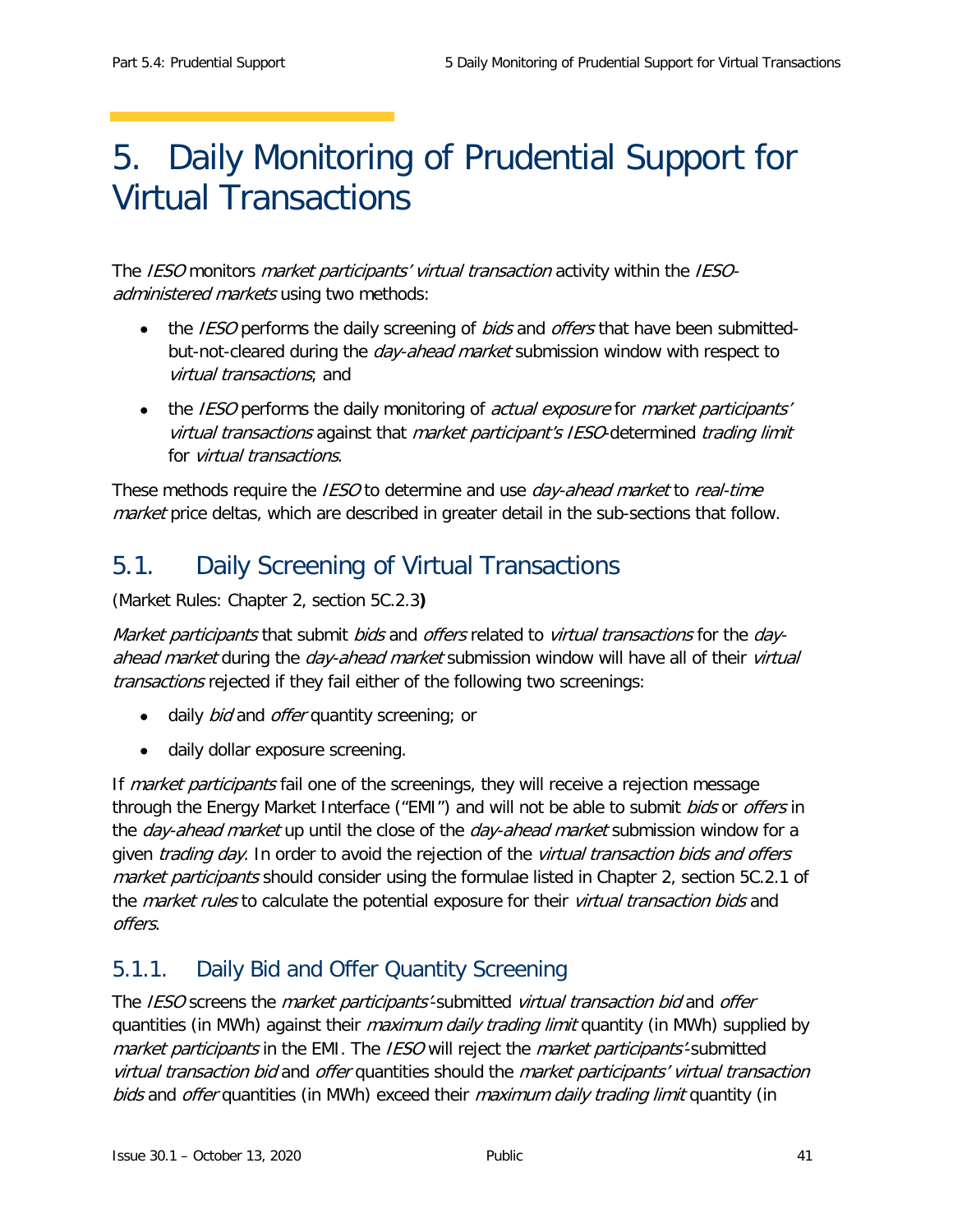# 5. Daily Monitoring of Prudential Support for Virtual Transactions

The *IESO* monitors *market participants' virtual transaction* activity within the *IESO-administered markets* using two methods:

- the *IESO* performs the daily screening of *bids* and *offers* that have been submitted-but-not-cleared during the *day-ahead market* submission window with respect to *virtual transactions*; and
- the *IESO* performs the daily monitoring of *actual exposure* for *market participants' virtual transactions* against that *market participant's IESO*-determined *trading limit* for *virtual transactions*.

These methods require the *IESO* to determine and use *day-ahead market* to *real-time market* price deltas, which are described in greater detail in the sub-sections that follow.

## 5.1. Daily Screening of Virtual Transactions

(Market Rules: Chapter 2, section 5C.2.3**)**

*Market participants* that submit *bids* and *offers* related to *virtual transactions* for the *day-ahead market* during the *day-ahead market* submission window will have all of their *virtual transactions* rejected if they fail either of the following two screenings:

- daily *bid* and *offer* quantity screening; or
- daily dollar exposure screening.

If *market participants* fail one of the screenings, they will receive a rejection message through the Energy Market Interface ("EMI") and will not be able to submit *bids* or *offers* in the *day-ahead market* up until the close of the *day-ahead market* submission window for a given *trading day*. In order to avoid the rejection of the *virtual transaction bids and offers market participants* should consider using the formulae listed in Chapter 2, section 5C.2.1 of the *market rules* to calculate the potential exposure for their *virtual transaction bids* and *offers*.

### 5.1.1. Daily Bid and Offer Quantity Screening

The *IESO* screens the *market participants'*-submitted *virtual transaction bid* and *offer* quantities (in MWh) against their *maximum daily trading limit* quantity (in MWh) supplied by *market participants* in the EMI. The *IESO* will reject the *market participants'*-submitted *virtual transaction bid* and *offer* quantities should the *market participants' virtual transaction bids* and *offer* quantities (in MWh) exceed their *maximum daily trading limit* quantity (in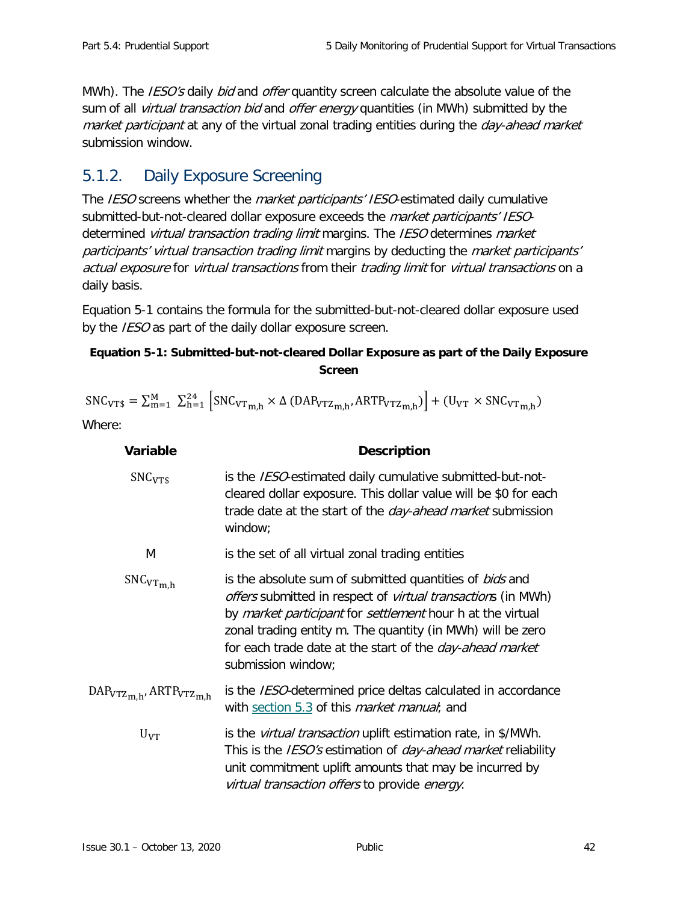MWh). The *IESO's* daily *bid* and *offer* quantity screen calculate the absolute value of the sum of all *virtual transaction bid* and *offer energy* quantities (in MWh) submitted by the *market participant* at any of the virtual zonal trading entities during the *day-ahead market* submission window.

### 5.1.2. Daily Exposure Screening

The *IESO* screens whether the *market participants' IESO*-estimated daily cumulative submitted-but-not-cleared dollar exposure exceeds the *market participants' IESO*-determined *virtual transaction trading limit* margins. The *IESO* determines *market participants' virtual transaction trading limit* margins by deducting the *market participants' actual exposure* for *virtual transactions* from their *trading limit* for *virtual transactions* on a daily basis.

Equation 5-1 contains the formula for the submitted-but-not-cleared dollar exposure used by the *IESO* as part of the daily dollar exposure screen.

**Equation 5-1: Submitted-but-not-cleared Dollar Exposure as part of the Daily Exposure Screen**

$$\mathrm{SNC_{VT\$}} = \sum_{m=1}^{M} \sum_{h=1}^{24} \left[\mathrm{SNC_{VT_{m,h}}} \times \Delta\left(\mathrm{DAP_{VTZ_{m,h}}}, \mathrm{ARTP_{VTZ_{m,h}}}\right)\right] + \left(\mathrm{U_{VT}} \times \mathrm{SNC_{VT_{m,h}}}\right)$$

Where:

| Variable | Description |
|---|---|
| $\mathrm{SNC_{VT\$}}$ | is the *IESO*-estimated daily cumulative submitted-but-not-cleared dollar exposure. This dollar value will be \$0 for each trade date at the start of the *day-ahead market* submission window; |
| M | is the set of all virtual zonal trading entities |
| $\mathrm{SNC_{VT_{m,h}}}$ | is the absolute sum of submitted quantities of *bids* and *offers* submitted in respect of *virtual transactions* (in MWh) by *market participant* for *settlement* hour h at the virtual zonal trading entity m. The quantity (in MWh) will be zero for each trade date at the start of the *day-ahead market* submission window; |
| $\mathrm{DAP_{VTZ_{m,h}}}, \mathrm{ARTP_{VTZ_{m,h}}}$ | is the *IESO*-determined price deltas calculated in accordance with section 5.3 of this *market manual*; and |
| $\mathrm{U_{VT}}$ | is the *virtual transaction* uplift estimation rate, in \$/MWh. This is the *IESO's* estimation of *day-ahead market* reliability unit commitment uplift amounts that may be incurred by *virtual transaction offers* to provide *energy*. |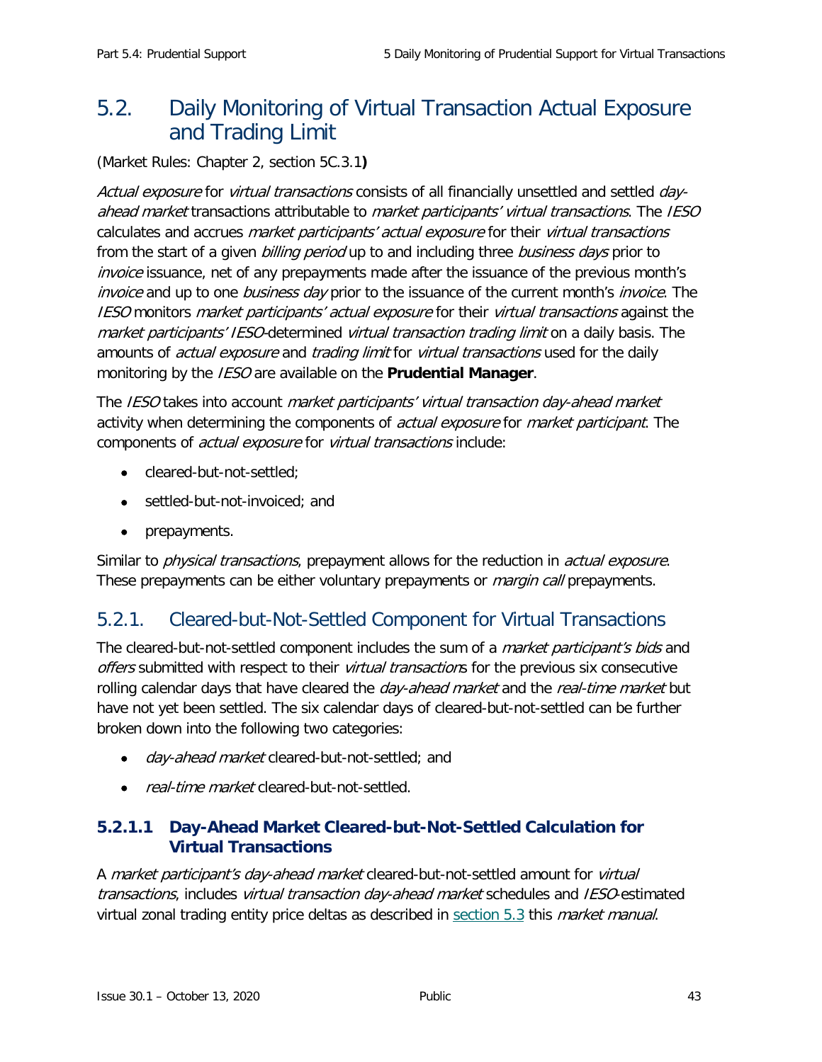## 5.2. Daily Monitoring of Virtual Transaction Actual Exposure and Trading Limit

(Market Rules: Chapter 2, section 5C.3.1**)**

*Actual exposure* for *virtual transactions* consists of all financially unsettled and settled *day-ahead market* transactions attributable to *market participants' virtual transactions*. The *IESO* calculates and accrues *market participants' actual exposure* for their *virtual transactions* from the start of a given *billing period* up to and including three *business days* prior to *invoice* issuance, net of any prepayments made after the issuance of the previous month's *invoice* and up to one *business day* prior to the issuance of the current month's *invoice*. The *IESO* monitors *market participants' actual exposure* for their *virtual transactions* against the *market participants' IESO*-determined *virtual transaction trading limit* on a daily basis. The amounts of *actual exposure* and *trading limit* for *virtual transactions* used for the daily monitoring by the *IESO* are available on the **Prudential Manager**.

The *IESO* takes into account *market participants' virtual transaction day-ahead market* activity when determining the components of *actual exposure* for *market participant*. The components of *actual exposure* for *virtual transactions* include:

- cleared-but-not-settled;
- settled-but-not-invoiced; and
- prepayments.

Similar to *physical transactions*, prepayment allows for the reduction in *actual exposure*. These prepayments can be either voluntary prepayments or *margin call* prepayments.

### 5.2.1. Cleared-but-Not-Settled Component for Virtual Transactions

The cleared-but-not-settled component includes the sum of a *market participant's bids* and *offers* submitted with respect to their *virtual transaction*s for the previous six consecutive rolling calendar days that have cleared the *day-ahead market* and the *real-time market* but have not yet been settled. The six calendar days of cleared-but-not-settled can be further broken down into the following two categories:

- *day-ahead market* cleared-but-not-settled; and
- *real-time market* cleared-but-not-settled.

#### 5.2.1.1 Day-Ahead Market Cleared-but-Not-Settled Calculation for Virtual Transactions

A *market participant's day-ahead market* cleared-but-not-settled amount for *virtual transactions*, includes *virtual transaction day-ahead market* schedules and *IESO*-estimated virtual zonal trading entity price deltas as described in section 5.3 this *market manual*.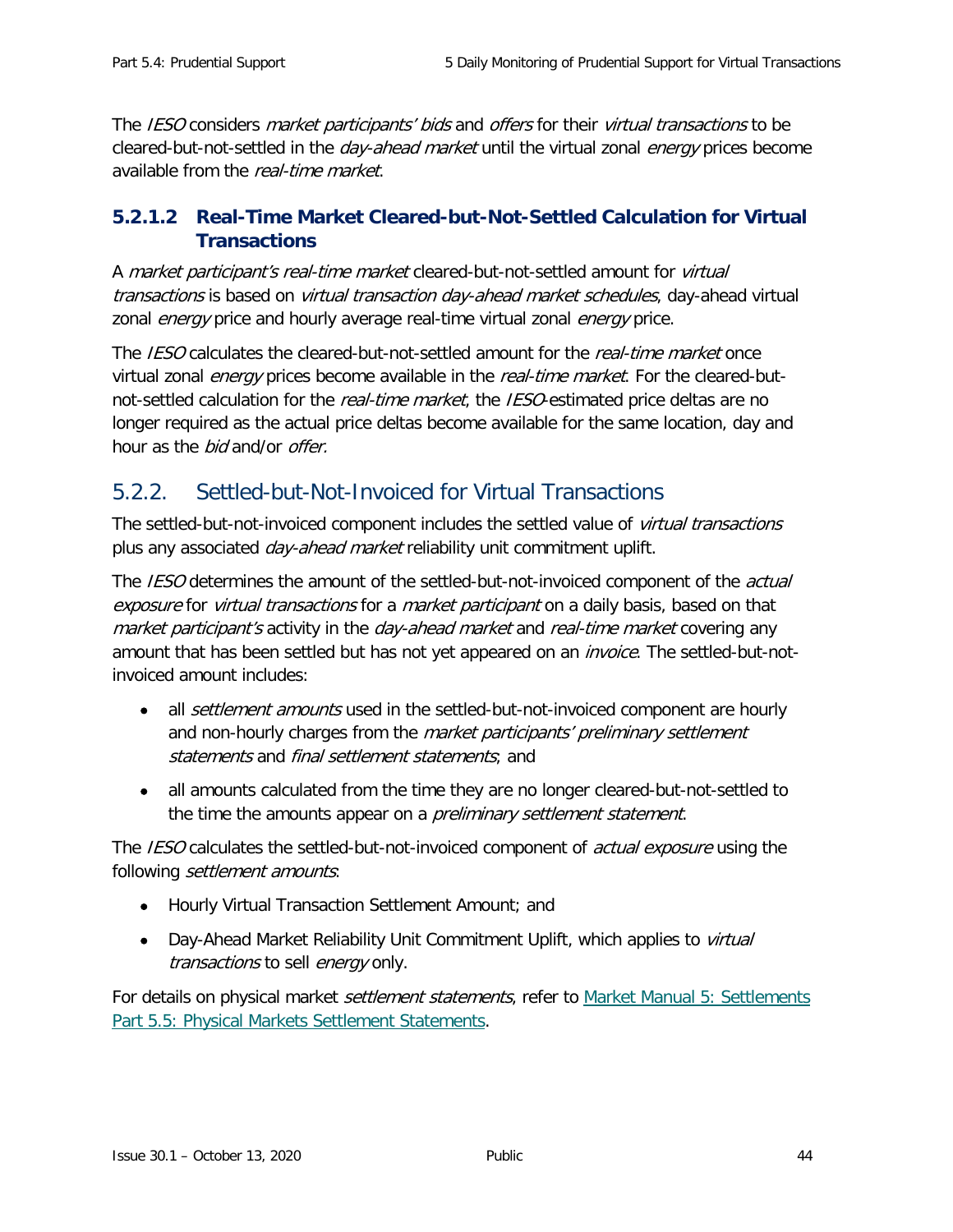The *IESO* considers *market participants' bids* and *offers* for their *virtual transactions* to be cleared-but-not-settled in the *day-ahead market* until the virtual zonal *energy* prices become available from the *real-time market*.

#### 5.2.1.2 Real-Time Market Cleared-but-Not-Settled Calculation for Virtual Transactions

A *market participant's real-time market* cleared-but-not-settled amount for *virtual transactions* is based on *virtual transaction day-ahead market schedules*, day-ahead virtual zonal *energy* price and hourly average real-time virtual zonal *energy* price.

The *IESO* calculates the cleared-but-not-settled amount for the *real-time market* once virtual zonal *energy* prices become available in the *real-time market*. For the cleared-but-not-settled calculation for the *real-time market*, the *IESO*-estimated price deltas are no longer required as the actual price deltas become available for the same location, day and hour as the *bid* and/or *offer.*

### 5.2.2. Settled-but-Not-Invoiced for Virtual Transactions

The settled-but-not-invoiced component includes the settled value of *virtual transactions* plus any associated *day-ahead market* reliability unit commitment uplift.

The *IESO* determines the amount of the settled-but-not-invoiced component of the *actual exposure* for *virtual transactions* for a *market participant* on a daily basis, based on that *market participant's* activity in the *day-ahead market* and *real-time market* covering any amount that has been settled but has not yet appeared on an *invoice*. The settled-but-not-invoiced amount includes:

- all *settlement amounts* used in the settled-but-not-invoiced component are hourly and non-hourly charges from the *market participants' preliminary settlement statements* and *final settlement statements*; and
- all amounts calculated from the time they are no longer cleared-but-not-settled to the time the amounts appear on a *preliminary settlement statement*.

The *IESO* calculates the settled-but-not-invoiced component of *actual exposure* using the following *settlement amounts*:

- Hourly Virtual Transaction Settlement Amount; and
- Day-Ahead Market Reliability Unit Commitment Uplift, which applies to *virtual transactions* to sell *energy* only.

For details on physical market *settlement statements*, refer to Market Manual 5: Settlements Part 5.5: Physical Markets Settlement Statements.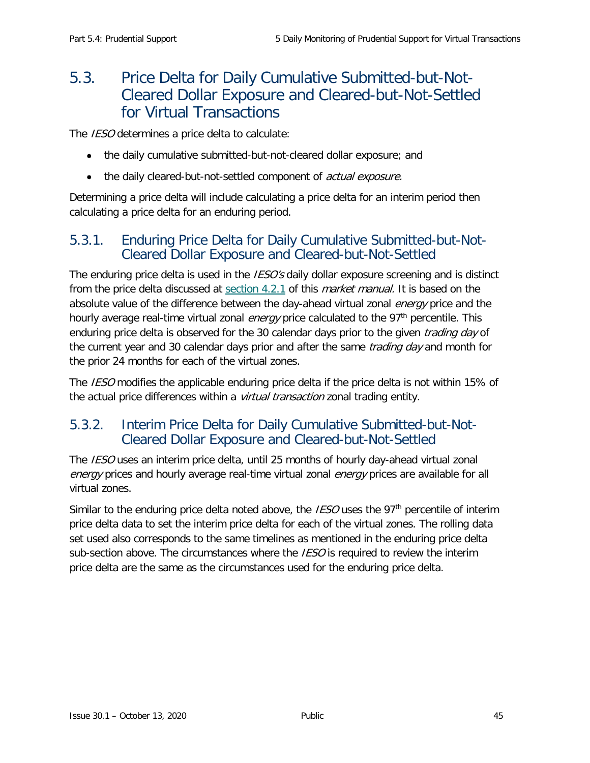## 5.3. Price Delta for Daily Cumulative Submitted-but-Not-Cleared Dollar Exposure and Cleared-but-Not-Settled for Virtual Transactions

The *IESO* determines a price delta to calculate:

- the daily cumulative submitted-but-not-cleared dollar exposure; and
- the daily cleared-but-not-settled component of *actual exposure*.

Determining a price delta will include calculating a price delta for an interim period then calculating a price delta for an enduring period.

### 5.3.1. Enduring Price Delta for Daily Cumulative Submitted-but-Not-Cleared Dollar Exposure and Cleared-but-Not-Settled

The enduring price delta is used in the *IESO's* daily dollar exposure screening and is distinct from the price delta discussed at section 4.2.1 of this *market manual*. It is based on the absolute value of the difference between the day-ahead virtual zonal *energy* price and the hourly average real-time virtual zonal *energy* price calculated to the 97th percentile. This enduring price delta is observed for the 30 calendar days prior to the given *trading day* of the current year and 30 calendar days prior and after the same *trading day* and month for the prior 24 months for each of the virtual zones.

The *IESO* modifies the applicable enduring price delta if the price delta is not within 15% of the actual price differences within a *virtual transaction* zonal trading entity.

### 5.3.2. Interim Price Delta for Daily Cumulative Submitted-but-Not-Cleared Dollar Exposure and Cleared-but-Not-Settled

The *IESO* uses an interim price delta, until 25 months of hourly day-ahead virtual zonal *energy* prices and hourly average real-time virtual zonal *energy* prices are available for all virtual zones.

Similar to the enduring price delta noted above, the *IESO* uses the 97th percentile of interim price delta data to set the interim price delta for each of the virtual zones. The rolling data set used also corresponds to the same timelines as mentioned in the enduring price delta sub-section above. The circumstances where the *IESO* is required to review the interim price delta are the same as the circumstances used for the enduring price delta.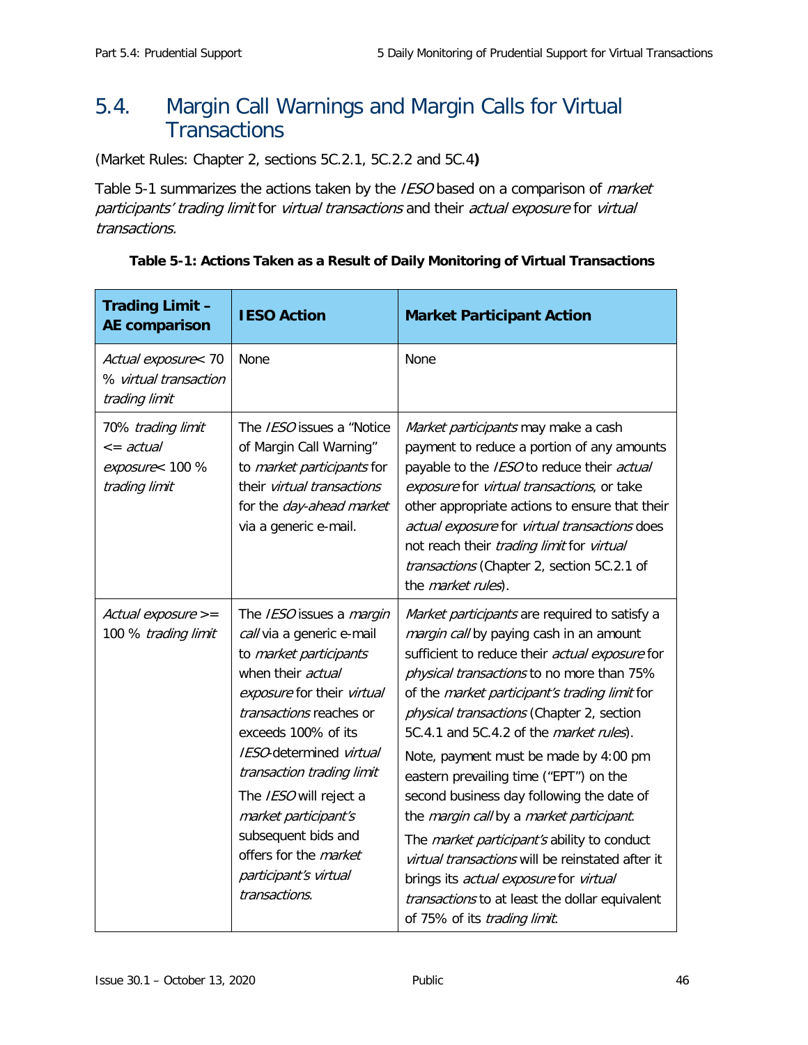## 5.4. Margin Call Warnings and Margin Calls for Virtual Transactions

(Market Rules: Chapter 2, sections 5C.2.1, 5C.2.2 and 5C.4**)**

Table 5-1 summarizes the actions taken by the *IESO* based on a comparison of *market participants' trading limit* for *virtual transactions* and their *actual exposure* for *virtual transactions.*

**Table 5-1: Actions Taken as a Result of Daily Monitoring of Virtual Transactions**

| **Trading Limit – AE comparison** | **IESO Action** | **Market Participant Action** |
|---|---|---|
| *Actual exposure*< 70 % *virtual transaction trading limit* | None | None |
| 70% *trading limit* <= *actual exposure*< 100 % *trading limit* | The *IESO* issues a "Notice of Margin Call Warning" to *market participants* for their *virtual transactions* for the *day-ahead market* via a generic e-mail. | *Market participants* may make a cash payment to reduce a portion of any amounts payable to the *IESO* to reduce their *actual exposure* for *virtual transactions*, or take other appropriate actions to ensure that their *actual exposure* for *virtual transactions* does not reach their *trading limit* for *virtual transactions* (Chapter 2, section 5C.2.1 of the *market rules*). |
| *Actual exposure* >= 100 % *trading limit* | The *IESO* issues a *margin call* via a generic e-mail to *market participants* when their *actual exposure* for their *virtual transactions* reaches or exceeds 100% of its *IESO*-determined *virtual transaction trading limit*<br><br>The *IESO* will reject a *market participant's* subsequent bids and offers for the *market participant's virtual transactions*. | *Market participants* are required to satisfy a *margin call* by paying cash in an amount sufficient to reduce their *actual exposure* for *physical transactions* to no more than 75% of the *market participant's trading limit* for *physical transactions* (Chapter 2, section 5C.4.1 and 5C.4.2 of the *market rules*).<br><br>Note, payment must be made by 4:00 pm eastern prevailing time ("EPT") on the second business day following the date of the *margin call* by a *market participant*.<br><br>The *market participant's* ability to conduct *virtual transactions* will be reinstated after it brings its *actual exposure* for *virtual transactions* to at least the dollar equivalent of 75% of its *trading limit*. |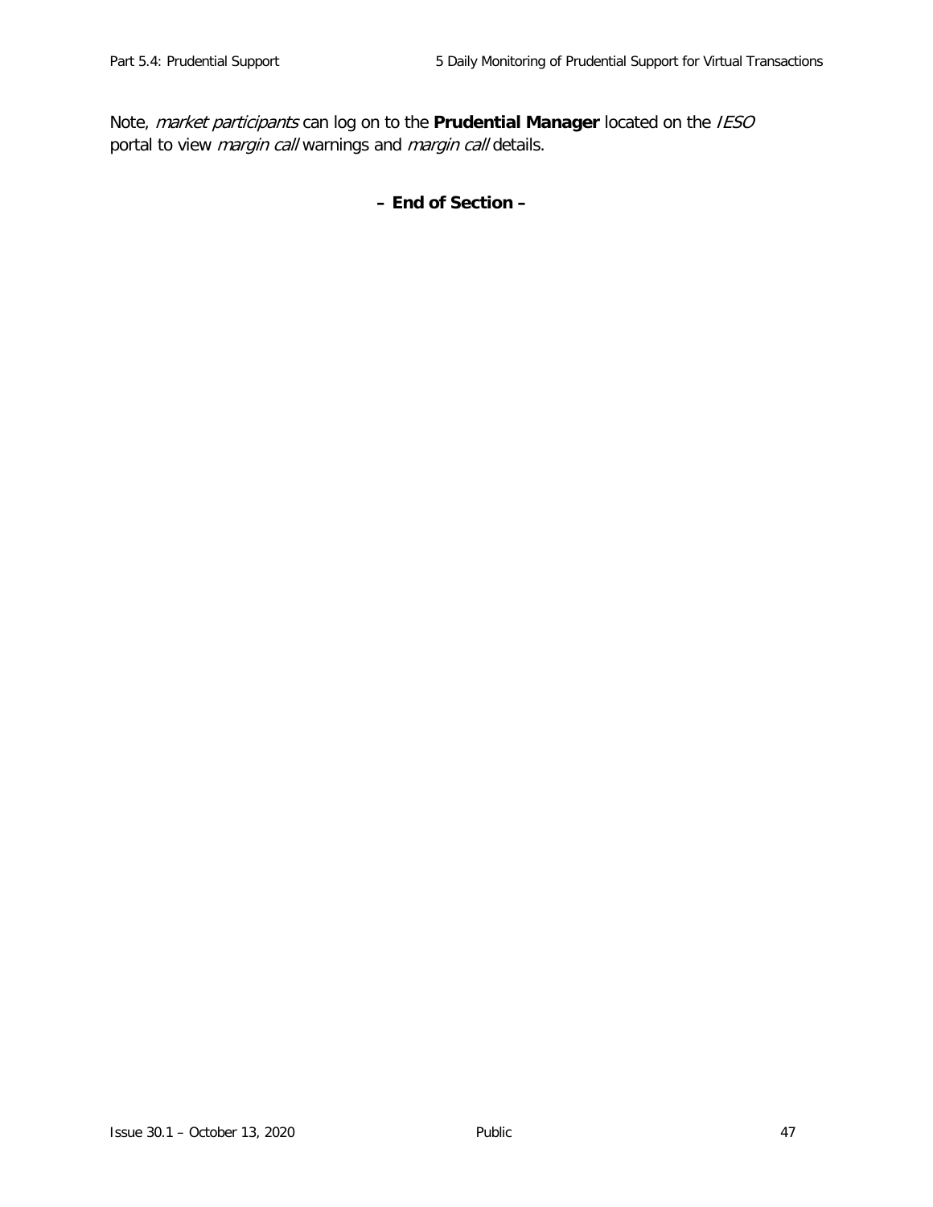Note, *market participants* can log on to the **Prudential Manager** located on the *IESO* portal to view *margin call* warnings and *margin call* details.

**– End of Section –**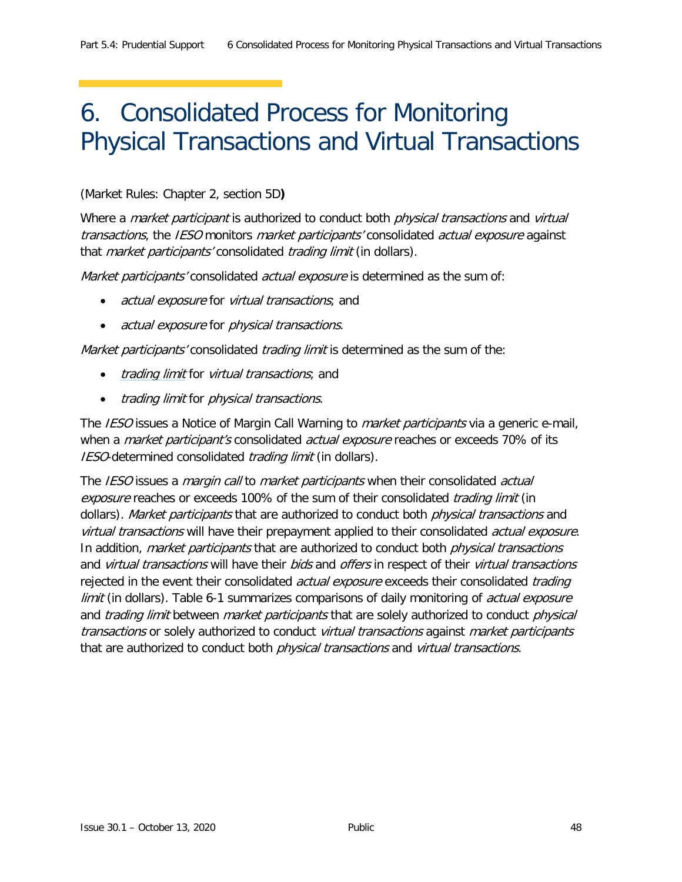# 6. Consolidated Process for Monitoring Physical Transactions and Virtual Transactions

(Market Rules: Chapter 2, section 5D**)**

Where a *market participant* is authorized to conduct both *physical transactions* and *virtual transactions*, the *IESO* monitors *market participants'* consolidated *actual exposure* against that *market participants'* consolidated *trading limit* (in dollars).

*Market participants'* consolidated *actual exposure* is determined as the sum of:

- *actual exposure* for *virtual transactions*; and
- *actual exposure* for *physical transactions*.

*Market participants'* consolidated *trading limit* is determined as the sum of the:

- *trading limit* for *virtual transactions*; and
- *trading limit* for *physical transactions*.

The *IESO* issues a Notice of Margin Call Warning to *market participants* via a generic e-mail, when a *market participant's* consolidated *actual exposure* reaches or exceeds 70% of its *IESO*-determined consolidated *trading limit* (in dollars).

The *IESO* issues a *margin call* to *market participants* when their consolidated *actual exposure* reaches or exceeds 100% of the sum of their consolidated *trading limit* (in dollars). *Market participants* that are authorized to conduct both *physical transactions* and *virtual transactions* will have their prepayment applied to their consolidated *actual exposure*. In addition, *market participants* that are authorized to conduct both *physical transactions* and *virtual transactions* will have their *bids* and *offers* in respect of their *virtual transactions* rejected in the event their consolidated *actual exposure* exceeds their consolidated *trading limit* (in dollars). Table 6-1 summarizes comparisons of daily monitoring of *actual exposure* and *trading limit* between *market participants* that are solely authorized to conduct *physical transactions* or solely authorized to conduct *virtual transactions* against *market participants* that are authorized to conduct both *physical transactions* and *virtual transactions*.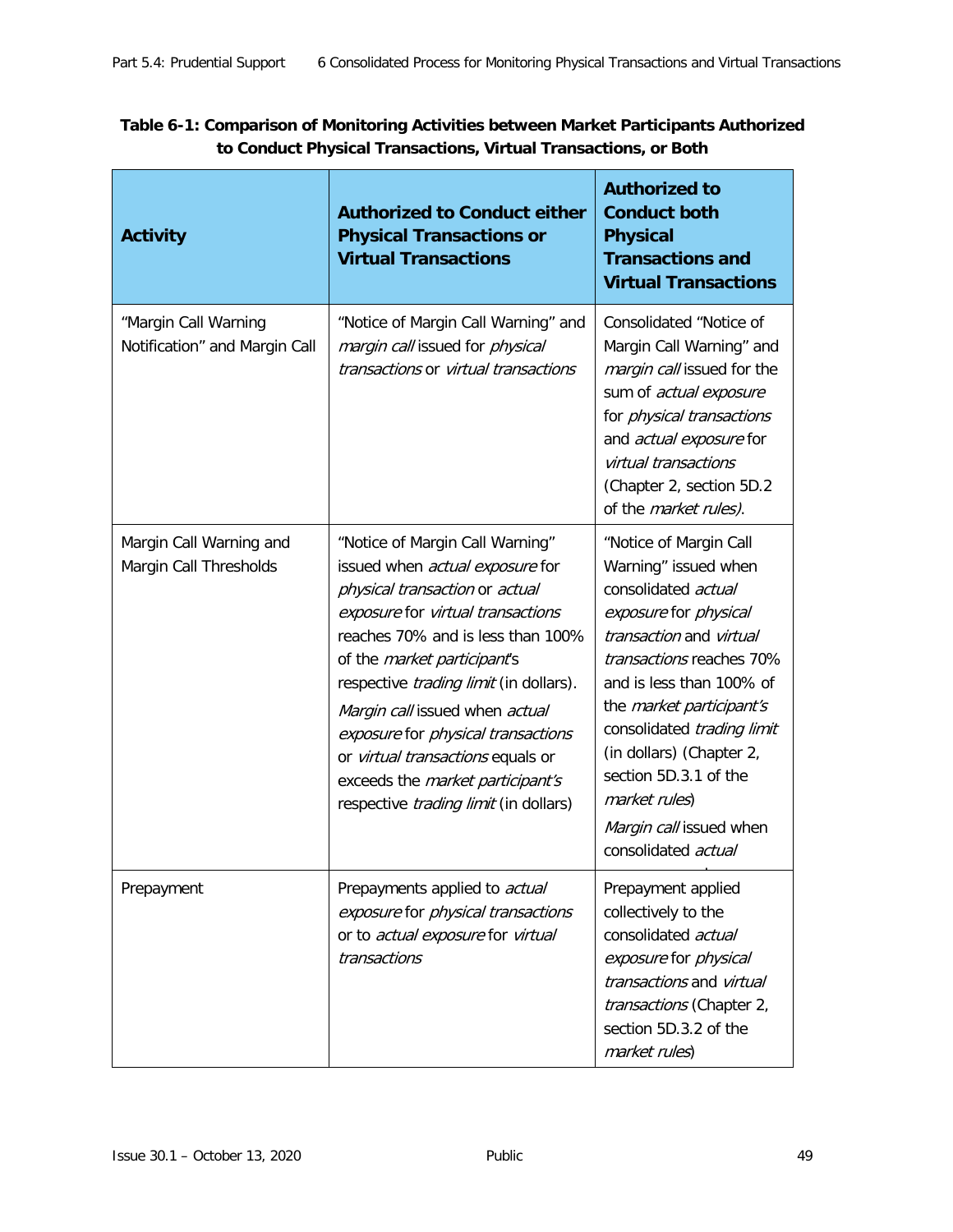**Table 6-1: Comparison of Monitoring Activities between Market Participants Authorized to Conduct Physical Transactions, Virtual Transactions, or Both**

| Activity | Authorized to Conduct either Physical Transactions or Virtual Transactions | Authorized to Conduct both Physical Transactions and Virtual Transactions |
|---|---|---|
| "Margin Call Warning Notification" and Margin Call | "Notice of Margin Call Warning" and *margin call* issued for *physical transactions* or *virtual transactions* | Consolidated "Notice of Margin Call Warning" and *margin call* issued for the sum of *actual exposure* for *physical transactions* and *actual exposure* for *virtual transactions* (Chapter 2, section 5D.2 of the *market rules*). |
| Margin Call Warning and Margin Call Thresholds | "Notice of Margin Call Warning" issued when *actual exposure* for *physical transaction* or *actual exposure* for *virtual transactions* reaches 70% and is less than 100% of the *market participant*'s respective *trading limit* (in dollars). *Margin call* issued when *actual exposure* for *physical transactions* or *virtual transactions* equals or exceeds the *market participant's* respective *trading limit* (in dollars) | "Notice of Margin Call Warning" issued when consolidated *actual exposure* for *physical transaction* and *virtual transactions* reaches 70% and is less than 100% of the *market participant's* consolidated *trading limit* (in dollars) (Chapter 2, section 5D.3.1 of the *market rules*) *Margin call* issued when consolidated *actual* |
| Prepayment | Prepayments applied to *actual exposure* for *physical transactions* or to *actual exposure* for *virtual transactions* | Prepayment applied collectively to the consolidated *actual exposure* for *physical transactions* and *virtual transactions* (Chapter 2, section 5D.3.2 of the *market rules*) |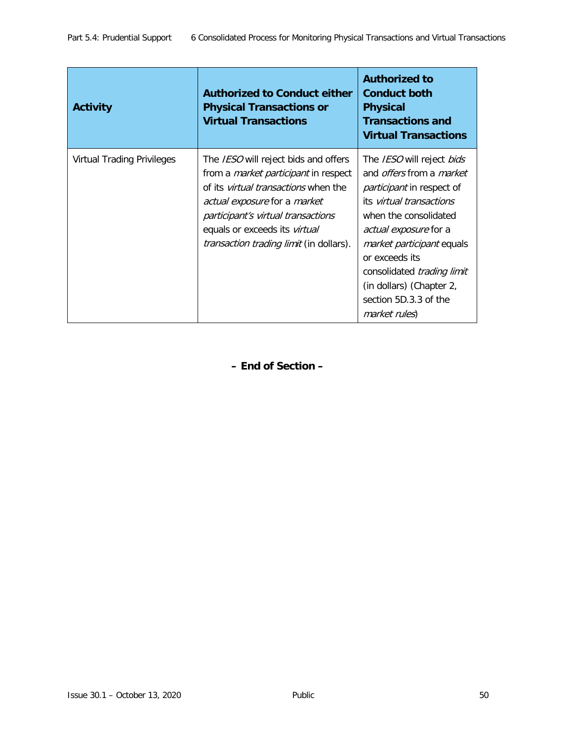| Activity | Authorized to Conduct either Physical Transactions or Virtual Transactions | Authorized to Conduct both Physical Transactions and Virtual Transactions |
|---|---|---|
| Virtual Trading Privileges | The *IESO* will reject bids and offers from a *market participant* in respect of its *virtual transactions* when the *actual exposure* for a *market participant's virtual transactions* equals or exceeds its *virtual transaction trading limit* (in dollars). | The *IESO* will reject *bids* and *offers* from a *market participant* in respect of its *virtual transactions* when the consolidated *actual exposure* for a *market participant* equals or exceeds its consolidated *trading limit* (in dollars) (Chapter 2, section 5D.3.3 of the *market rules*) |

**– End of Section –**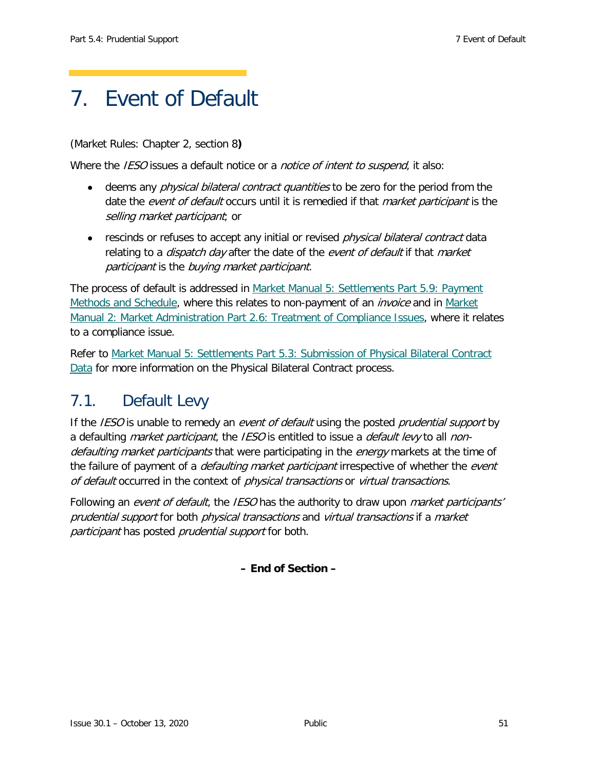# 7. Event of Default

(Market Rules: Chapter 2, section 8**)**

Where the *IESO* issues a default notice or a *notice of intent to suspend*, it also:

- deems any *physical bilateral contract quantities* to be zero for the period from the date the *event of default* occurs until it is remedied if that *market participant* is the *selling market participant*; or
- rescinds or refuses to accept any initial or revised *physical bilateral contract* data relating to a *dispatch day* after the date of the *event of default* if that *market participant* is the *buying market participant.*

The process of default is addressed in Market Manual 5: Settlements Part 5.9: Payment Methods and Schedule, where this relates to non-payment of an *invoice* and in Market Manual 2: Market Administration Part 2.6: Treatment of Compliance Issues, where it relates to a compliance issue.

Refer to Market Manual 5: Settlements Part 5.3: Submission of Physical Bilateral Contract Data for more information on the Physical Bilateral Contract process.

## 7.1. Default Levy

If the *IESO* is unable to remedy an *event of default* using the posted *prudential support* by a defaulting *market participant*, the *IESO* is entitled to issue a *default levy* to all *non-defaulting market participants* that were participating in the *energy* markets at the time of the failure of payment of a *defaulting market participant* irrespective of whether the *event of default* occurred in the context of *physical transactions* or *virtual transactions*.

Following an *event of default*, the *IESO* has the authority to draw upon *market participants' prudential support* for both *physical transactions* and *virtual transactions* if a *market participant* has posted *prudential support* for both.

**– End of Section –**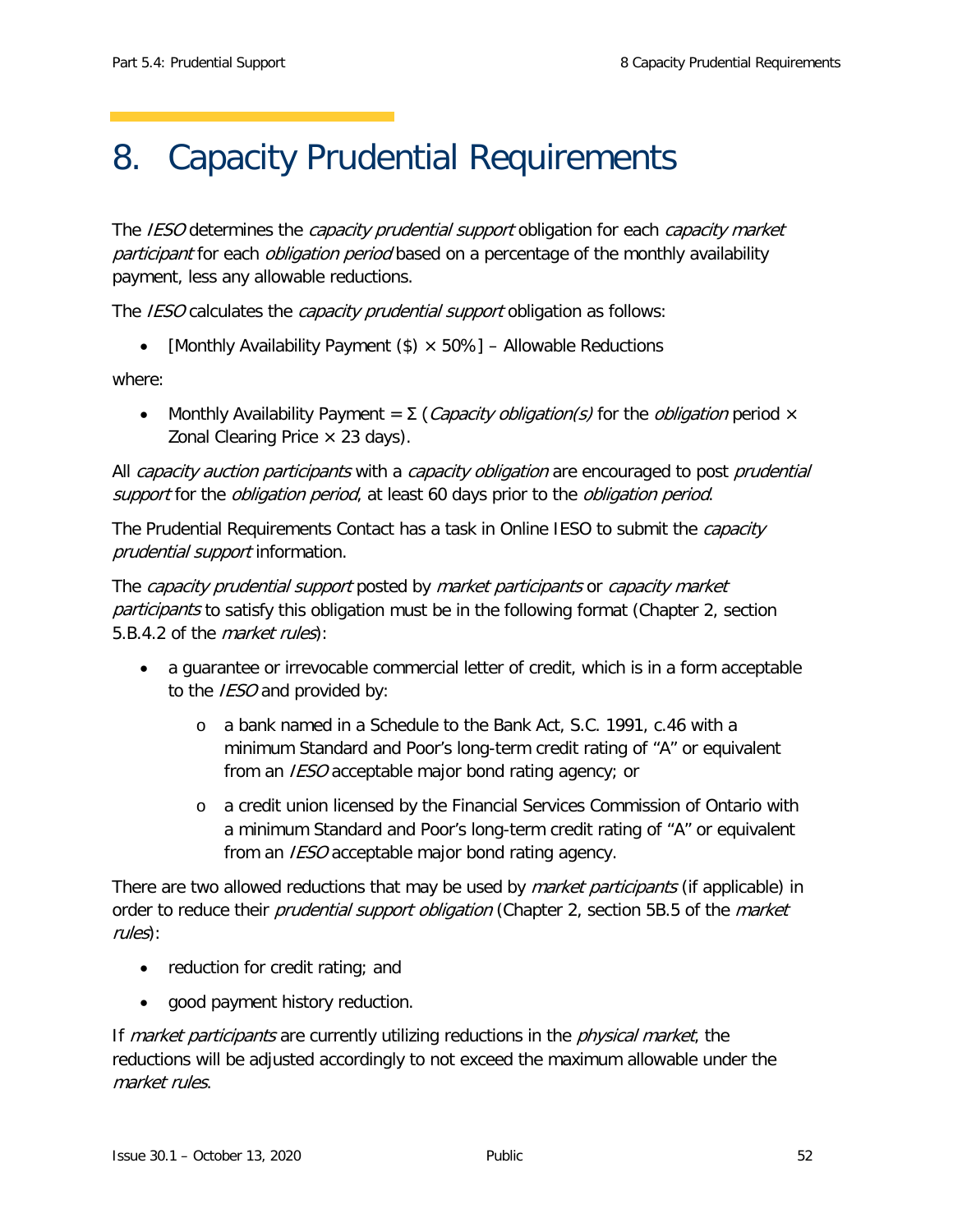# 8. Capacity Prudential Requirements

The *IESO* determines the *capacity prudential support* obligation for each *capacity market participant* for each *obligation period* based on a percentage of the monthly availability payment, less any allowable reductions.

The *IESO* calculates the *capacity prudential support* obligation as follows:

- [Monthly Availability Payment ($) × 50%] – Allowable Reductions

where:

- Monthly Availability Payment = Σ (*Capacity obligation(s)* for the *obligation* period × Zonal Clearing Price × 23 days).

All *capacity auction participants* with a *capacity obligation* are encouraged to post *prudential support* for the *obligation period*, at least 60 days prior to the *obligation period*.

The Prudential Requirements Contact has a task in Online IESO to submit the *capacity prudential support* information.

The *capacity prudential support* posted by *market participants* or *capacity market participants* to satisfy this obligation must be in the following format (Chapter 2, section 5.B.4.2 of the *market rules*):

- a guarantee or irrevocable commercial letter of credit, which is in a form acceptable to the *IESO* and provided by:
  - a bank named in a Schedule to the Bank Act, S.C. 1991, c.46 with a minimum Standard and Poor's long-term credit rating of "A" or equivalent from an *IESO* acceptable major bond rating agency; or
  - a credit union licensed by the Financial Services Commission of Ontario with a minimum Standard and Poor's long-term credit rating of "A" or equivalent from an *IESO* acceptable major bond rating agency.

There are two allowed reductions that may be used by *market participants* (if applicable) in order to reduce their *prudential support obligation* (Chapter 2, section 5B.5 of the *market rules*):

- reduction for credit rating; and
- good payment history reduction.

If *market participants* are currently utilizing reductions in the *physical market*, the reductions will be adjusted accordingly to not exceed the maximum allowable under the *market rules*.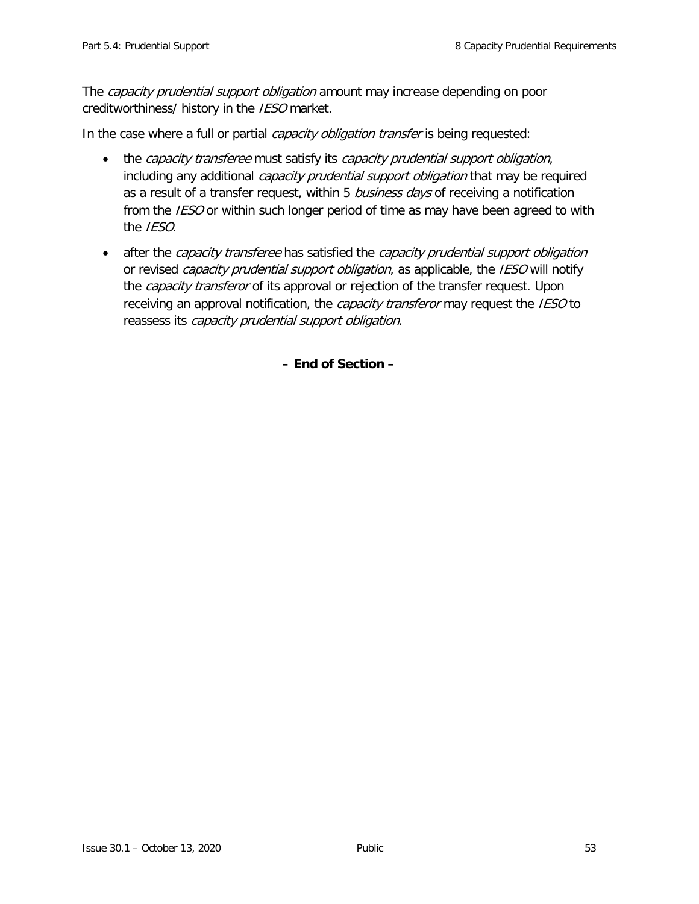The *capacity prudential support obligation* amount may increase depending on poor creditworthiness/ history in the *IESO* market.

In the case where a full or partial *capacity obligation transfer* is being requested:

- the *capacity transferee* must satisfy its *capacity prudential support obligation*, including any additional *capacity prudential support obligation* that may be required as a result of a transfer request, within 5 *business days* of receiving a notification from the *IESO* or within such longer period of time as may have been agreed to with the *IESO*.
- after the *capacity transferee* has satisfied the *capacity prudential support obligation* or revised *capacity prudential support obligation*, as applicable, the *IESO* will notify the *capacity transferor* of its approval or rejection of the transfer request. Upon receiving an approval notification, the *capacity transferor* may request the *IESO* to reassess its *capacity prudential support obligation*.

**– End of Section –**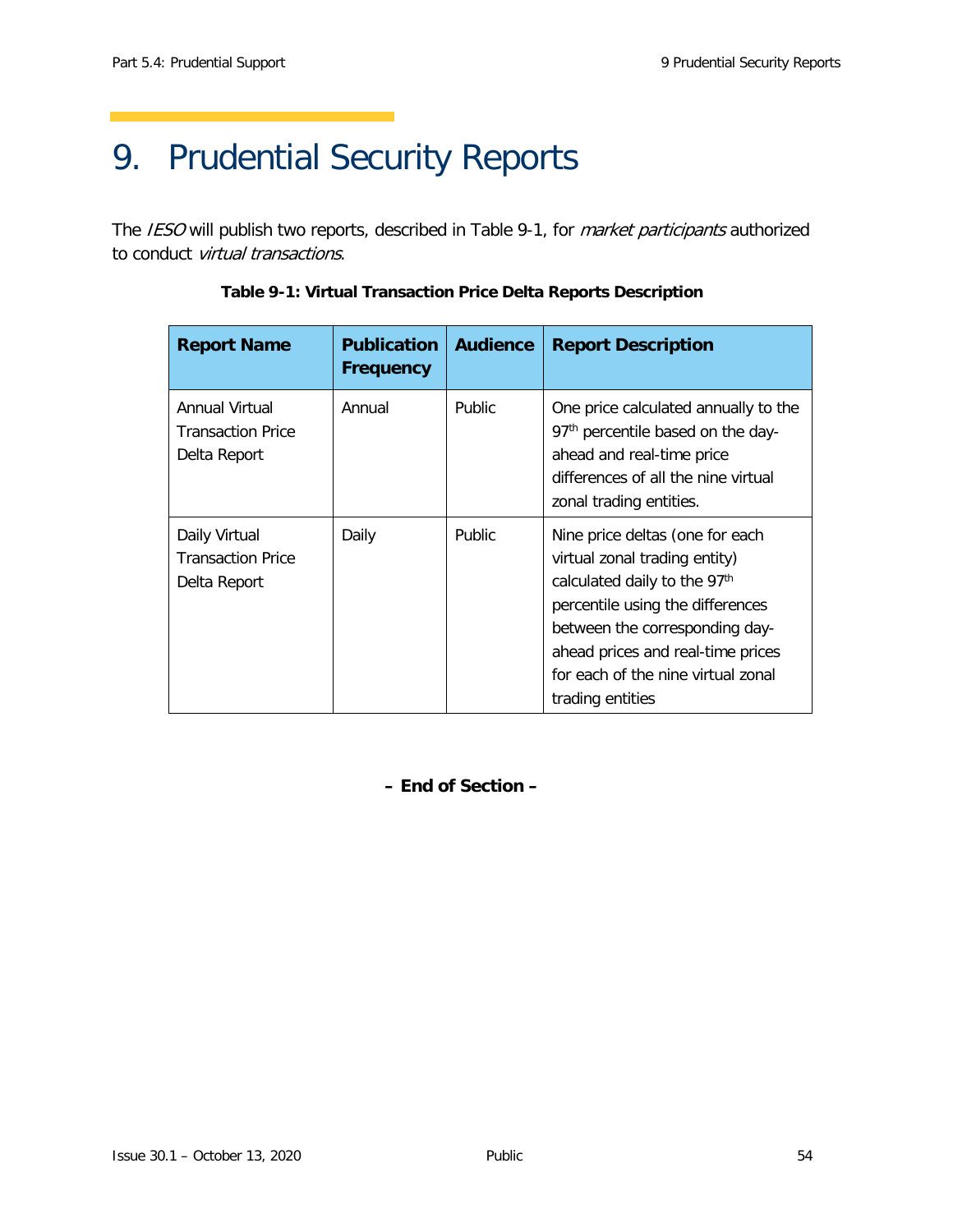# 9. Prudential Security Reports

The *IESO* will publish two reports, described in Table 9-1, for *market participants* authorized to conduct *virtual transactions*.

**Table 9-1: Virtual Transaction Price Delta Reports Description**

| Report Name | Publication Frequency | Audience | Report Description |
| --- | --- | --- | --- |
| Annual Virtual Transaction Price Delta Report | Annual | Public | One price calculated annually to the 97th percentile based on the day-ahead and real-time price differences of all the nine virtual zonal trading entities. |
| Daily Virtual Transaction Price Delta Report | Daily | Public | Nine price deltas (one for each virtual zonal trading entity) calculated daily to the 97th percentile using the differences between the corresponding day-ahead prices and real-time prices for each of the nine virtual zonal trading entities |

**– End of Section –**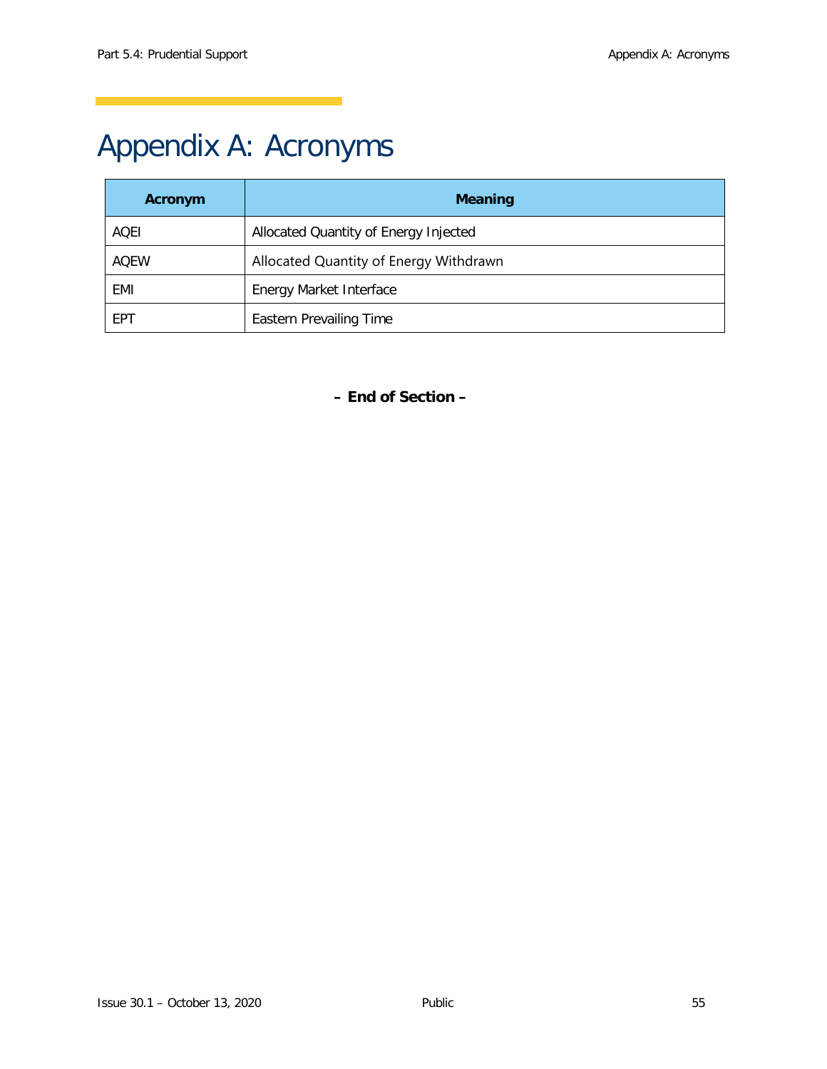# Appendix A: Acronyms

| Acronym | Meaning |
|---|---|
| AQEI | Allocated Quantity of Energy Injected |
| AQEW | Allocated Quantity of Energy Withdrawn |
| EMI | Energy Market Interface |
| EPT | Eastern Prevailing Time |

**– End of Section –**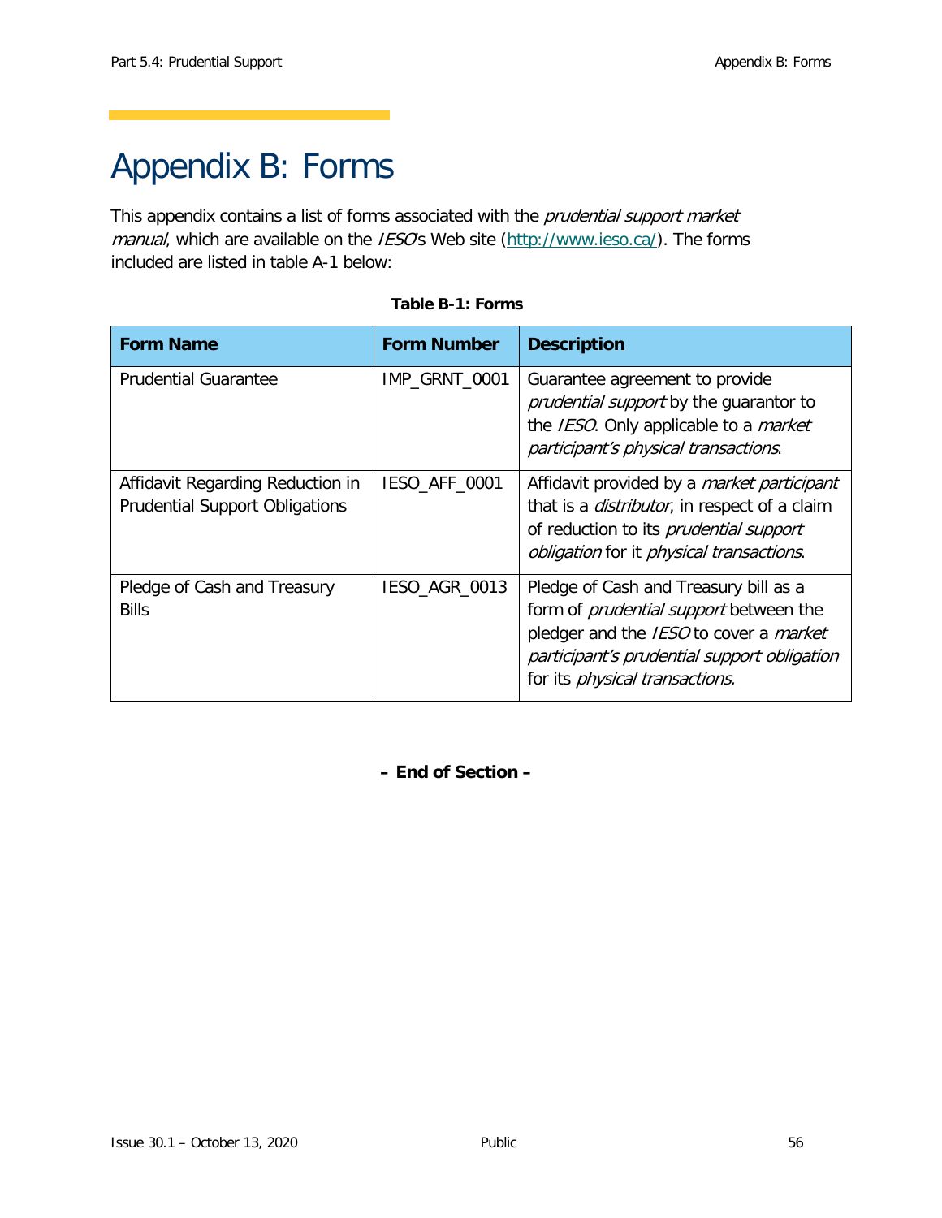# Appendix B: Forms

This appendix contains a list of forms associated with the *prudential support market manual*, which are available on the *IESO*'s Web site (http://www.ieso.ca/). The forms included are listed in table A-1 below:

**Table B-1: Forms**

| Form Name | Form Number | Description |
|---|---|---|
| Prudential Guarantee | IMP_GRNT_0001 | Guarantee agreement to provide *prudential support* by the guarantor to the *IESO*. Only applicable to a *market participant's physical transactions*. |
| Affidavit Regarding Reduction in Prudential Support Obligations | IESO_AFF_0001 | Affidavit provided by a *market participant* that is a *distributor*, in respect of a claim of reduction to its *prudential support obligation* for it *physical transactions*. |
| Pledge of Cash and Treasury Bills | IESO_AGR_0013 | Pledge of Cash and Treasury bill as a form of *prudential support* between the pledger and the *IESO* to cover a *market participant's prudential support obligation* for its *physical transactions.* |

**– End of Section –**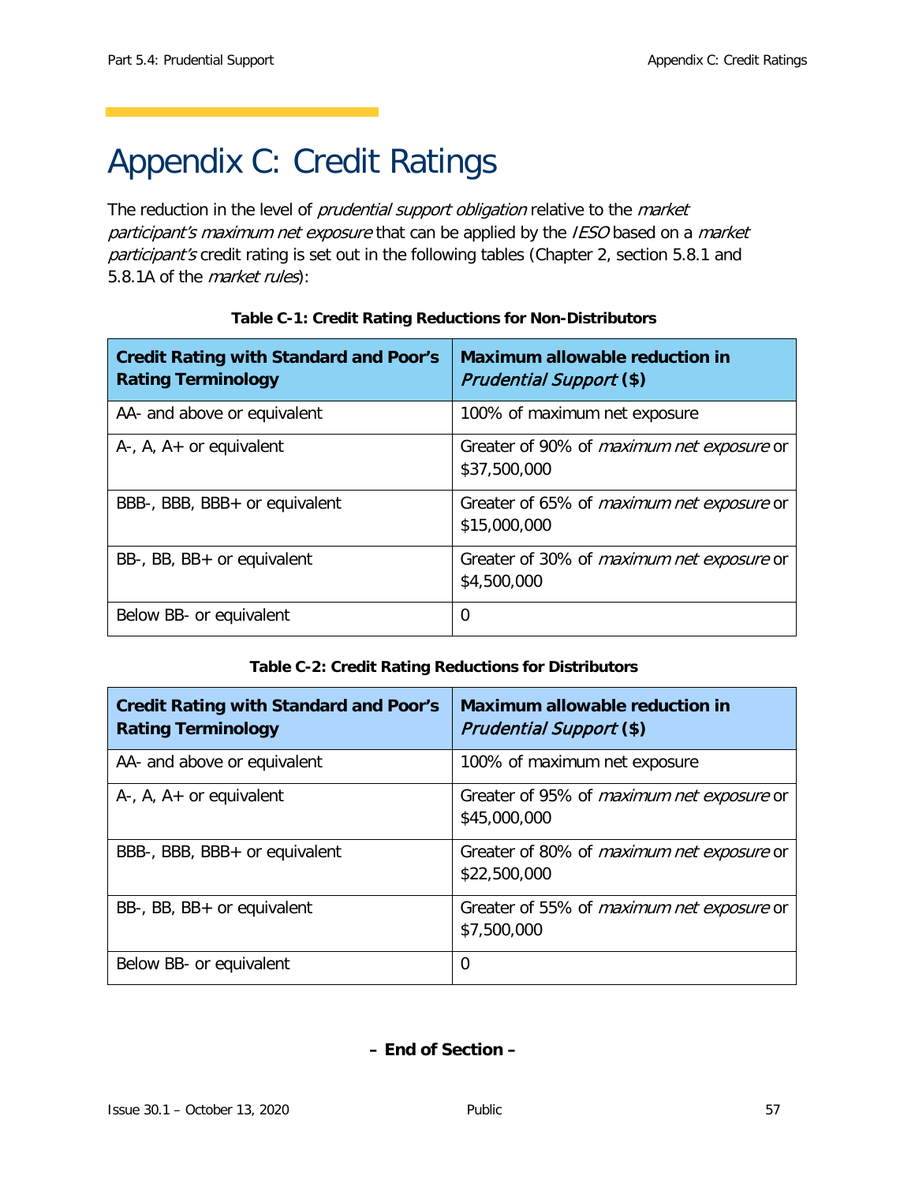# Appendix C: Credit Ratings

The reduction in the level of *prudential support obligation* relative to the *market participant's maximum net exposure* that can be applied by the *IESO* based on a *market participant's* credit rating is set out in the following tables (Chapter 2, section 5.8.1 and 5.8.1A of the *market rules*):

**Table C-1: Credit Rating Reductions for Non-Distributors**

| **Credit Rating with Standard and Poor's Rating Terminology** | **Maximum allowable reduction in *Prudential Support* ($)** |
|---|---|
| AA- and above or equivalent | 100% of maximum net exposure |
| A-, A, A+ or equivalent | Greater of 90% of *maximum net exposure* or $37,500,000 |
| BBB-, BBB, BBB+ or equivalent | Greater of 65% of *maximum net exposure* or $15,000,000 |
| BB-, BB, BB+ or equivalent | Greater of 30% of *maximum net exposure* or $4,500,000 |
| Below BB- or equivalent | 0 |

**Table C-2: Credit Rating Reductions for Distributors**

| **Credit Rating with Standard and Poor's Rating Terminology** | **Maximum allowable reduction in *Prudential Support* ($)** |
|---|---|
| AA- and above or equivalent | 100% of maximum net exposure |
| A-, A, A+ or equivalent | Greater of 95% of *maximum net exposure* or $45,000,000 |
| BBB-, BBB, BBB+ or equivalent | Greater of 80% of *maximum net exposure* or $22,500,000 |
| BB-, BB, BB+ or equivalent | Greater of 55% of *maximum net exposure* or $7,500,000 |
| Below BB- or equivalent | 0 |

**– End of Section –**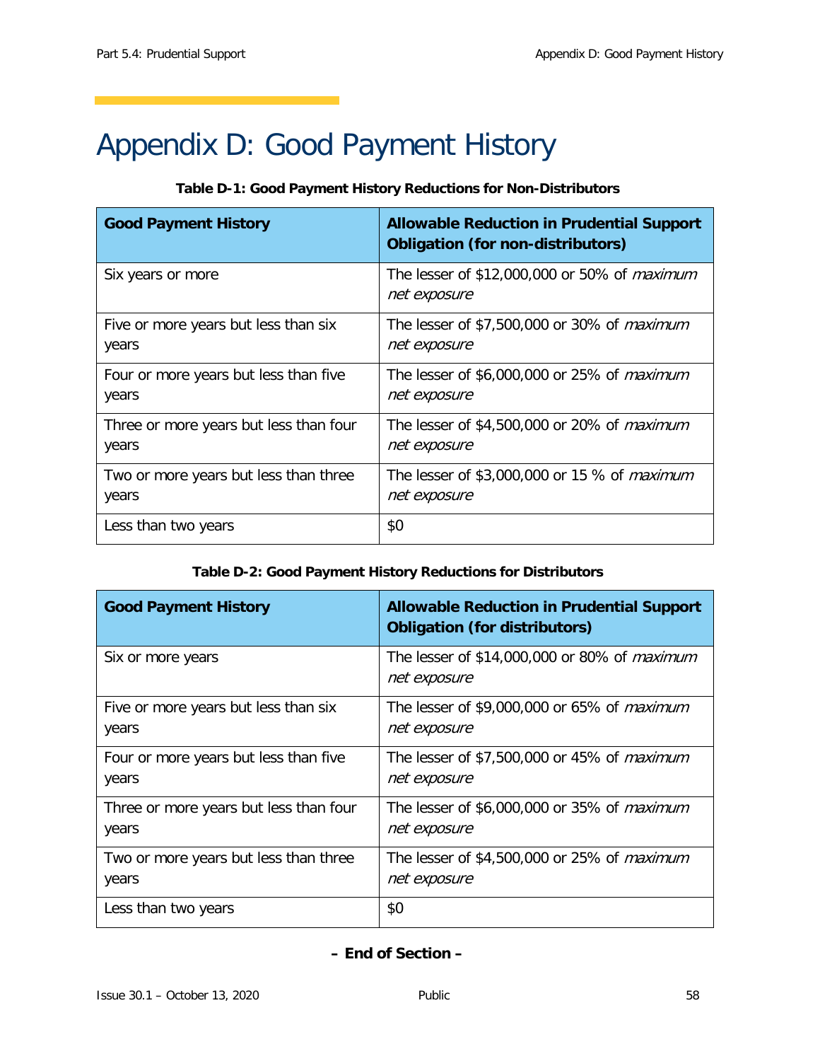# Appendix D: Good Payment History

**Table D-1: Good Payment History Reductions for Non-Distributors**

| Good Payment History | Allowable Reduction in Prudential Support Obligation (for non-distributors) |
|---|---|
| Six years or more | The lesser of $12,000,000 or 50% of *maximum net exposure* |
| Five or more years but less than six years | The lesser of $7,500,000 or 30% of *maximum net exposure* |
| Four or more years but less than five years | The lesser of $6,000,000 or 25% of *maximum net exposure* |
| Three or more years but less than four years | The lesser of $4,500,000 or 20% of *maximum net exposure* |
| Two or more years but less than three years | The lesser of $3,000,000 or 15 % of *maximum net exposure* |
| Less than two years | $0 |

**Table D-2: Good Payment History Reductions for Distributors**

| Good Payment History | Allowable Reduction in Prudential Support Obligation (for distributors) |
|---|---|
| Six or more years | The lesser of $14,000,000 or 80% of *maximum net exposure* |
| Five or more years but less than six years | The lesser of $9,000,000 or 65% of *maximum net exposure* |
| Four or more years but less than five years | The lesser of $7,500,000 or 45% of *maximum net exposure* |
| Three or more years but less than four years | The lesser of $6,000,000 or 35% of *maximum net exposure* |
| Two or more years but less than three years | The lesser of $4,500,000 or 25% of *maximum net exposure* |
| Less than two years | $0 |

**– End of Section –**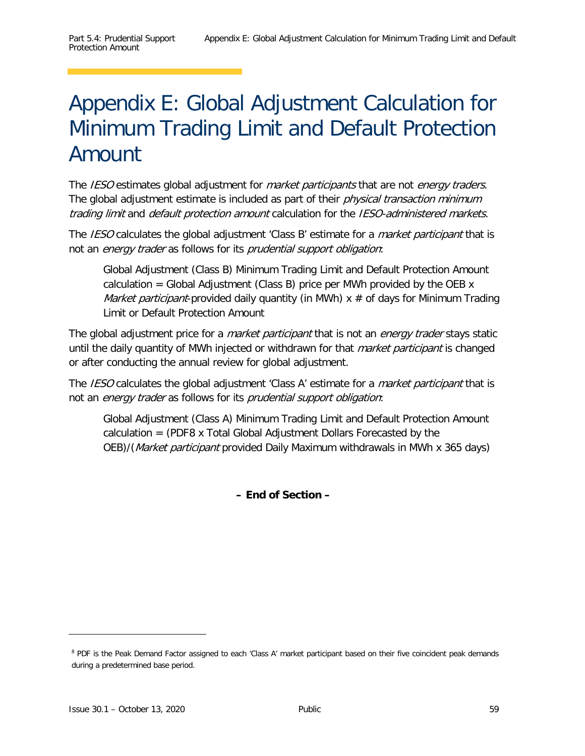# Appendix E: Global Adjustment Calculation for Minimum Trading Limit and Default Protection Amount

The *IESO* estimates global adjustment for *market participants* that are not *energy traders*. The global adjustment estimate is included as part of their *physical transaction minimum trading limit* and *default protection amount* calculation for the *IESO-administered markets*.

The *IESO* calculates the global adjustment 'Class B' estimate for a *market participant* that is not an *energy trader* as follows for its *prudential support obligation*:

> Global Adjustment (Class B) Minimum Trading Limit and Default Protection Amount calculation = Global Adjustment (Class B) price per MWh provided by the OEB x *Market participant*-provided daily quantity (in MWh) x # of days for Minimum Trading Limit or Default Protection Amount

The global adjustment price for a *market participant* that is not an *energy trader* stays static until the daily quantity of MWh injected or withdrawn for that *market participant* is changed or after conducting the annual review for global adjustment.

The *IESO* calculates the global adjustment 'Class A' estimate for a *market participant* that is not an *energy trader* as follows for its *prudential support obligation*:

> Global Adjustment (Class A) Minimum Trading Limit and Default Protection Amount calculation = (PDF[8] x Total Global Adjustment Dollars Forecasted by the OEB)/(*Market participant* provided Daily Maximum withdrawals in MWh x 365 days)

**– End of Section –**

[8] PDF is the Peak Demand Factor assigned to each 'Class A' market participant based on their five coincident peak demands during a predetermined base period.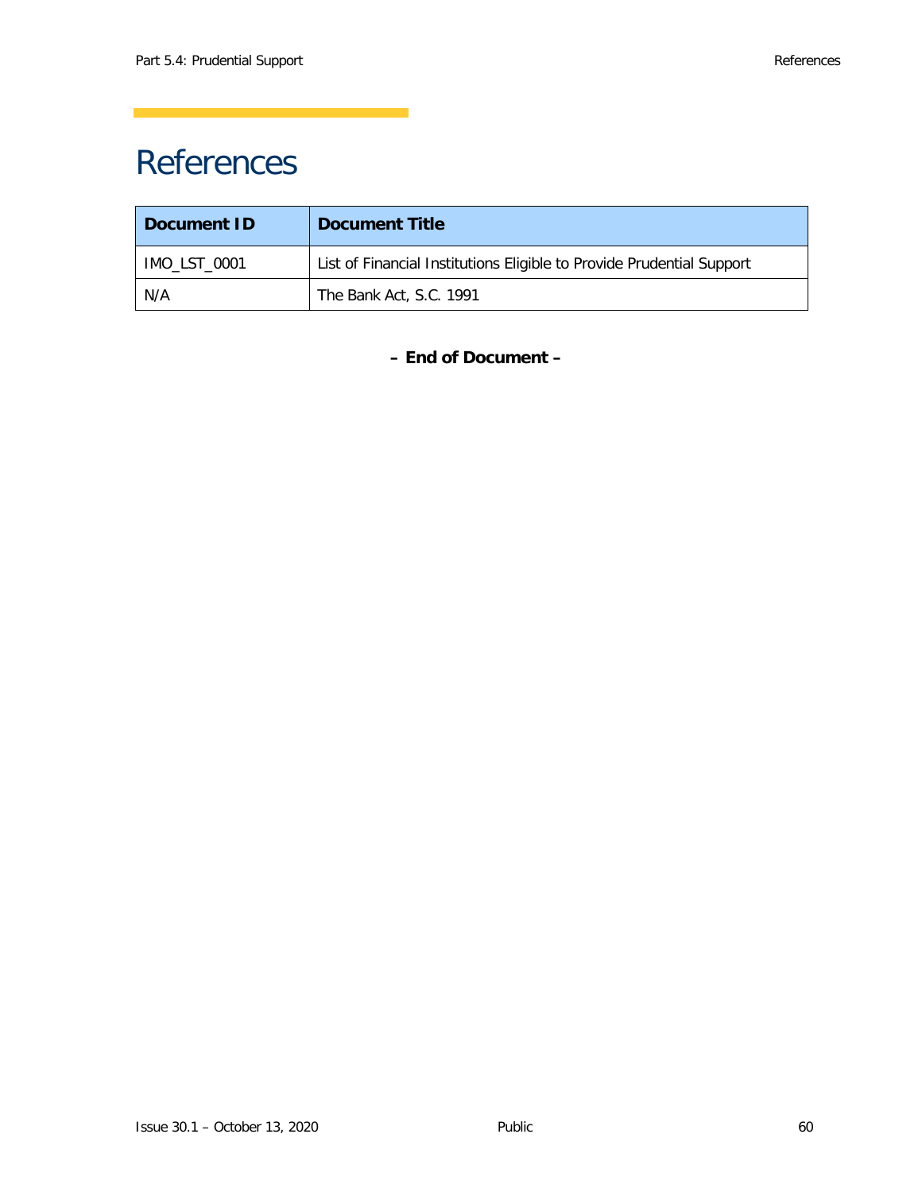# References

| Document ID | Document Title |
|---|---|
| IMO_LST_0001 | List of Financial Institutions Eligible to Provide Prudential Support |
| N/A | The Bank Act, S.C. 1991 |

**– End of Document –**